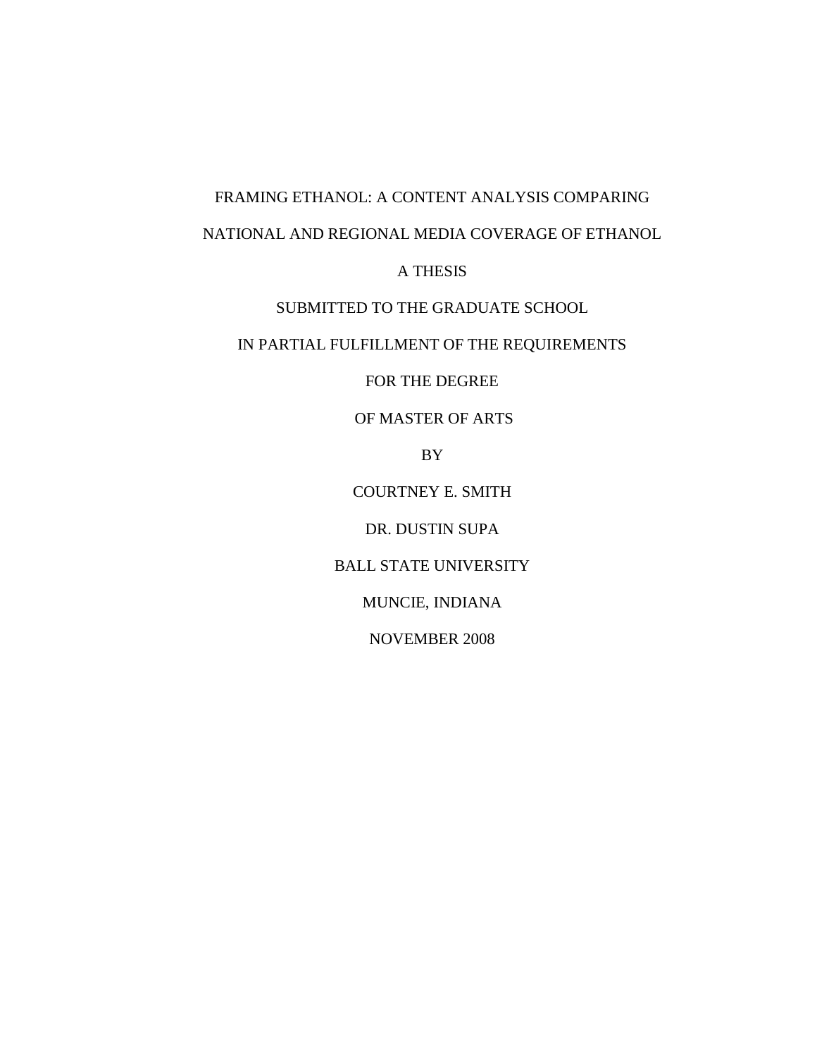# FRAMING ETHANOL: A CONTENT ANALYSIS COMPARING NATIONAL AND REGIONAL MEDIA COVERAGE OF ETHANOL

A THESIS

SUBMITTED TO THE GRADUATE SCHOOL

IN PARTIAL FULFILLMENT OF THE REQUIREMENTS

FOR THE DEGREE

OF MASTER OF ARTS

BY

COURTNEY E. SMITH

DR. DUSTIN SUPA

BALL STATE UNIVERSITY

MUNCIE, INDIANA

NOVEMBER 2008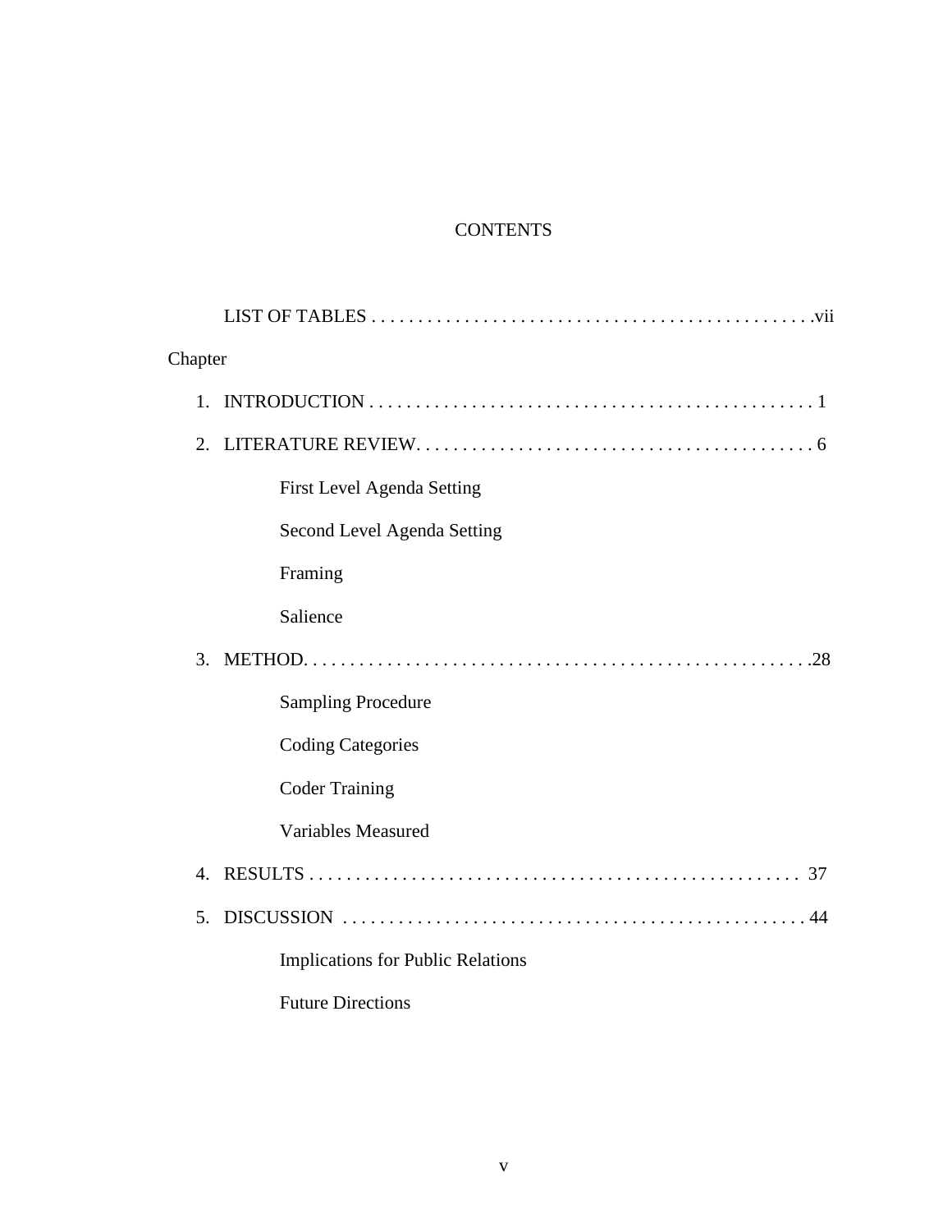# CONTENTS

LIST OF TABLES . . . . . . . . . . . . . . . . . . . . . . . . . . . . . . . . . . . . . . . . . . . . . . . vii

Chapter

1. INTRODUCTION . . . . . . . . . . . . . . . . . . . . . . . . . . . . . . . . . . . . . . . . . . . . . . . 1
2. LITERATURE REVIEW. . . . . . . . . . . . . . . . . . . . . . . . . . . . . . . . . . . . . . . . . . . 6
    - First Level Agenda Setting
    - Second Level Agenda Setting
    - Framing
    - Salience
3. METHOD. . . . . . . . . . . . . . . . . . . . . . . . . . . . . . . . . . . . . . . . . . . . . . . . . . . . . . 28
    - Sampling Procedure
    - Coding Categories
    - Coder Training
    - Variables Measured
4. RESULTS . . . . . . . . . . . . . . . . . . . . . . . . . . . . . . . . . . . . . . . . . . . . . . . . . . . . . 37
5. DISCUSSION . . . . . . . . . . . . . . . . . . . . . . . . . . . . . . . . . . . . . . . . . . . . . . . . . . 44
    - Implications for Public Relations
    - Future Directions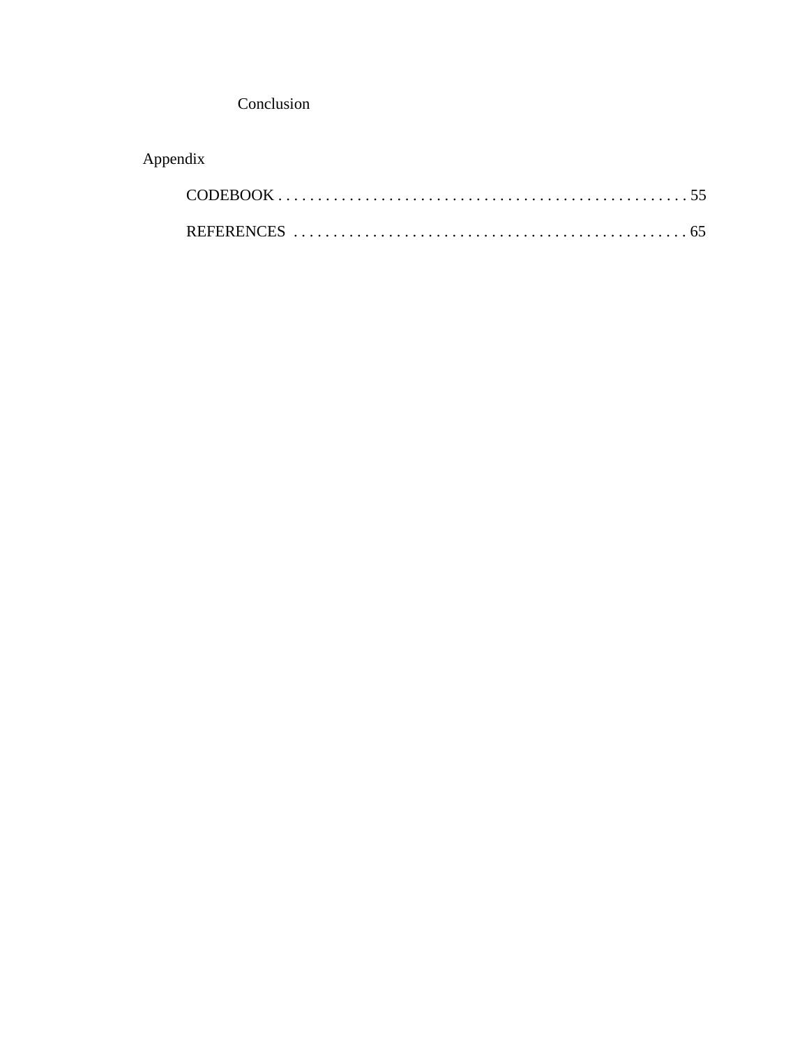Conclusion

Appendix

CODEBOOK . . . . . . . . . . . . . . . . . . . . . . . . . . . . . . . . . . . . . . . . . . . . . . . . . . . . 55

REFERENCES . . . . . . . . . . . . . . . . . . . . . . . . . . . . . . . . . . . . . . . . . . . . . . . . . . 65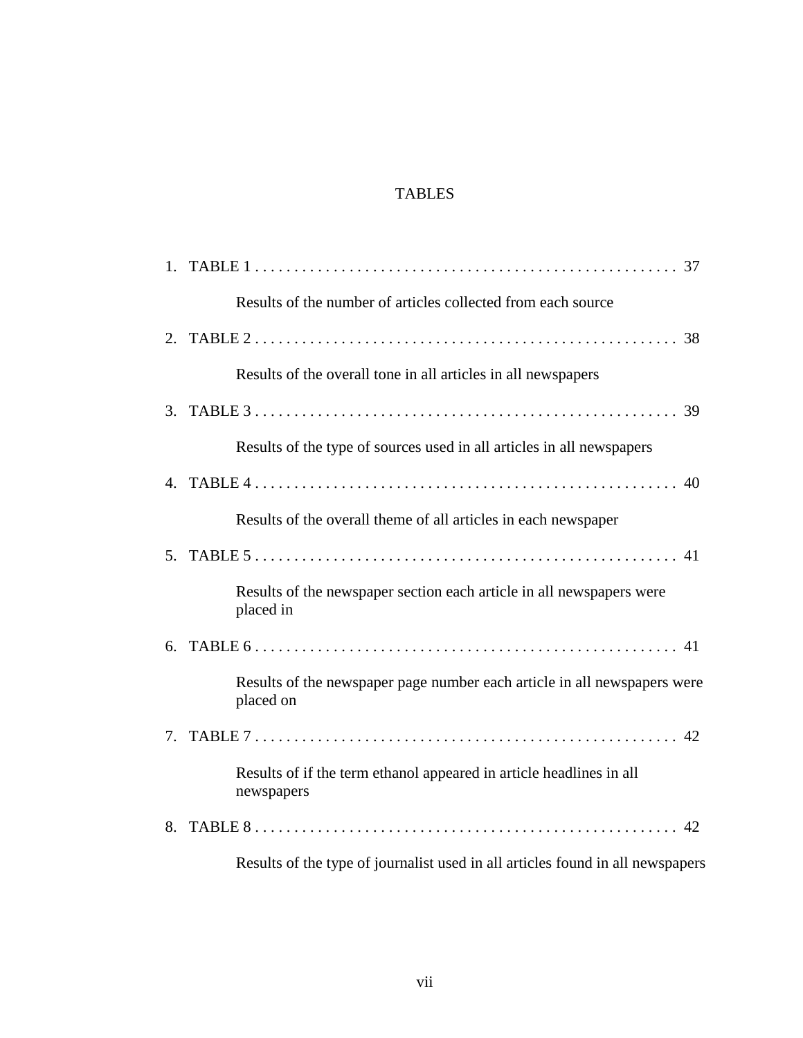# TABLES

1. TABLE 1 . . . . . . . . . . . . . . . . . . . . . . . . . . . . . . . . . . . . . . . . . . . . . . . . . . . . . 37

   Results of the number of articles collected from each source

2. TABLE 2 . . . . . . . . . . . . . . . . . . . . . . . . . . . . . . . . . . . . . . . . . . . . . . . . . . . . . 38

   Results of the overall tone in all articles in all newspapers

3. TABLE 3 . . . . . . . . . . . . . . . . . . . . . . . . . . . . . . . . . . . . . . . . . . . . . . . . . . . . . 39

   Results of the type of sources used in all articles in all newspapers

4. TABLE 4 . . . . . . . . . . . . . . . . . . . . . . . . . . . . . . . . . . . . . . . . . . . . . . . . . . . . . 40

   Results of the overall theme of all articles in each newspaper

5. TABLE 5 . . . . . . . . . . . . . . . . . . . . . . . . . . . . . . . . . . . . . . . . . . . . . . . . . . . . . 41

   Results of the newspaper section each article in all newspapers were placed in

6. TABLE 6 . . . . . . . . . . . . . . . . . . . . . . . . . . . . . . . . . . . . . . . . . . . . . . . . . . . . . 41

   Results of the newspaper page number each article in all newspapers were placed on

7. TABLE 7 . . . . . . . . . . . . . . . . . . . . . . . . . . . . . . . . . . . . . . . . . . . . . . . . . . . . . 42

   Results of if the term ethanol appeared in article headlines in all newspapers

8. TABLE 8 . . . . . . . . . . . . . . . . . . . . . . . . . . . . . . . . . . . . . . . . . . . . . . . . . . . . . 42

   Results of the type of journalist used in all articles found in all newspapers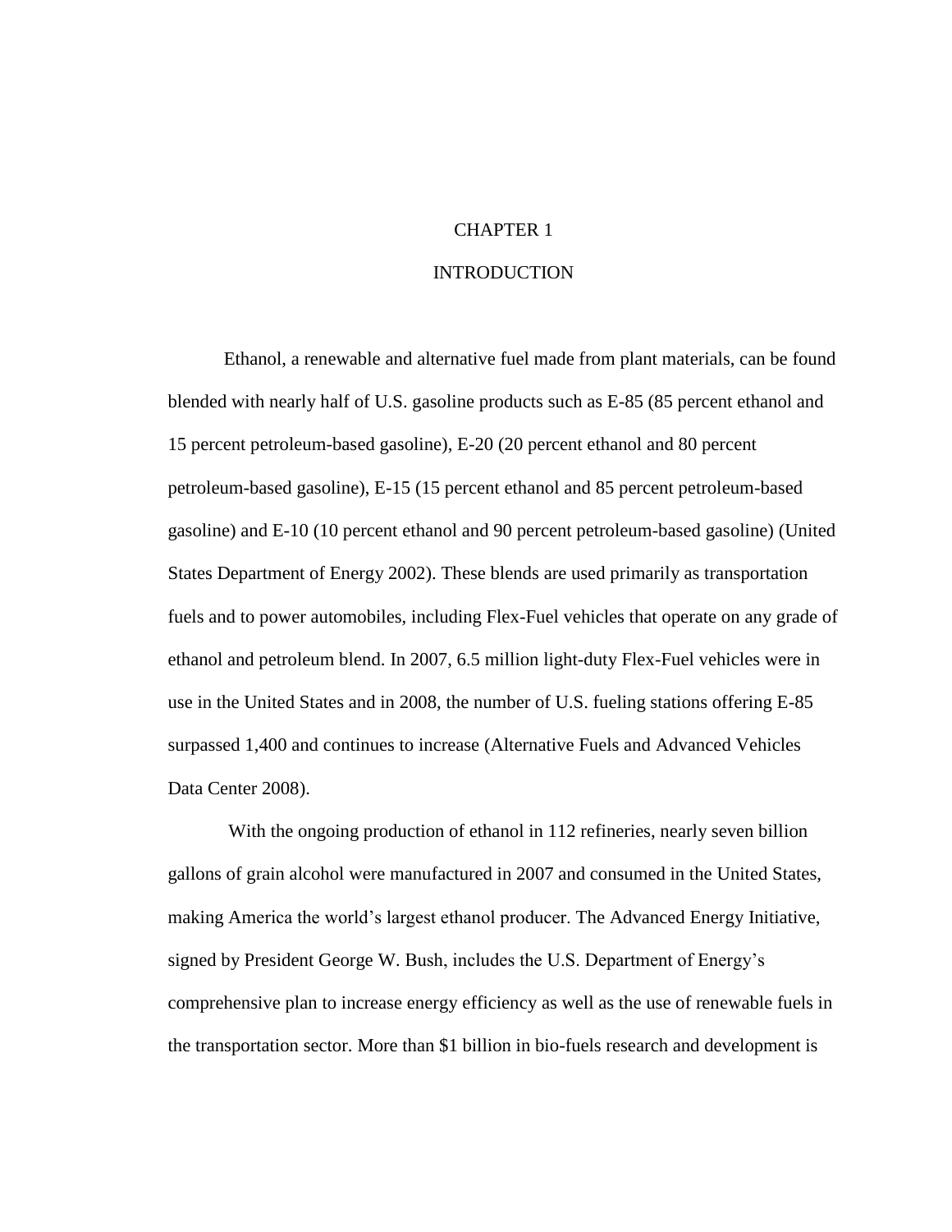# CHAPTER 1

# INTRODUCTION

Ethanol, a renewable and alternative fuel made from plant materials, can be found blended with nearly half of U.S. gasoline products such as E-85 (85 percent ethanol and 15 percent petroleum-based gasoline), E-20 (20 percent ethanol and 80 percent petroleum-based gasoline), E-15 (15 percent ethanol and 85 percent petroleum-based gasoline) and E-10 (10 percent ethanol and 90 percent petroleum-based gasoline) (United States Department of Energy 2002). These blends are used primarily as transportation fuels and to power automobiles, including Flex-Fuel vehicles that operate on any grade of ethanol and petroleum blend. In 2007, 6.5 million light-duty Flex-Fuel vehicles were in use in the United States and in 2008, the number of U.S. fueling stations offering E-85 surpassed 1,400 and continues to increase (Alternative Fuels and Advanced Vehicles Data Center 2008).

With the ongoing production of ethanol in 112 refineries, nearly seven billion gallons of grain alcohol were manufactured in 2007 and consumed in the United States, making America the world's largest ethanol producer. The Advanced Energy Initiative, signed by President George W. Bush, includes the U.S. Department of Energy's comprehensive plan to increase energy efficiency as well as the use of renewable fuels in the transportation sector. More than $1 billion in bio-fuels research and development is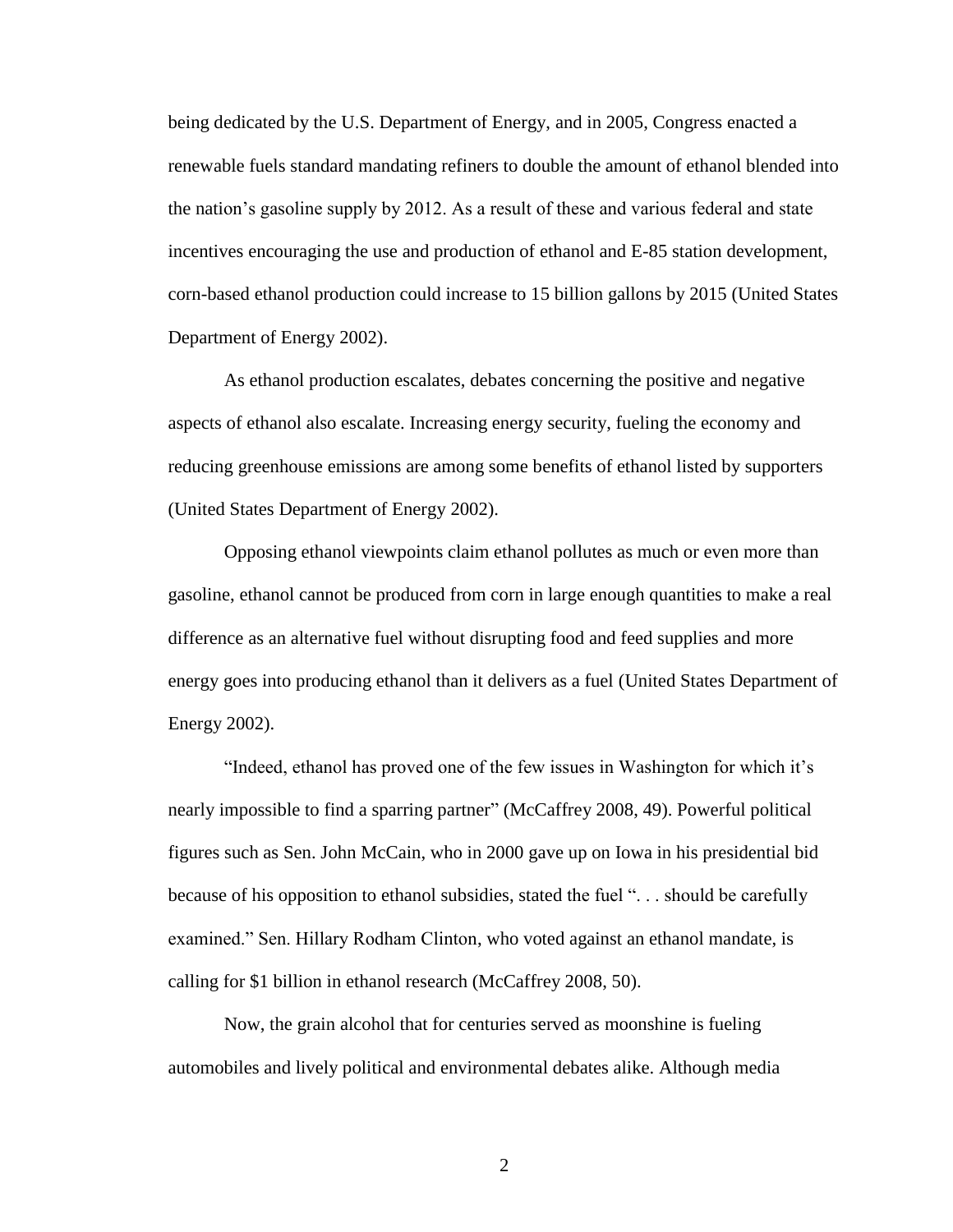being dedicated by the U.S. Department of Energy, and in 2005, Congress enacted a renewable fuels standard mandating refiners to double the amount of ethanol blended into the nation's gasoline supply by 2012. As a result of these and various federal and state incentives encouraging the use and production of ethanol and E-85 station development, corn-based ethanol production could increase to 15 billion gallons by 2015 (United States Department of Energy 2002).

As ethanol production escalates, debates concerning the positive and negative aspects of ethanol also escalate. Increasing energy security, fueling the economy and reducing greenhouse emissions are among some benefits of ethanol listed by supporters (United States Department of Energy 2002).

Opposing ethanol viewpoints claim ethanol pollutes as much or even more than gasoline, ethanol cannot be produced from corn in large enough quantities to make a real difference as an alternative fuel without disrupting food and feed supplies and more energy goes into producing ethanol than it delivers as a fuel (United States Department of Energy 2002).

"Indeed, ethanol has proved one of the few issues in Washington for which it's nearly impossible to find a sparring partner" (McCaffrey 2008, 49). Powerful political figures such as Sen. John McCain, who in 2000 gave up on Iowa in his presidential bid because of his opposition to ethanol subsidies, stated the fuel ". . . should be carefully examined." Sen. Hillary Rodham Clinton, who voted against an ethanol mandate, is calling for $1 billion in ethanol research (McCaffrey 2008, 50).

Now, the grain alcohol that for centuries served as moonshine is fueling automobiles and lively political and environmental debates alike. Although media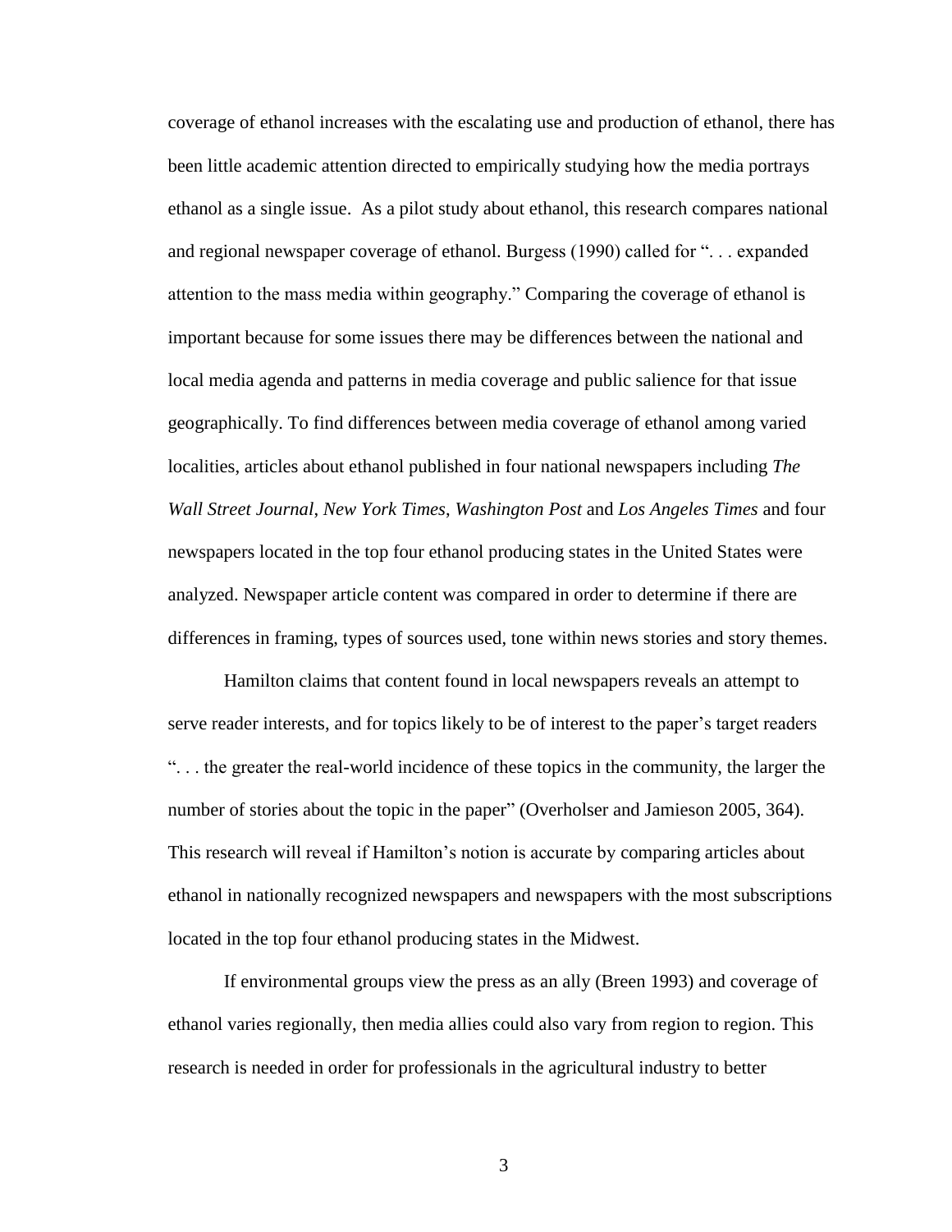coverage of ethanol increases with the escalating use and production of ethanol, there has been little academic attention directed to empirically studying how the media portrays ethanol as a single issue. As a pilot study about ethanol, this research compares national and regional newspaper coverage of ethanol. Burgess (1990) called for ". . . expanded attention to the mass media within geography." Comparing the coverage of ethanol is important because for some issues there may be differences between the national and local media agenda and patterns in media coverage and public salience for that issue geographically. To find differences between media coverage of ethanol among varied localities, articles about ethanol published in four national newspapers including *The Wall Street Journal*, *New York Times*, *Washington Post* and *Los Angeles Times* and four newspapers located in the top four ethanol producing states in the United States were analyzed. Newspaper article content was compared in order to determine if there are differences in framing, types of sources used, tone within news stories and story themes.

Hamilton claims that content found in local newspapers reveals an attempt to serve reader interests, and for topics likely to be of interest to the paper's target readers ". . . the greater the real-world incidence of these topics in the community, the larger the number of stories about the topic in the paper" (Overholser and Jamieson 2005, 364). This research will reveal if Hamilton's notion is accurate by comparing articles about ethanol in nationally recognized newspapers and newspapers with the most subscriptions located in the top four ethanol producing states in the Midwest.

If environmental groups view the press as an ally (Breen 1993) and coverage of ethanol varies regionally, then media allies could also vary from region to region. This research is needed in order for professionals in the agricultural industry to better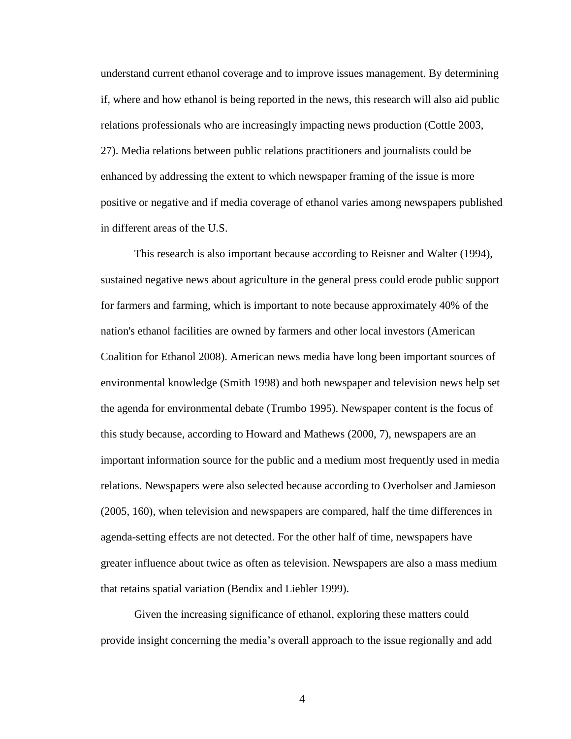understand current ethanol coverage and to improve issues management. By determining if, where and how ethanol is being reported in the news, this research will also aid public relations professionals who are increasingly impacting news production (Cottle 2003, 27). Media relations between public relations practitioners and journalists could be enhanced by addressing the extent to which newspaper framing of the issue is more positive or negative and if media coverage of ethanol varies among newspapers published in different areas of the U.S.

This research is also important because according to Reisner and Walter (1994), sustained negative news about agriculture in the general press could erode public support for farmers and farming, which is important to note because approximately 40% of the nation's ethanol facilities are owned by farmers and other local investors (American Coalition for Ethanol 2008). American news media have long been important sources of environmental knowledge (Smith 1998) and both newspaper and television news help set the agenda for environmental debate (Trumbo 1995). Newspaper content is the focus of this study because, according to Howard and Mathews (2000, 7), newspapers are an important information source for the public and a medium most frequently used in media relations. Newspapers were also selected because according to Overholser and Jamieson (2005, 160), when television and newspapers are compared, half the time differences in agenda-setting effects are not detected. For the other half of time, newspapers have greater influence about twice as often as television. Newspapers are also a mass medium that retains spatial variation (Bendix and Liebler 1999).

Given the increasing significance of ethanol, exploring these matters could provide insight concerning the media's overall approach to the issue regionally and add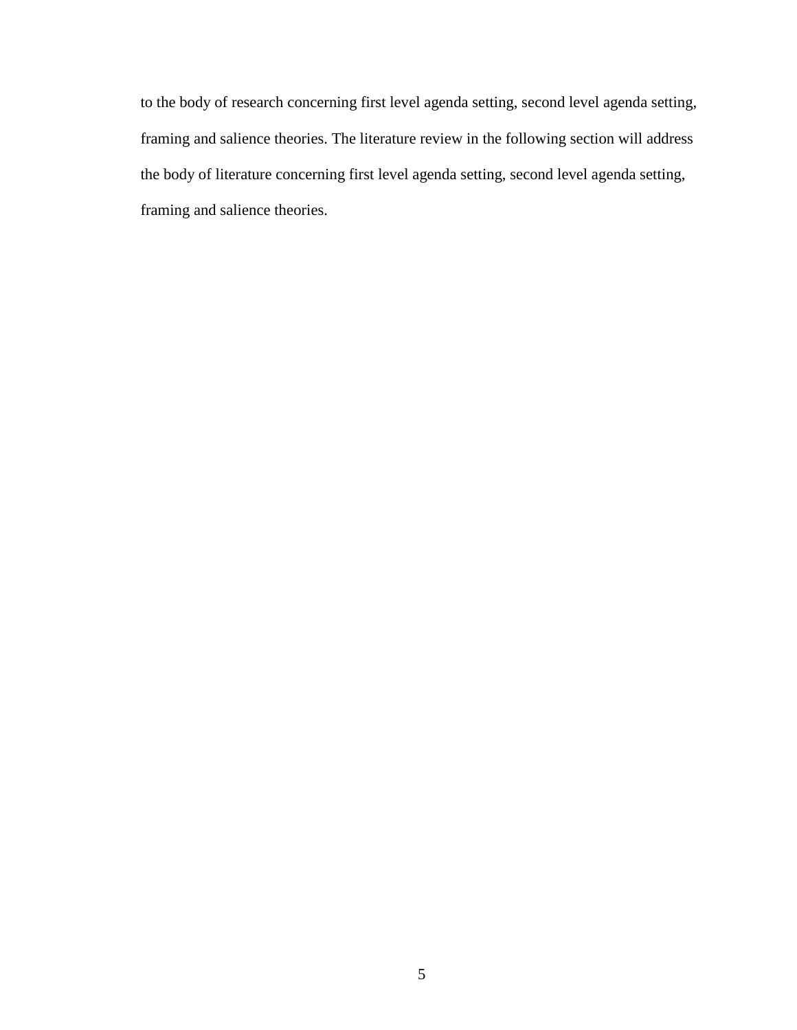to the body of research concerning first level agenda setting, second level agenda setting, framing and salience theories. The literature review in the following section will address the body of literature concerning first level agenda setting, second level agenda setting, framing and salience theories.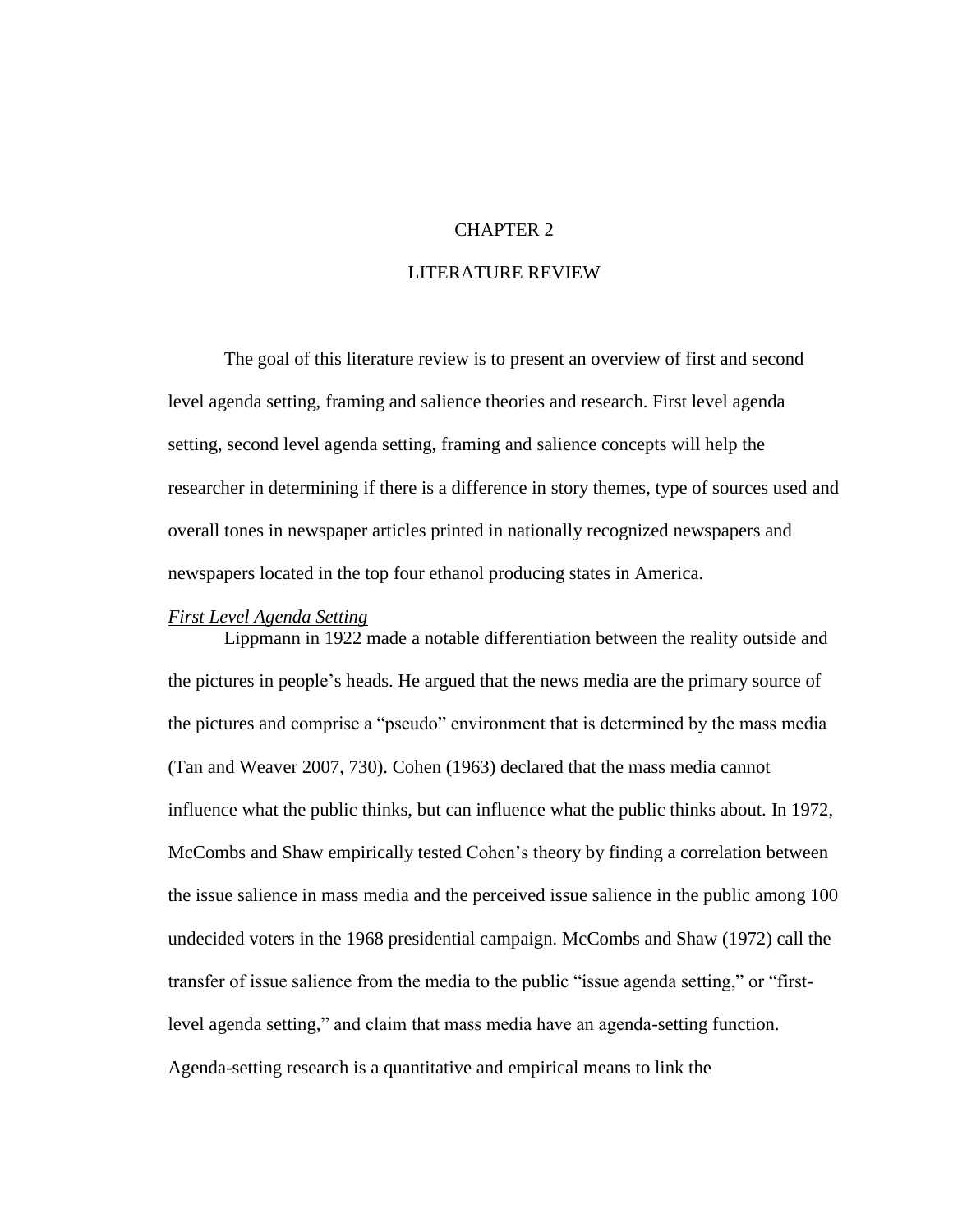# CHAPTER 2

# LITERATURE REVIEW

The goal of this literature review is to present an overview of first and second level agenda setting, framing and salience theories and research. First level agenda setting, second level agenda setting, framing and salience concepts will help the researcher in determining if there is a difference in story themes, type of sources used and overall tones in newspaper articles printed in nationally recognized newspapers and newspapers located in the top four ethanol producing states in America.

*<u>First Level Agenda Setting</u>*

Lippmann in 1922 made a notable differentiation between the reality outside and the pictures in people's heads. He argued that the news media are the primary source of the pictures and comprise a "pseudo" environment that is determined by the mass media (Tan and Weaver 2007, 730). Cohen (1963) declared that the mass media cannot influence what the public thinks, but can influence what the public thinks about. In 1972, McCombs and Shaw empirically tested Cohen's theory by finding a correlation between the issue salience in mass media and the perceived issue salience in the public among 100 undecided voters in the 1968 presidential campaign. McCombs and Shaw (1972) call the transfer of issue salience from the media to the public "issue agenda setting," or "first-level agenda setting," and claim that mass media have an agenda-setting function. Agenda-setting research is a quantitative and empirical means to link the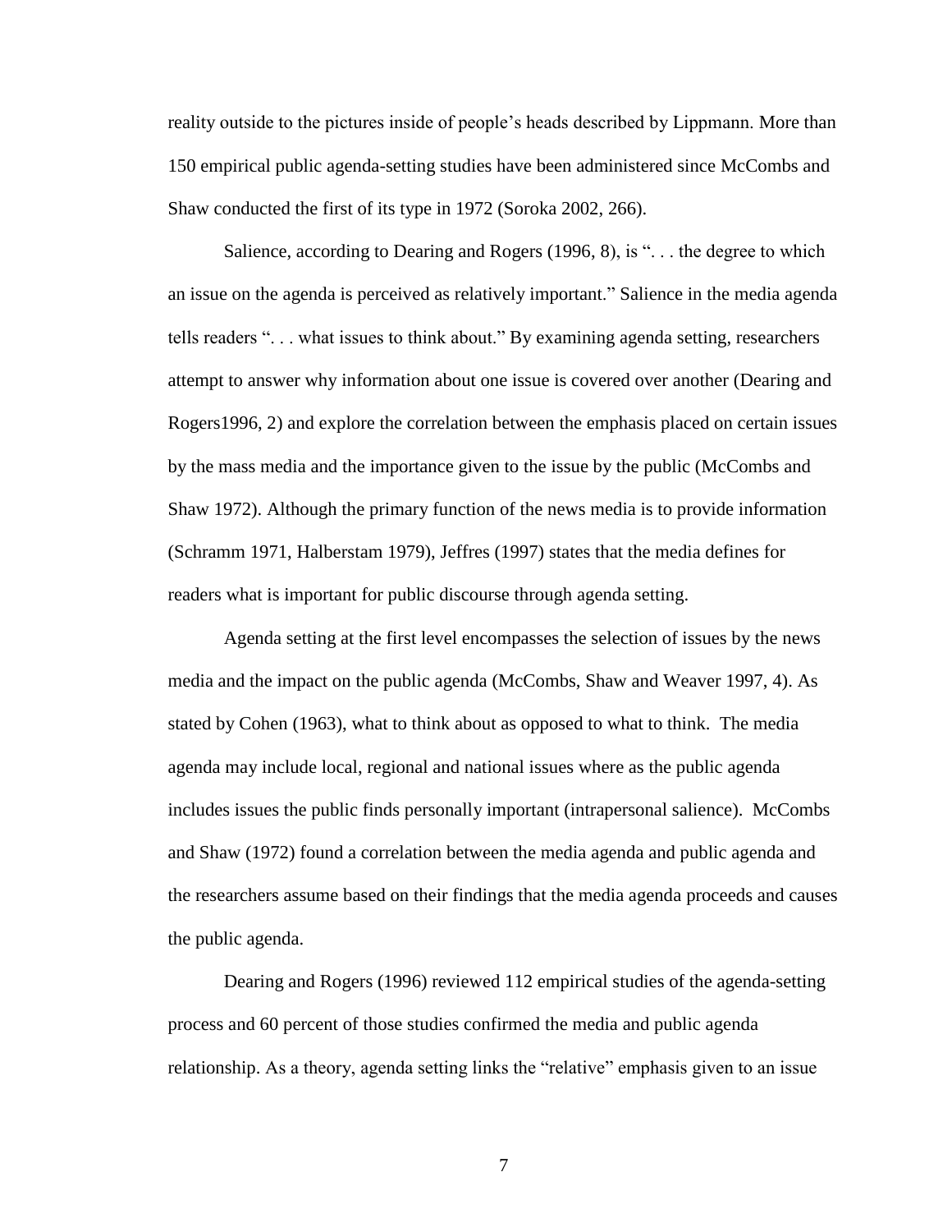reality outside to the pictures inside of people's heads described by Lippmann. More than 150 empirical public agenda-setting studies have been administered since McCombs and Shaw conducted the first of its type in 1972 (Soroka 2002, 266).

Salience, according to Dearing and Rogers (1996, 8), is ". . . the degree to which an issue on the agenda is perceived as relatively important." Salience in the media agenda tells readers ". . . what issues to think about." By examining agenda setting, researchers attempt to answer why information about one issue is covered over another (Dearing and Rogers1996, 2) and explore the correlation between the emphasis placed on certain issues by the mass media and the importance given to the issue by the public (McCombs and Shaw 1972). Although the primary function of the news media is to provide information (Schramm 1971, Halberstam 1979), Jeffres (1997) states that the media defines for readers what is important for public discourse through agenda setting.

Agenda setting at the first level encompasses the selection of issues by the news media and the impact on the public agenda (McCombs, Shaw and Weaver 1997, 4). As stated by Cohen (1963), what to think about as opposed to what to think. The media agenda may include local, regional and national issues where as the public agenda includes issues the public finds personally important (intrapersonal salience). McCombs and Shaw (1972) found a correlation between the media agenda and public agenda and the researchers assume based on their findings that the media agenda proceeds and causes the public agenda.

Dearing and Rogers (1996) reviewed 112 empirical studies of the agenda-setting process and 60 percent of those studies confirmed the media and public agenda relationship. As a theory, agenda setting links the "relative" emphasis given to an issue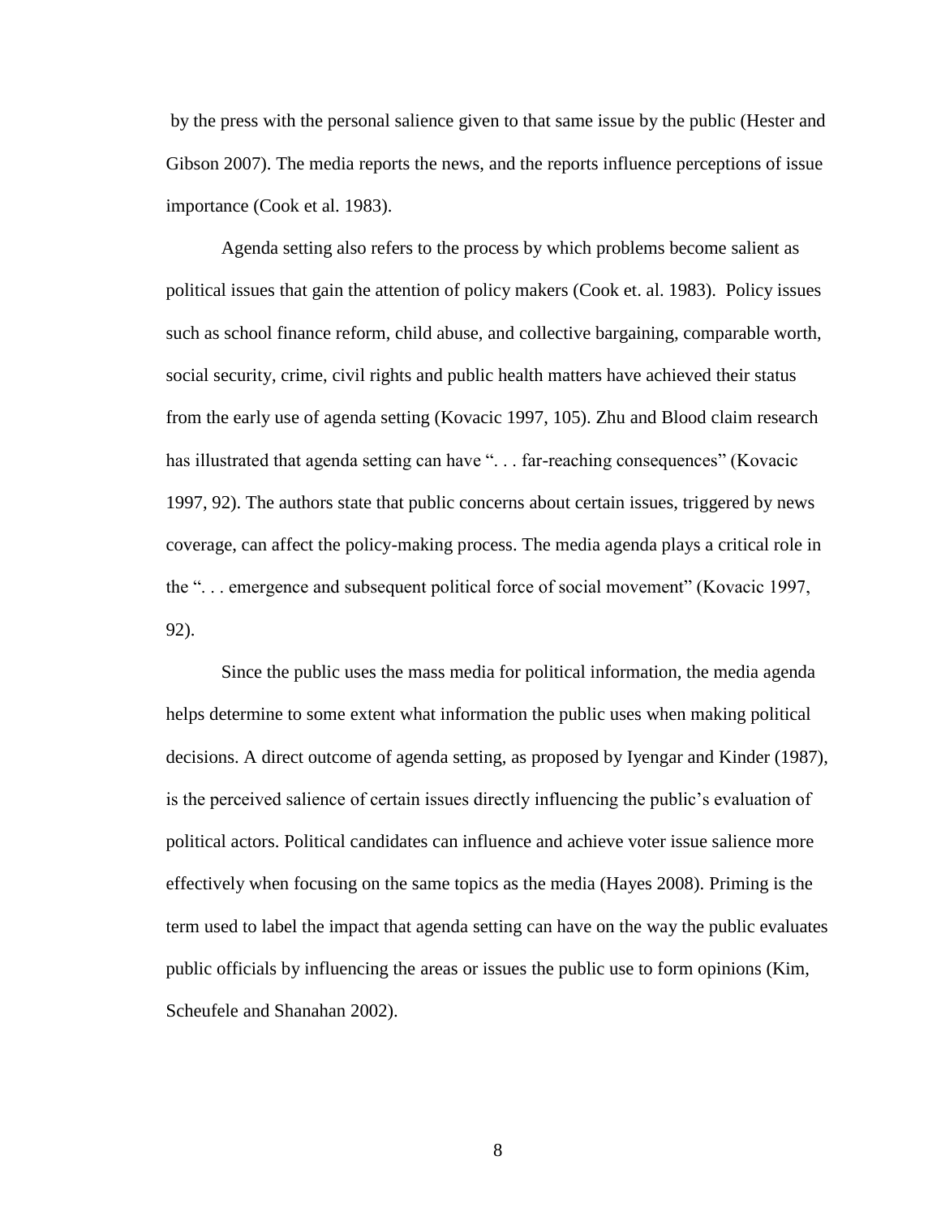by the press with the personal salience given to that same issue by the public (Hester and Gibson 2007). The media reports the news, and the reports influence perceptions of issue importance (Cook et al. 1983).

Agenda setting also refers to the process by which problems become salient as political issues that gain the attention of policy makers (Cook et. al. 1983). Policy issues such as school finance reform, child abuse, and collective bargaining, comparable worth, social security, crime, civil rights and public health matters have achieved their status from the early use of agenda setting (Kovacic 1997, 105). Zhu and Blood claim research has illustrated that agenda setting can have ". . . far-reaching consequences" (Kovacic 1997, 92). The authors state that public concerns about certain issues, triggered by news coverage, can affect the policy-making process. The media agenda plays a critical role in the ". . . emergence and subsequent political force of social movement" (Kovacic 1997, 92).

Since the public uses the mass media for political information, the media agenda helps determine to some extent what information the public uses when making political decisions. A direct outcome of agenda setting, as proposed by Iyengar and Kinder (1987), is the perceived salience of certain issues directly influencing the public's evaluation of political actors. Political candidates can influence and achieve voter issue salience more effectively when focusing on the same topics as the media (Hayes 2008). Priming is the term used to label the impact that agenda setting can have on the way the public evaluates public officials by influencing the areas or issues the public use to form opinions (Kim, Scheufele and Shanahan 2002).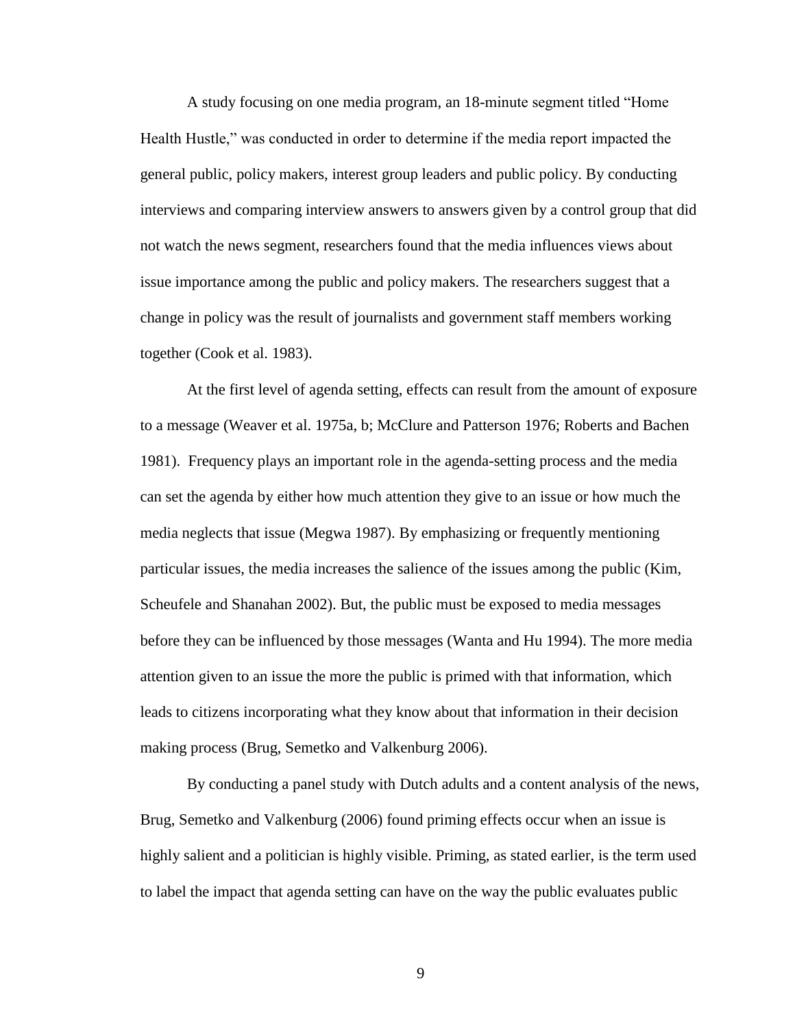A study focusing on one media program, an 18-minute segment titled "Home Health Hustle," was conducted in order to determine if the media report impacted the general public, policy makers, interest group leaders and public policy. By conducting interviews and comparing interview answers to answers given by a control group that did not watch the news segment, researchers found that the media influences views about issue importance among the public and policy makers. The researchers suggest that a change in policy was the result of journalists and government staff members working together (Cook et al. 1983).

At the first level of agenda setting, effects can result from the amount of exposure to a message (Weaver et al. 1975a, b; McClure and Patterson 1976; Roberts and Bachen 1981). Frequency plays an important role in the agenda-setting process and the media can set the agenda by either how much attention they give to an issue or how much the media neglects that issue (Megwa 1987). By emphasizing or frequently mentioning particular issues, the media increases the salience of the issues among the public (Kim, Scheufele and Shanahan 2002). But, the public must be exposed to media messages before they can be influenced by those messages (Wanta and Hu 1994). The more media attention given to an issue the more the public is primed with that information, which leads to citizens incorporating what they know about that information in their decision making process (Brug, Semetko and Valkenburg 2006).

By conducting a panel study with Dutch adults and a content analysis of the news, Brug, Semetko and Valkenburg (2006) found priming effects occur when an issue is highly salient and a politician is highly visible. Priming, as stated earlier, is the term used to label the impact that agenda setting can have on the way the public evaluates public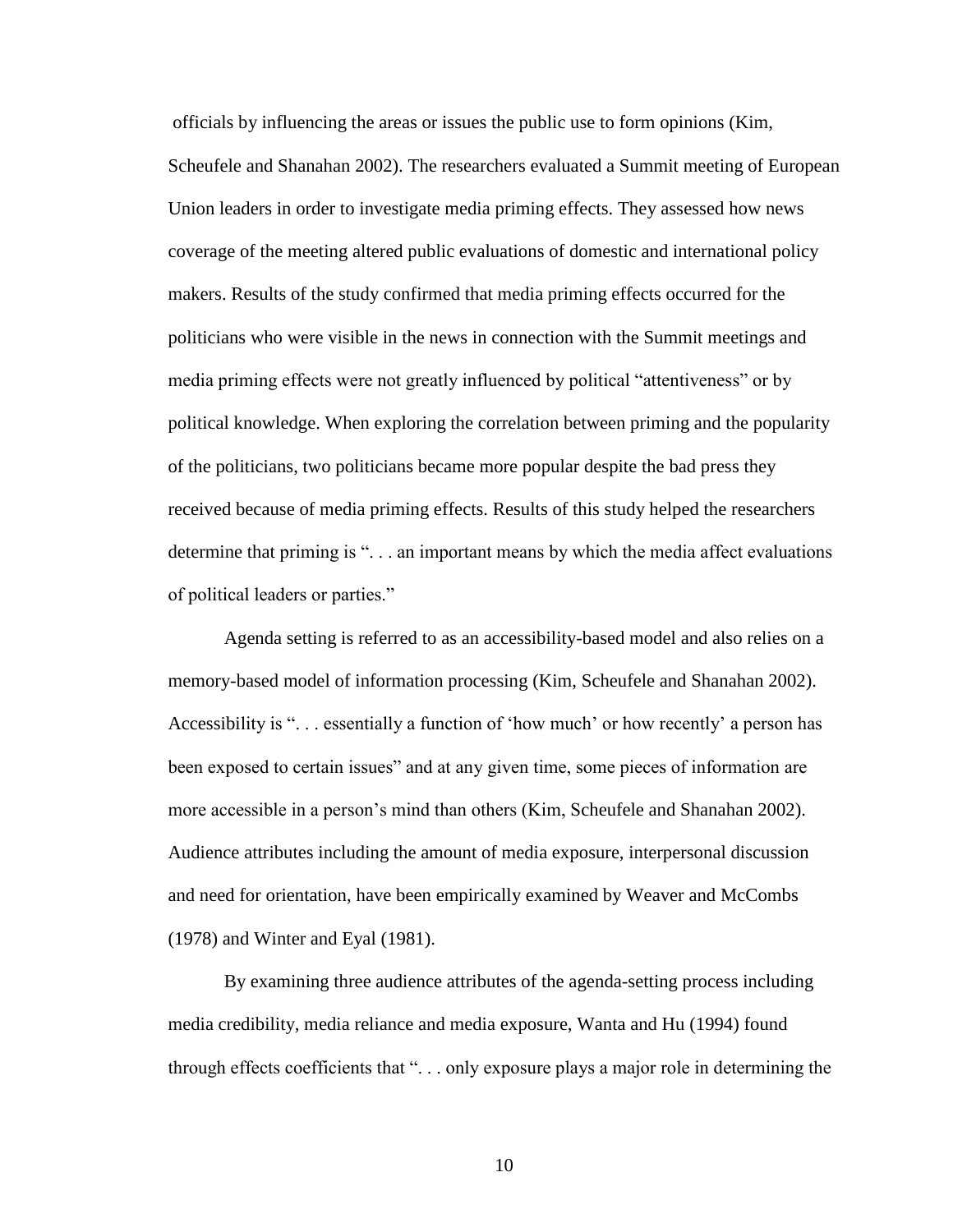officials by influencing the areas or issues the public use to form opinions (Kim, Scheufele and Shanahan 2002). The researchers evaluated a Summit meeting of European Union leaders in order to investigate media priming effects. They assessed how news coverage of the meeting altered public evaluations of domestic and international policy makers. Results of the study confirmed that media priming effects occurred for the politicians who were visible in the news in connection with the Summit meetings and media priming effects were not greatly influenced by political "attentiveness" or by political knowledge. When exploring the correlation between priming and the popularity of the politicians, two politicians became more popular despite the bad press they received because of media priming effects. Results of this study helped the researchers determine that priming is ". . . an important means by which the media affect evaluations of political leaders or parties."

Agenda setting is referred to as an accessibility-based model and also relies on a memory-based model of information processing (Kim, Scheufele and Shanahan 2002). Accessibility is ". . . essentially a function of 'how much' or how recently' a person has been exposed to certain issues" and at any given time, some pieces of information are more accessible in a person's mind than others (Kim, Scheufele and Shanahan 2002). Audience attributes including the amount of media exposure, interpersonal discussion and need for orientation, have been empirically examined by Weaver and McCombs (1978) and Winter and Eyal (1981).

By examining three audience attributes of the agenda-setting process including media credibility, media reliance and media exposure, Wanta and Hu (1994) found through effects coefficients that ". . . only exposure plays a major role in determining the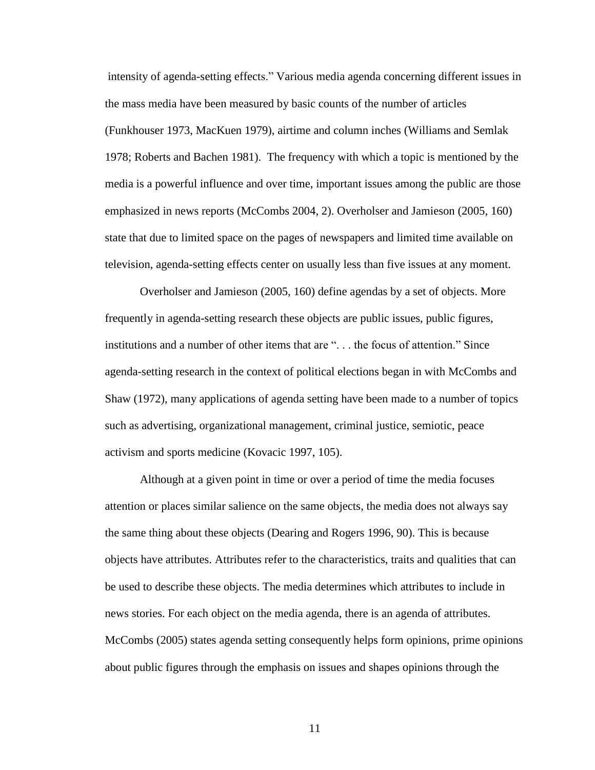intensity of agenda-setting effects." Various media agenda concerning different issues in the mass media have been measured by basic counts of the number of articles (Funkhouser 1973, MacKuen 1979), airtime and column inches (Williams and Semlak 1978; Roberts and Bachen 1981). The frequency with which a topic is mentioned by the media is a powerful influence and over time, important issues among the public are those emphasized in news reports (McCombs 2004, 2). Overholser and Jamieson (2005, 160) state that due to limited space on the pages of newspapers and limited time available on television, agenda-setting effects center on usually less than five issues at any moment.

Overholser and Jamieson (2005, 160) define agendas by a set of objects. More frequently in agenda-setting research these objects are public issues, public figures, institutions and a number of other items that are ". . . the focus of attention." Since agenda-setting research in the context of political elections began in with McCombs and Shaw (1972), many applications of agenda setting have been made to a number of topics such as advertising, organizational management, criminal justice, semiotic, peace activism and sports medicine (Kovacic 1997, 105).

Although at a given point in time or over a period of time the media focuses attention or places similar salience on the same objects, the media does not always say the same thing about these objects (Dearing and Rogers 1996, 90). This is because objects have attributes. Attributes refer to the characteristics, traits and qualities that can be used to describe these objects. The media determines which attributes to include in news stories. For each object on the media agenda, there is an agenda of attributes. McCombs (2005) states agenda setting consequently helps form opinions, prime opinions about public figures through the emphasis on issues and shapes opinions through the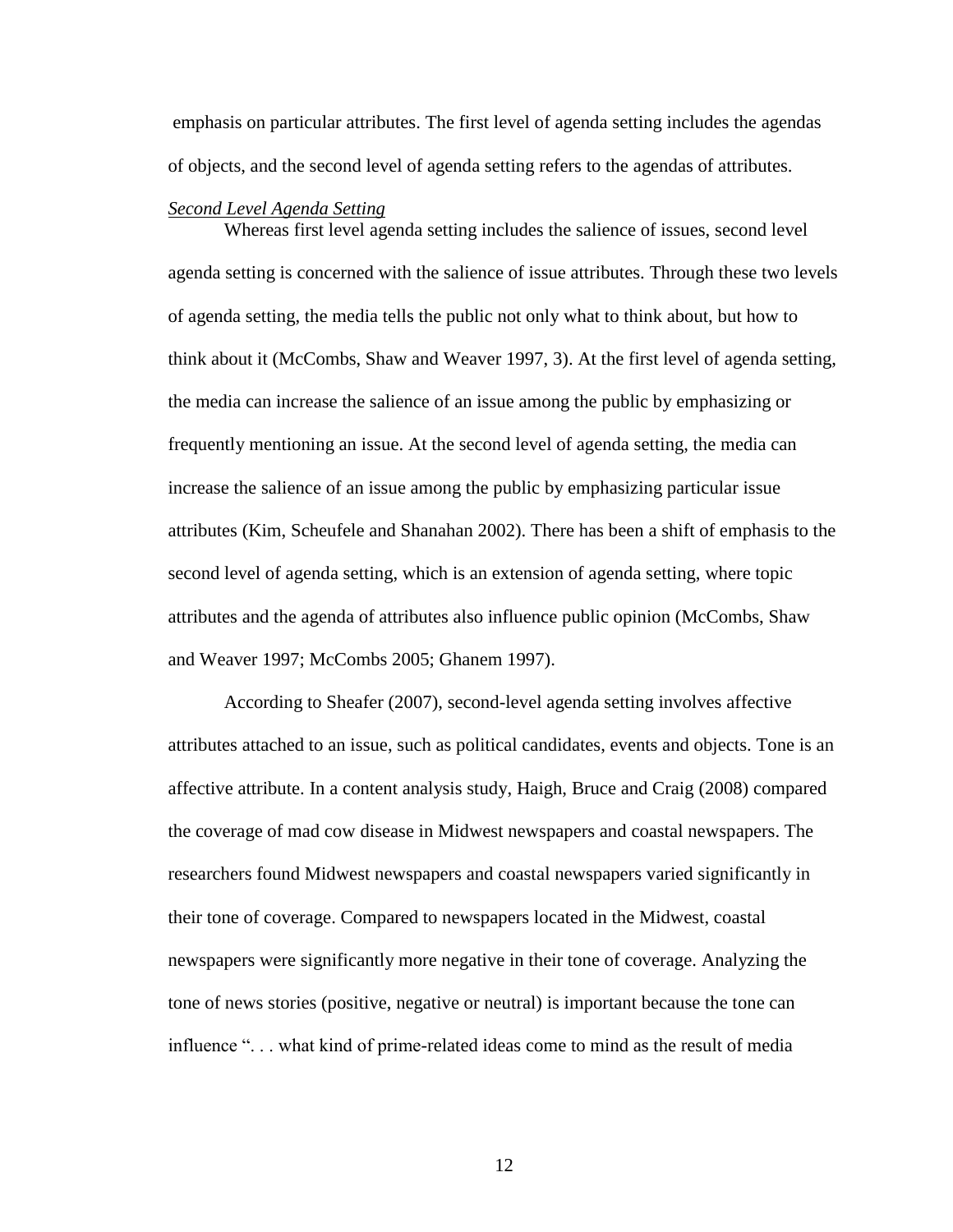emphasis on particular attributes. The first level of agenda setting includes the agendas of objects, and the second level of agenda setting refers to the agendas of attributes.

### *Second Level Agenda Setting*

Whereas first level agenda setting includes the salience of issues, second level agenda setting is concerned with the salience of issue attributes. Through these two levels of agenda setting, the media tells the public not only what to think about, but how to think about it (McCombs, Shaw and Weaver 1997, 3). At the first level of agenda setting, the media can increase the salience of an issue among the public by emphasizing or frequently mentioning an issue. At the second level of agenda setting, the media can increase the salience of an issue among the public by emphasizing particular issue attributes (Kim, Scheufele and Shanahan 2002). There has been a shift of emphasis to the second level of agenda setting, which is an extension of agenda setting, where topic attributes and the agenda of attributes also influence public opinion (McCombs, Shaw and Weaver 1997; McCombs 2005; Ghanem 1997).

According to Sheafer (2007), second-level agenda setting involves affective attributes attached to an issue, such as political candidates, events and objects. Tone is an affective attribute. In a content analysis study, Haigh, Bruce and Craig (2008) compared the coverage of mad cow disease in Midwest newspapers and coastal newspapers. The researchers found Midwest newspapers and coastal newspapers varied significantly in their tone of coverage. Compared to newspapers located in the Midwest, coastal newspapers were significantly more negative in their tone of coverage. Analyzing the tone of news stories (positive, negative or neutral) is important because the tone can influence ". . . what kind of prime-related ideas come to mind as the result of media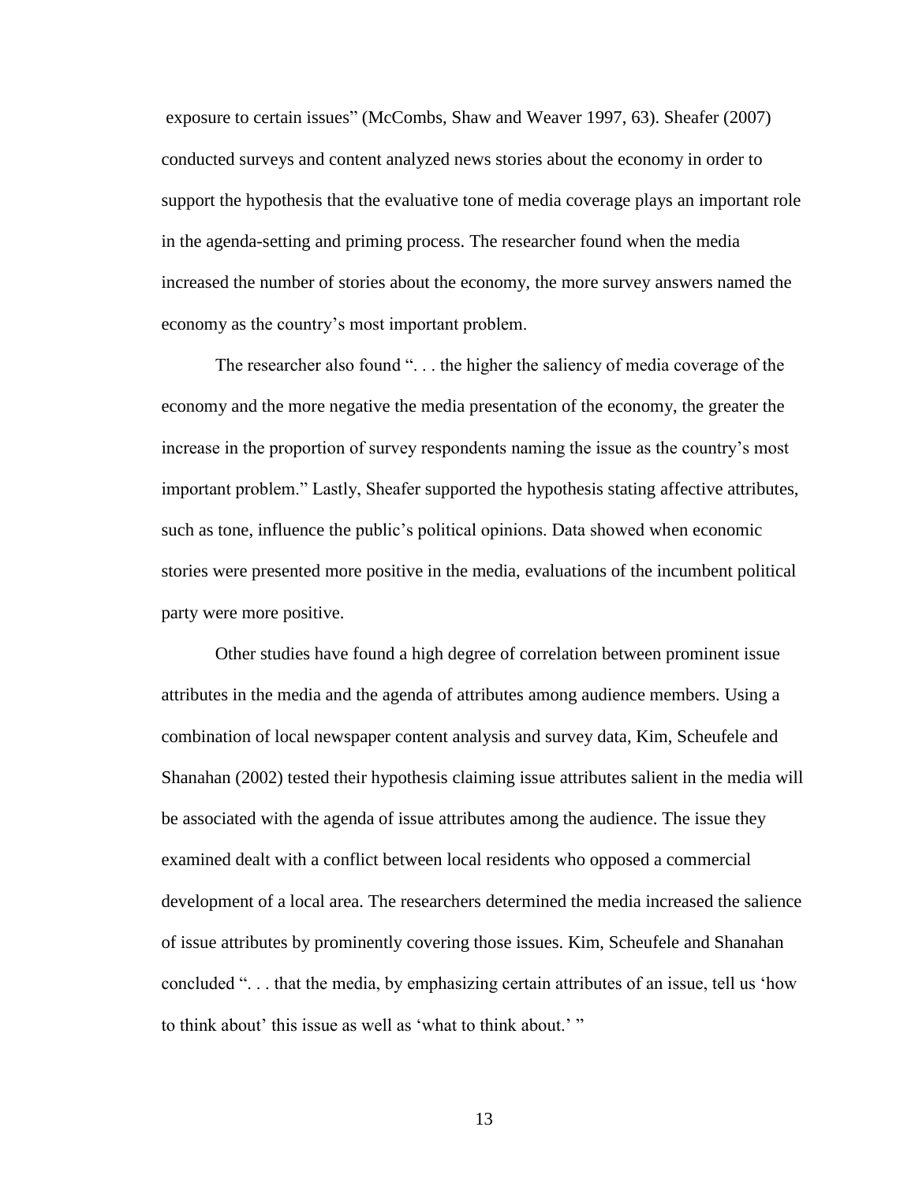exposure to certain issues" (McCombs, Shaw and Weaver 1997, 63). Sheafer (2007) conducted surveys and content analyzed news stories about the economy in order to support the hypothesis that the evaluative tone of media coverage plays an important role in the agenda-setting and priming process. The researcher found when the media increased the number of stories about the economy, the more survey answers named the economy as the country's most important problem.

The researcher also found ". . . the higher the saliency of media coverage of the economy and the more negative the media presentation of the economy, the greater the increase in the proportion of survey respondents naming the issue as the country's most important problem." Lastly, Sheafer supported the hypothesis stating affective attributes, such as tone, influence the public's political opinions. Data showed when economic stories were presented more positive in the media, evaluations of the incumbent political party were more positive.

Other studies have found a high degree of correlation between prominent issue attributes in the media and the agenda of attributes among audience members. Using a combination of local newspaper content analysis and survey data, Kim, Scheufele and Shanahan (2002) tested their hypothesis claiming issue attributes salient in the media will be associated with the agenda of issue attributes among the audience. The issue they examined dealt with a conflict between local residents who opposed a commercial development of a local area. The researchers determined the media increased the salience of issue attributes by prominently covering those issues. Kim, Scheufele and Shanahan concluded ". . . that the media, by emphasizing certain attributes of an issue, tell us 'how to think about' this issue as well as 'what to think about.' "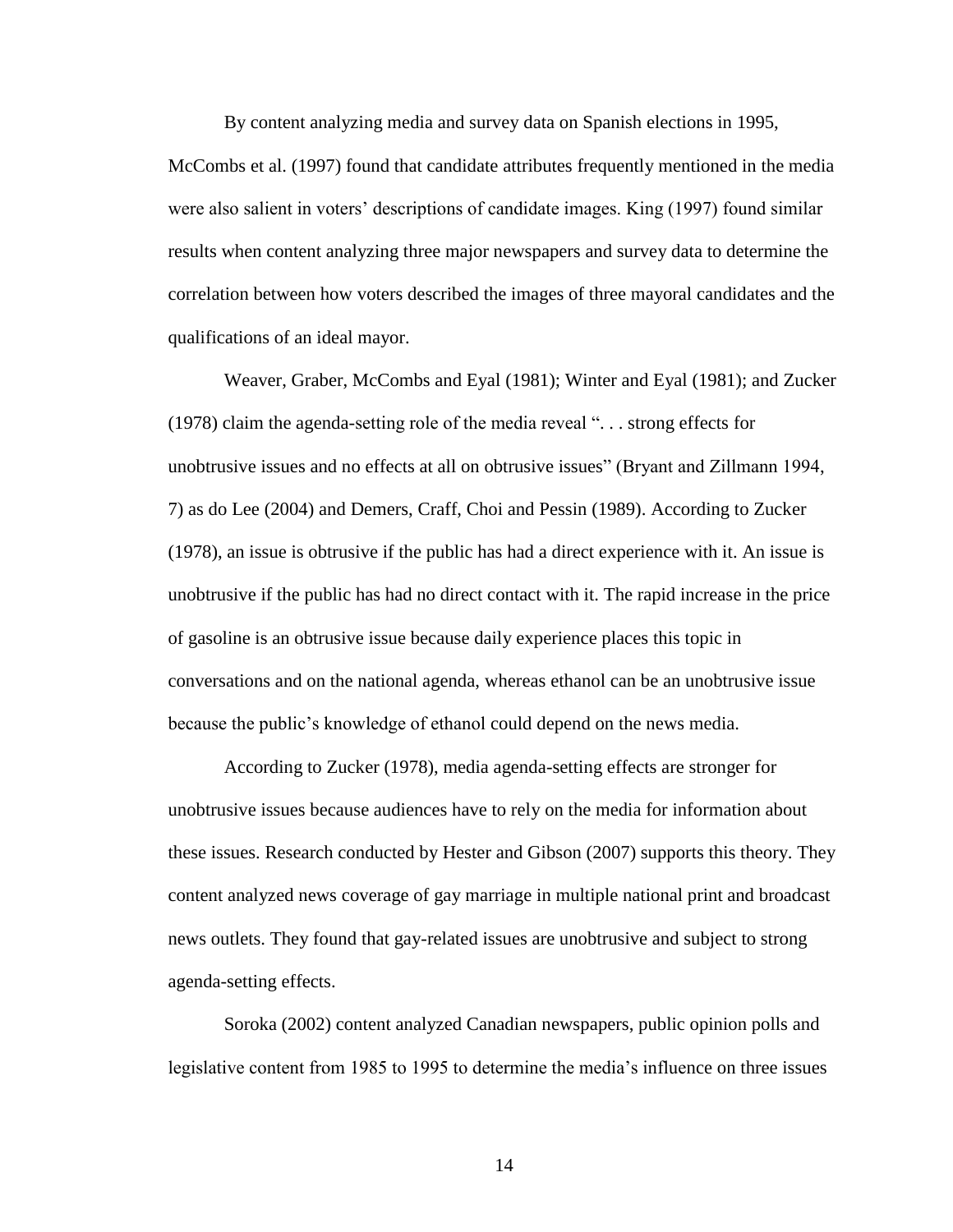By content analyzing media and survey data on Spanish elections in 1995, McCombs et al. (1997) found that candidate attributes frequently mentioned in the media were also salient in voters' descriptions of candidate images. King (1997) found similar results when content analyzing three major newspapers and survey data to determine the correlation between how voters described the images of three mayoral candidates and the qualifications of an ideal mayor.

Weaver, Graber, McCombs and Eyal (1981); Winter and Eyal (1981); and Zucker (1978) claim the agenda-setting role of the media reveal ". . . strong effects for unobtrusive issues and no effects at all on obtrusive issues" (Bryant and Zillmann 1994, 7) as do Lee (2004) and Demers, Craff, Choi and Pessin (1989). According to Zucker (1978), an issue is obtrusive if the public has had a direct experience with it. An issue is unobtrusive if the public has had no direct contact with it. The rapid increase in the price of gasoline is an obtrusive issue because daily experience places this topic in conversations and on the national agenda, whereas ethanol can be an unobtrusive issue because the public's knowledge of ethanol could depend on the news media.

According to Zucker (1978), media agenda-setting effects are stronger for unobtrusive issues because audiences have to rely on the media for information about these issues. Research conducted by Hester and Gibson (2007) supports this theory. They content analyzed news coverage of gay marriage in multiple national print and broadcast news outlets. They found that gay-related issues are unobtrusive and subject to strong agenda-setting effects.

Soroka (2002) content analyzed Canadian newspapers, public opinion polls and legislative content from 1985 to 1995 to determine the media's influence on three issues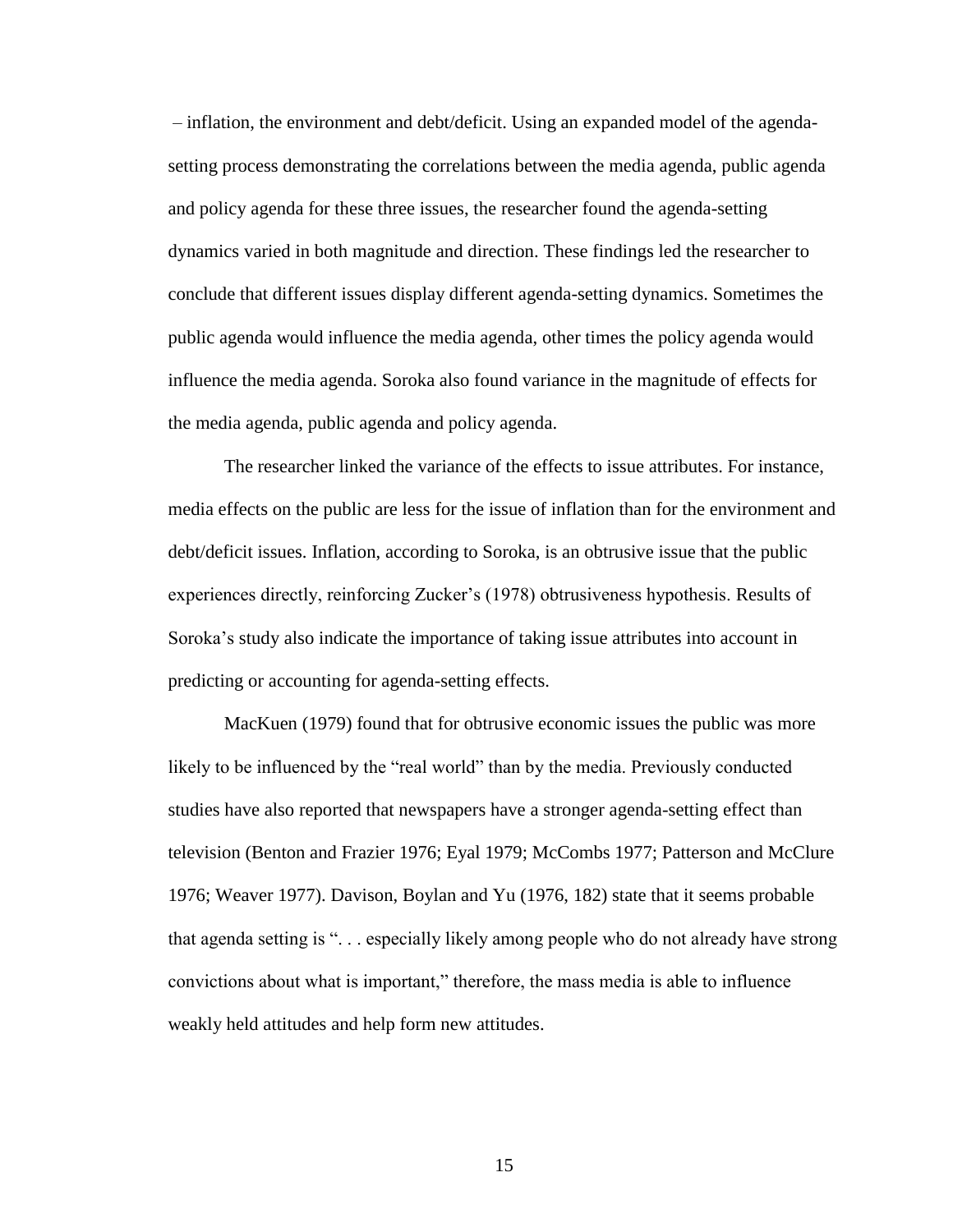– inflation, the environment and debt/deficit. Using an expanded model of the agenda-setting process demonstrating the correlations between the media agenda, public agenda and policy agenda for these three issues, the researcher found the agenda-setting dynamics varied in both magnitude and direction. These findings led the researcher to conclude that different issues display different agenda-setting dynamics. Sometimes the public agenda would influence the media agenda, other times the policy agenda would influence the media agenda. Soroka also found variance in the magnitude of effects for the media agenda, public agenda and policy agenda.

The researcher linked the variance of the effects to issue attributes. For instance, media effects on the public are less for the issue of inflation than for the environment and debt/deficit issues. Inflation, according to Soroka, is an obtrusive issue that the public experiences directly, reinforcing Zucker's (1978) obtrusiveness hypothesis. Results of Soroka's study also indicate the importance of taking issue attributes into account in predicting or accounting for agenda-setting effects.

MacKuen (1979) found that for obtrusive economic issues the public was more likely to be influenced by the "real world" than by the media. Previously conducted studies have also reported that newspapers have a stronger agenda-setting effect than television (Benton and Frazier 1976; Eyal 1979; McCombs 1977; Patterson and McClure 1976; Weaver 1977). Davison, Boylan and Yu (1976, 182) state that it seems probable that agenda setting is ". . . especially likely among people who do not already have strong convictions about what is important," therefore, the mass media is able to influence weakly held attitudes and help form new attitudes.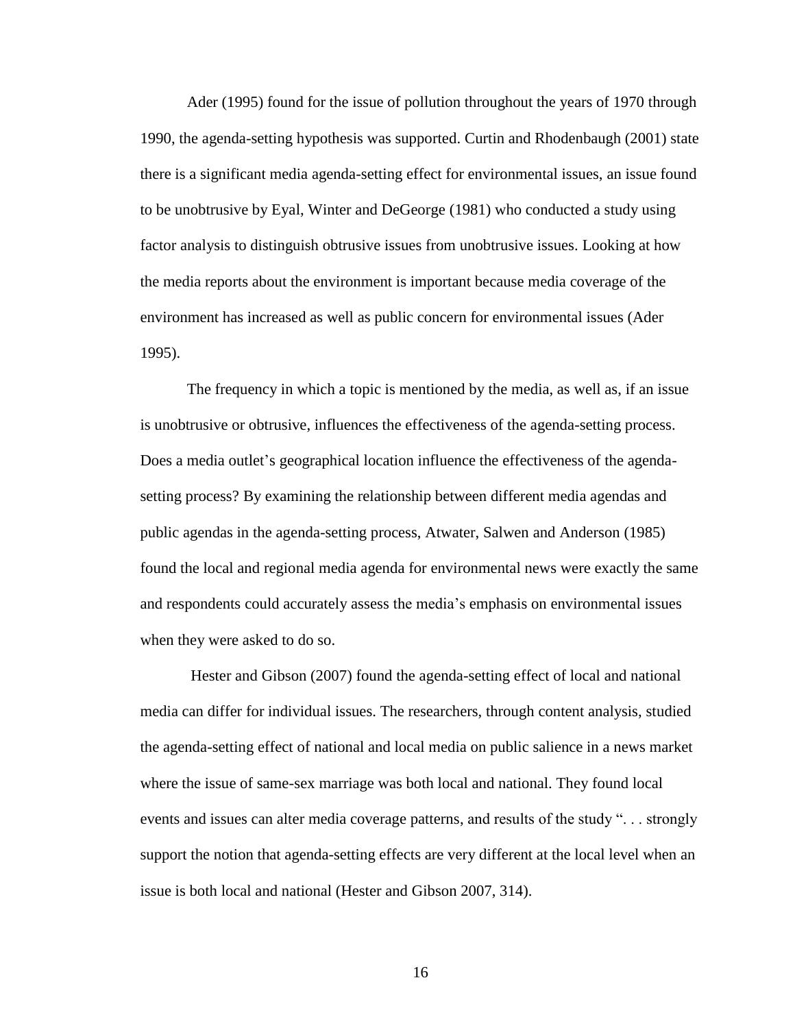Ader (1995) found for the issue of pollution throughout the years of 1970 through 1990, the agenda-setting hypothesis was supported. Curtin and Rhodenbaugh (2001) state there is a significant media agenda-setting effect for environmental issues, an issue found to be unobtrusive by Eyal, Winter and DeGeorge (1981) who conducted a study using factor analysis to distinguish obtrusive issues from unobtrusive issues. Looking at how the media reports about the environment is important because media coverage of the environment has increased as well as public concern for environmental issues (Ader 1995).

The frequency in which a topic is mentioned by the media, as well as, if an issue is unobtrusive or obtrusive, influences the effectiveness of the agenda-setting process. Does a media outlet's geographical location influence the effectiveness of the agenda-setting process? By examining the relationship between different media agendas and public agendas in the agenda-setting process, Atwater, Salwen and Anderson (1985) found the local and regional media agenda for environmental news were exactly the same and respondents could accurately assess the media's emphasis on environmental issues when they were asked to do so.

Hester and Gibson (2007) found the agenda-setting effect of local and national media can differ for individual issues. The researchers, through content analysis, studied the agenda-setting effect of national and local media on public salience in a news market where the issue of same-sex marriage was both local and national. They found local events and issues can alter media coverage patterns, and results of the study ". . . strongly support the notion that agenda-setting effects are very different at the local level when an issue is both local and national (Hester and Gibson 2007, 314).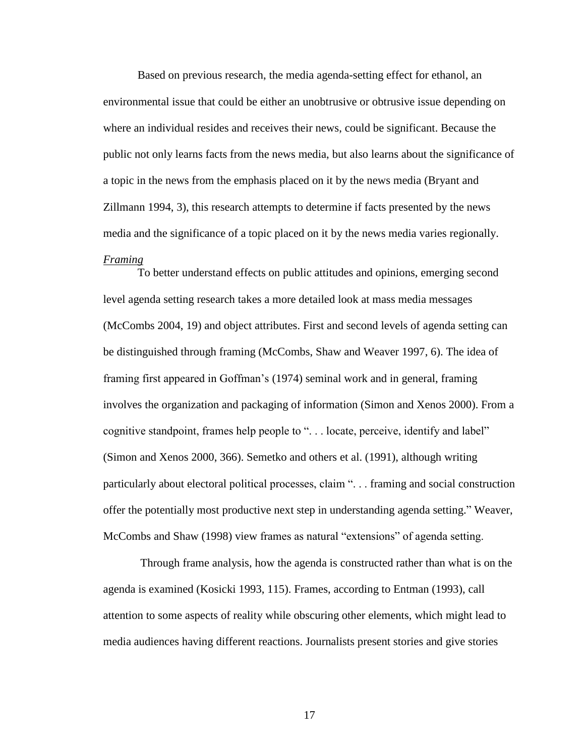Based on previous research, the media agenda-setting effect for ethanol, an environmental issue that could be either an unobtrusive or obtrusive issue depending on where an individual resides and receives their news, could be significant. Because the public not only learns facts from the news media, but also learns about the significance of a topic in the news from the emphasis placed on it by the news media (Bryant and Zillmann 1994, 3), this research attempts to determine if facts presented by the news media and the significance of a topic placed on it by the news media varies regionally.

*Framing*

To better understand effects on public attitudes and opinions, emerging second level agenda setting research takes a more detailed look at mass media messages (McCombs 2004, 19) and object attributes. First and second levels of agenda setting can be distinguished through framing (McCombs, Shaw and Weaver 1997, 6). The idea of framing first appeared in Goffman's (1974) seminal work and in general, framing involves the organization and packaging of information (Simon and Xenos 2000). From a cognitive standpoint, frames help people to ". . . locate, perceive, identify and label" (Simon and Xenos 2000, 366). Semetko and others et al. (1991), although writing particularly about electoral political processes, claim ". . . framing and social construction offer the potentially most productive next step in understanding agenda setting." Weaver, McCombs and Shaw (1998) view frames as natural "extensions" of agenda setting.

Through frame analysis, how the agenda is constructed rather than what is on the agenda is examined (Kosicki 1993, 115). Frames, according to Entman (1993), call attention to some aspects of reality while obscuring other elements, which might lead to media audiences having different reactions. Journalists present stories and give stories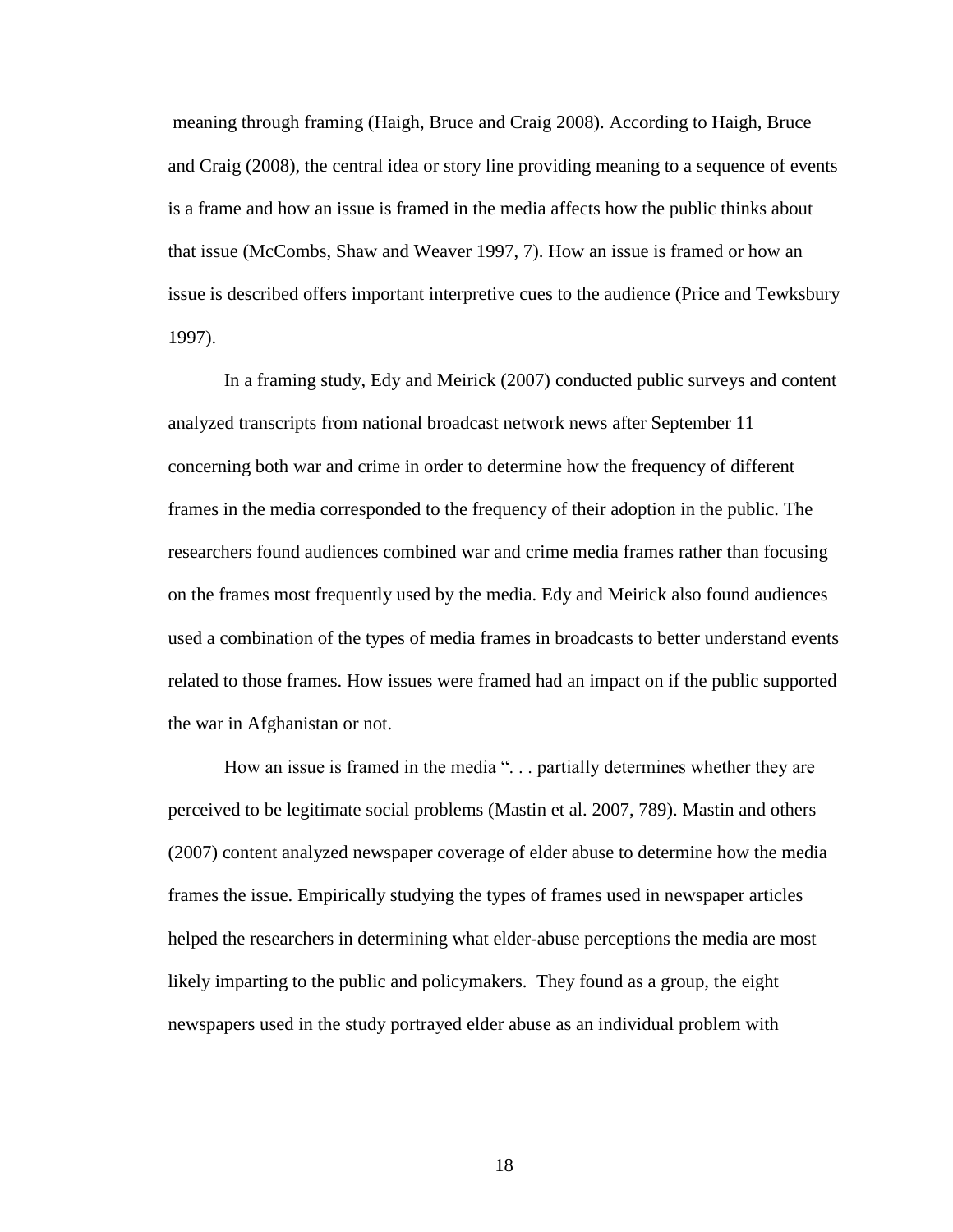meaning through framing (Haigh, Bruce and Craig 2008). According to Haigh, Bruce and Craig (2008), the central idea or story line providing meaning to a sequence of events is a frame and how an issue is framed in the media affects how the public thinks about that issue (McCombs, Shaw and Weaver 1997, 7). How an issue is framed or how an issue is described offers important interpretive cues to the audience (Price and Tewksbury 1997).

In a framing study, Edy and Meirick (2007) conducted public surveys and content analyzed transcripts from national broadcast network news after September 11 concerning both war and crime in order to determine how the frequency of different frames in the media corresponded to the frequency of their adoption in the public. The researchers found audiences combined war and crime media frames rather than focusing on the frames most frequently used by the media. Edy and Meirick also found audiences used a combination of the types of media frames in broadcasts to better understand events related to those frames. How issues were framed had an impact on if the public supported the war in Afghanistan or not.

How an issue is framed in the media ". . . partially determines whether they are perceived to be legitimate social problems (Mastin et al. 2007, 789). Mastin and others (2007) content analyzed newspaper coverage of elder abuse to determine how the media frames the issue. Empirically studying the types of frames used in newspaper articles helped the researchers in determining what elder-abuse perceptions the media are most likely imparting to the public and policymakers. They found as a group, the eight newspapers used in the study portrayed elder abuse as an individual problem with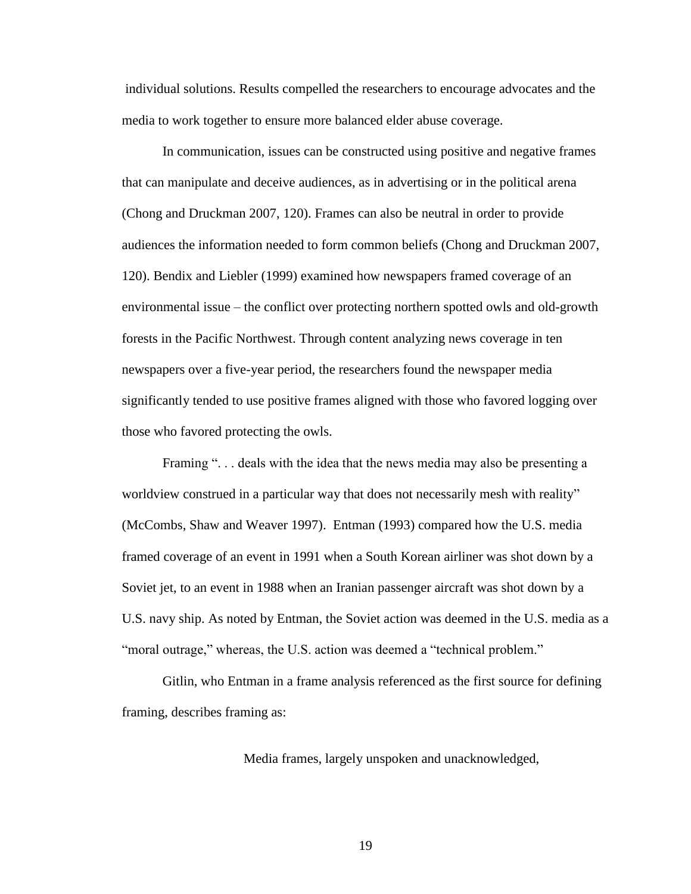individual solutions. Results compelled the researchers to encourage advocates and the media to work together to ensure more balanced elder abuse coverage.

In communication, issues can be constructed using positive and negative frames that can manipulate and deceive audiences, as in advertising or in the political arena (Chong and Druckman 2007, 120). Frames can also be neutral in order to provide audiences the information needed to form common beliefs (Chong and Druckman 2007, 120). Bendix and Liebler (1999) examined how newspapers framed coverage of an environmental issue – the conflict over protecting northern spotted owls and old-growth forests in the Pacific Northwest. Through content analyzing news coverage in ten newspapers over a five-year period, the researchers found the newspaper media significantly tended to use positive frames aligned with those who favored logging over those who favored protecting the owls.

Framing ". . . deals with the idea that the news media may also be presenting a worldview construed in a particular way that does not necessarily mesh with reality" (McCombs, Shaw and Weaver 1997). Entman (1993) compared how the U.S. media framed coverage of an event in 1991 when a South Korean airliner was shot down by a Soviet jet, to an event in 1988 when an Iranian passenger aircraft was shot down by a U.S. navy ship. As noted by Entman, the Soviet action was deemed in the U.S. media as a "moral outrage," whereas, the U.S. action was deemed a "technical problem."

Gitlin, who Entman in a frame analysis referenced as the first source for defining framing, describes framing as:

> Media frames, largely unspoken and unacknowledged,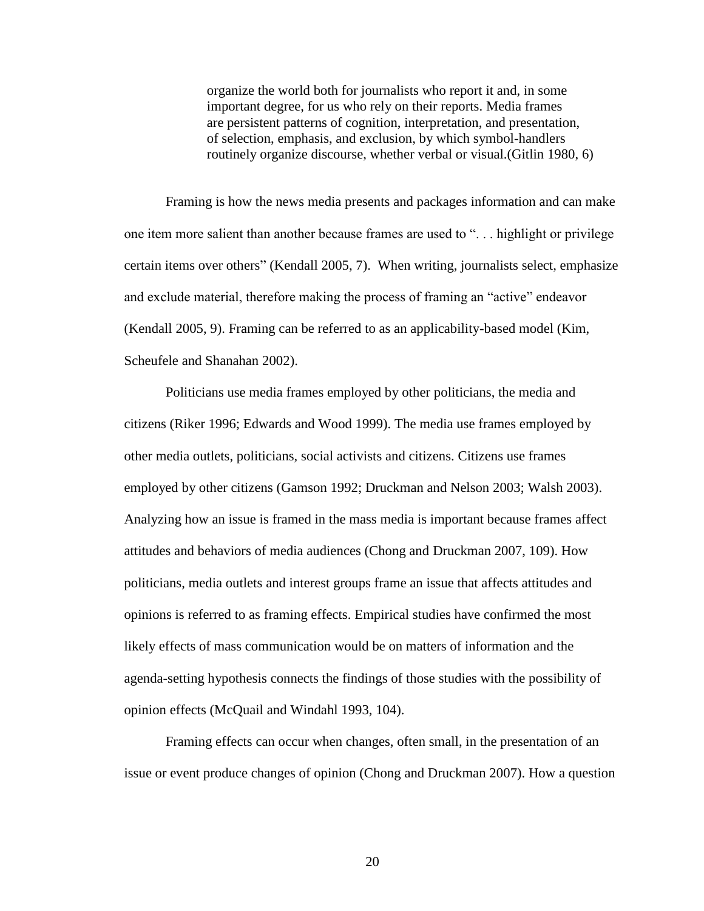> organize the world both for journalists who report it and, in some important degree, for us who rely on their reports. Media frames are persistent patterns of cognition, interpretation, and presentation, of selection, emphasis, and exclusion, by which symbol-handlers routinely organize discourse, whether verbal or visual.(Gitlin 1980, 6)

Framing is how the news media presents and packages information and can make one item more salient than another because frames are used to ". . . highlight or privilege certain items over others" (Kendall 2005, 7). When writing, journalists select, emphasize and exclude material, therefore making the process of framing an "active" endeavor (Kendall 2005, 9). Framing can be referred to as an applicability-based model (Kim, Scheufele and Shanahan 2002).

Politicians use media frames employed by other politicians, the media and citizens (Riker 1996; Edwards and Wood 1999). The media use frames employed by other media outlets, politicians, social activists and citizens. Citizens use frames employed by other citizens (Gamson 1992; Druckman and Nelson 2003; Walsh 2003). Analyzing how an issue is framed in the mass media is important because frames affect attitudes and behaviors of media audiences (Chong and Druckman 2007, 109). How politicians, media outlets and interest groups frame an issue that affects attitudes and opinions is referred to as framing effects. Empirical studies have confirmed the most likely effects of mass communication would be on matters of information and the agenda-setting hypothesis connects the findings of those studies with the possibility of opinion effects (McQuail and Windahl 1993, 104).

Framing effects can occur when changes, often small, in the presentation of an issue or event produce changes of opinion (Chong and Druckman 2007). How a question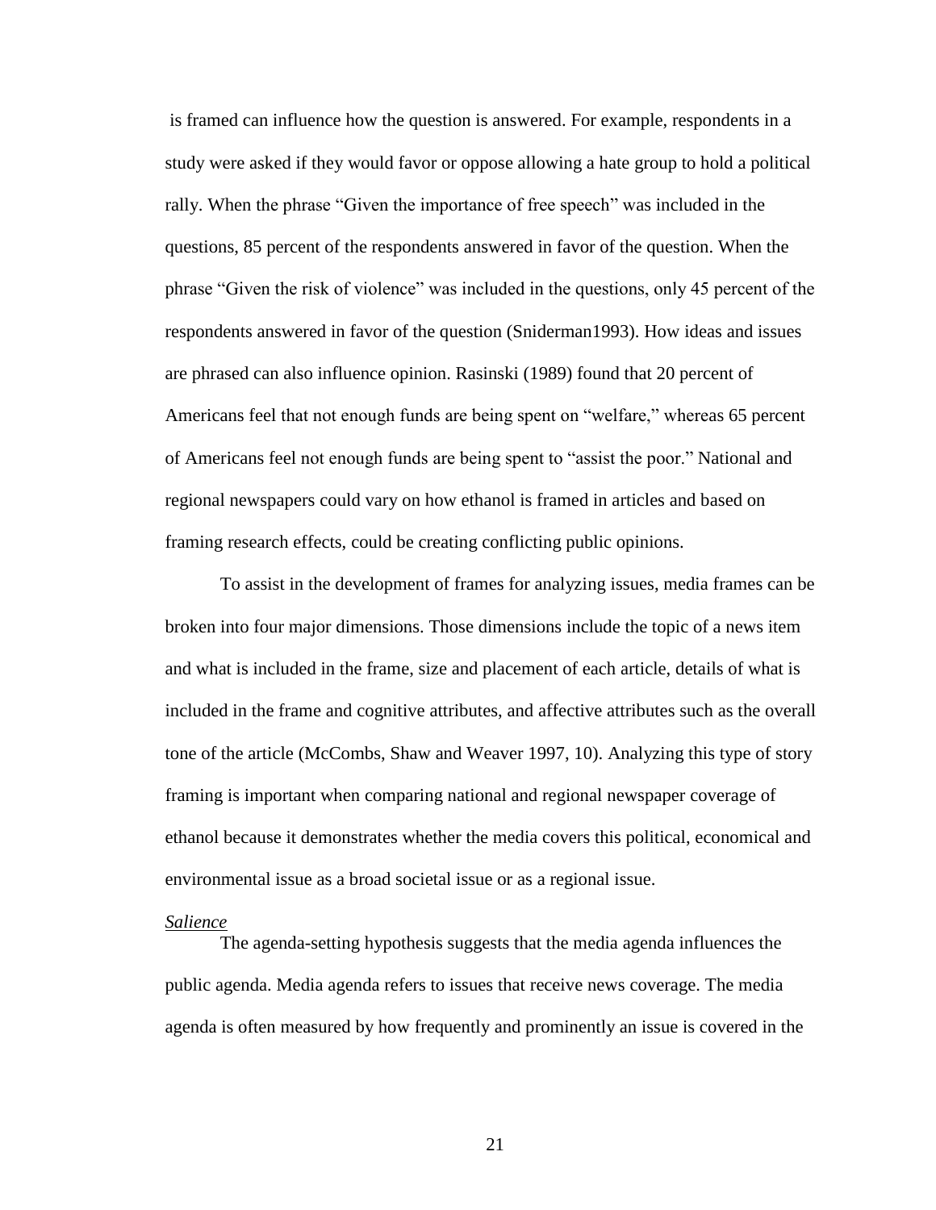is framed can influence how the question is answered. For example, respondents in a study were asked if they would favor or oppose allowing a hate group to hold a political rally. When the phrase "Given the importance of free speech" was included in the questions, 85 percent of the respondents answered in favor of the question. When the phrase "Given the risk of violence" was included in the questions, only 45 percent of the respondents answered in favor of the question (Sniderman1993). How ideas and issues are phrased can also influence opinion. Rasinski (1989) found that 20 percent of Americans feel that not enough funds are being spent on "welfare," whereas 65 percent of Americans feel not enough funds are being spent to "assist the poor." National and regional newspapers could vary on how ethanol is framed in articles and based on framing research effects, could be creating conflicting public opinions.

To assist in the development of frames for analyzing issues, media frames can be broken into four major dimensions. Those dimensions include the topic of a news item and what is included in the frame, size and placement of each article, details of what is included in the frame and cognitive attributes, and affective attributes such as the overall tone of the article (McCombs, Shaw and Weaver 1997, 10). Analyzing this type of story framing is important when comparing national and regional newspaper coverage of ethanol because it demonstrates whether the media covers this political, economical and environmental issue as a broad societal issue or as a regional issue.

*Salience*

The agenda-setting hypothesis suggests that the media agenda influences the public agenda. Media agenda refers to issues that receive news coverage. The media agenda is often measured by how frequently and prominently an issue is covered in the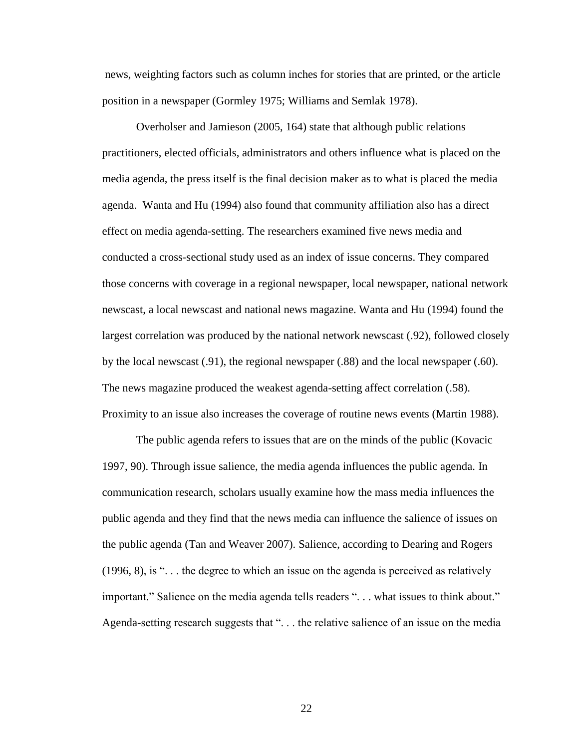news, weighting factors such as column inches for stories that are printed, or the article position in a newspaper (Gormley 1975; Williams and Semlak 1978).

Overholser and Jamieson (2005, 164) state that although public relations practitioners, elected officials, administrators and others influence what is placed on the media agenda, the press itself is the final decision maker as to what is placed the media agenda. Wanta and Hu (1994) also found that community affiliation also has a direct effect on media agenda-setting. The researchers examined five news media and conducted a cross-sectional study used as an index of issue concerns. They compared those concerns with coverage in a regional newspaper, local newspaper, national network newscast, a local newscast and national news magazine. Wanta and Hu (1994) found the largest correlation was produced by the national network newscast (.92), followed closely by the local newscast (.91), the regional newspaper (.88) and the local newspaper (.60). The news magazine produced the weakest agenda-setting affect correlation (.58). Proximity to an issue also increases the coverage of routine news events (Martin 1988).

The public agenda refers to issues that are on the minds of the public (Kovacic 1997, 90). Through issue salience, the media agenda influences the public agenda. In communication research, scholars usually examine how the mass media influences the public agenda and they find that the news media can influence the salience of issues on the public agenda (Tan and Weaver 2007). Salience, according to Dearing and Rogers (1996, 8), is ". . . the degree to which an issue on the agenda is perceived as relatively important." Salience on the media agenda tells readers ". . . what issues to think about." Agenda-setting research suggests that ". . . the relative salience of an issue on the media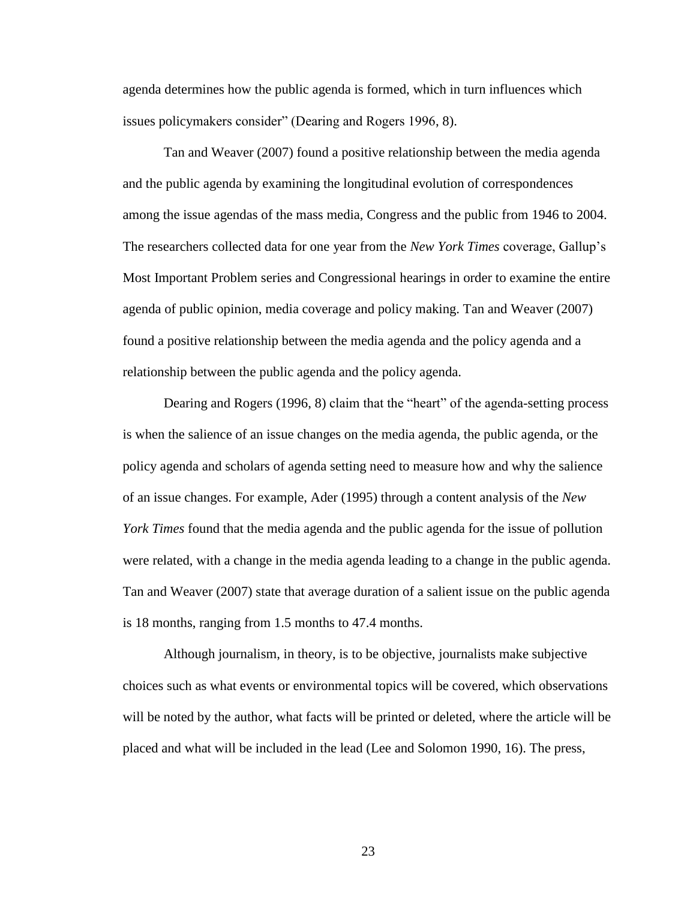agenda determines how the public agenda is formed, which in turn influences which issues policymakers consider" (Dearing and Rogers 1996, 8).

Tan and Weaver (2007) found a positive relationship between the media agenda and the public agenda by examining the longitudinal evolution of correspondences among the issue agendas of the mass media, Congress and the public from 1946 to 2004. The researchers collected data for one year from the *New York Times* coverage, Gallup's Most Important Problem series and Congressional hearings in order to examine the entire agenda of public opinion, media coverage and policy making. Tan and Weaver (2007) found a positive relationship between the media agenda and the policy agenda and a relationship between the public agenda and the policy agenda.

Dearing and Rogers (1996, 8) claim that the "heart" of the agenda-setting process is when the salience of an issue changes on the media agenda, the public agenda, or the policy agenda and scholars of agenda setting need to measure how and why the salience of an issue changes. For example, Ader (1995) through a content analysis of the *New York Times* found that the media agenda and the public agenda for the issue of pollution were related, with a change in the media agenda leading to a change in the public agenda. Tan and Weaver (2007) state that average duration of a salient issue on the public agenda is 18 months, ranging from 1.5 months to 47.4 months.

Although journalism, in theory, is to be objective, journalists make subjective choices such as what events or environmental topics will be covered, which observations will be noted by the author, what facts will be printed or deleted, where the article will be placed and what will be included in the lead (Lee and Solomon 1990, 16). The press,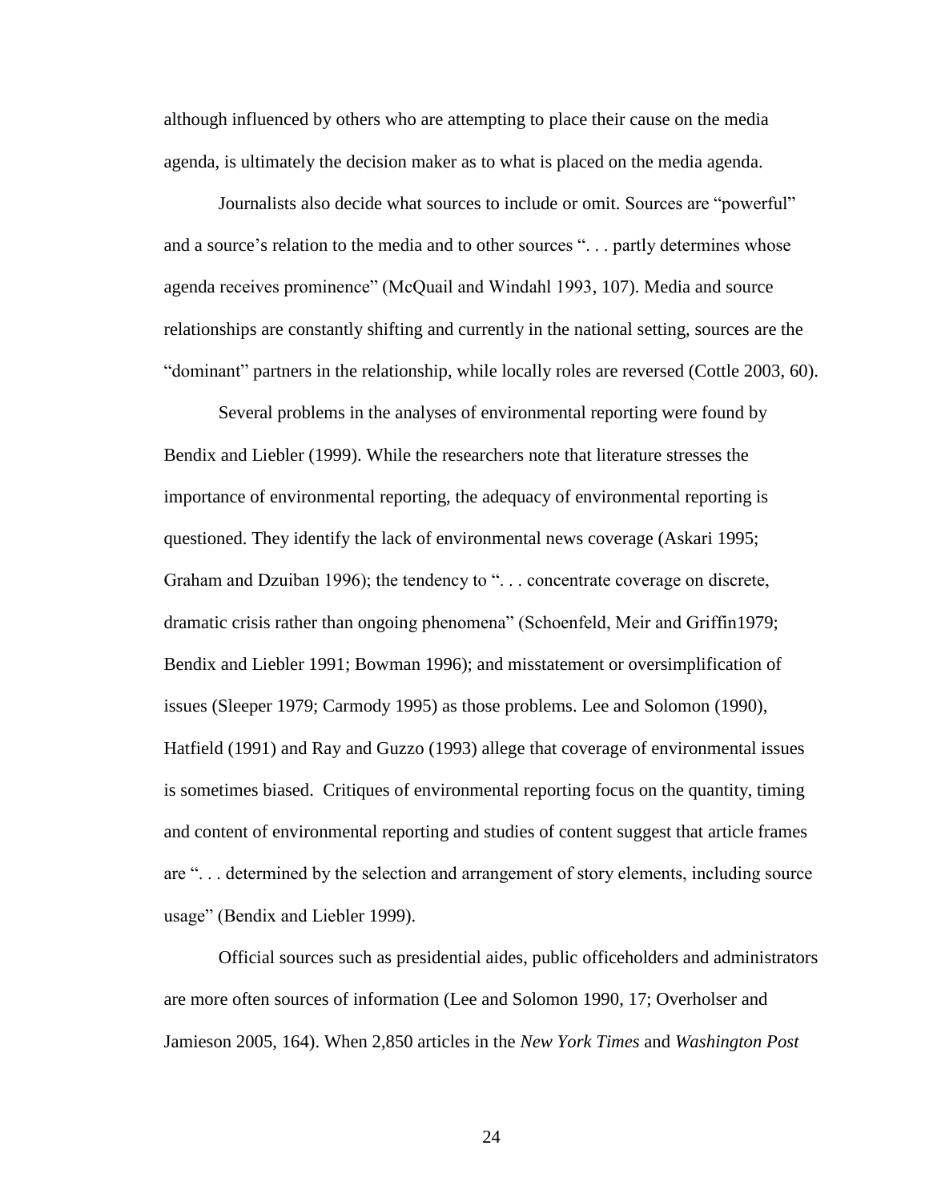although influenced by others who are attempting to place their cause on the media agenda, is ultimately the decision maker as to what is placed on the media agenda.

Journalists also decide what sources to include or omit. Sources are "powerful" and a source's relation to the media and to other sources ". . . partly determines whose agenda receives prominence" (McQuail and Windahl 1993, 107). Media and source relationships are constantly shifting and currently in the national setting, sources are the "dominant" partners in the relationship, while locally roles are reversed (Cottle 2003, 60).

Several problems in the analyses of environmental reporting were found by Bendix and Liebler (1999). While the researchers note that literature stresses the importance of environmental reporting, the adequacy of environmental reporting is questioned. They identify the lack of environmental news coverage (Askari 1995; Graham and Dzuiban 1996); the tendency to ". . . concentrate coverage on discrete, dramatic crisis rather than ongoing phenomena" (Schoenfeld, Meir and Griffin1979; Bendix and Liebler 1991; Bowman 1996); and misstatement or oversimplification of issues (Sleeper 1979; Carmody 1995) as those problems. Lee and Solomon (1990), Hatfield (1991) and Ray and Guzzo (1993) allege that coverage of environmental issues is sometimes biased. Critiques of environmental reporting focus on the quantity, timing and content of environmental reporting and studies of content suggest that article frames are ". . . determined by the selection and arrangement of story elements, including source usage" (Bendix and Liebler 1999).

Official sources such as presidential aides, public officeholders and administrators are more often sources of information (Lee and Solomon 1990, 17; Overholser and Jamieson 2005, 164). When 2,850 articles in the *New York Times* and *Washington Post*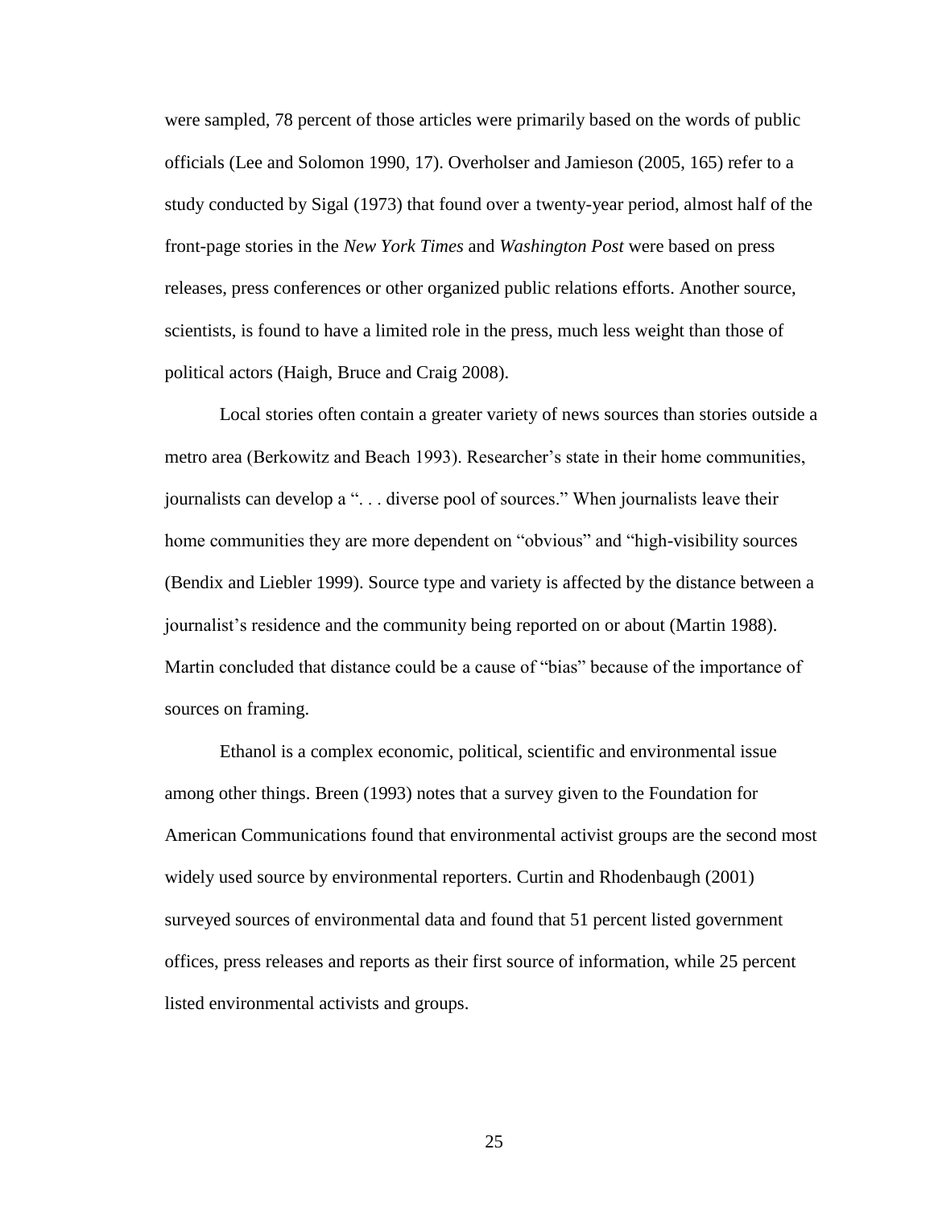were sampled, 78 percent of those articles were primarily based on the words of public officials (Lee and Solomon 1990, 17). Overholser and Jamieson (2005, 165) refer to a study conducted by Sigal (1973) that found over a twenty-year period, almost half of the front-page stories in the *New York Times* and *Washington Post* were based on press releases, press conferences or other organized public relations efforts. Another source, scientists, is found to have a limited role in the press, much less weight than those of political actors (Haigh, Bruce and Craig 2008).

Local stories often contain a greater variety of news sources than stories outside a metro area (Berkowitz and Beach 1993). Researcher's state in their home communities, journalists can develop a ". . . diverse pool of sources." When journalists leave their home communities they are more dependent on "obvious" and "high-visibility sources (Bendix and Liebler 1999). Source type and variety is affected by the distance between a journalist's residence and the community being reported on or about (Martin 1988). Martin concluded that distance could be a cause of "bias" because of the importance of sources on framing.

Ethanol is a complex economic, political, scientific and environmental issue among other things. Breen (1993) notes that a survey given to the Foundation for American Communications found that environmental activist groups are the second most widely used source by environmental reporters. Curtin and Rhodenbaugh (2001) surveyed sources of environmental data and found that 51 percent listed government offices, press releases and reports as their first source of information, while 25 percent listed environmental activists and groups.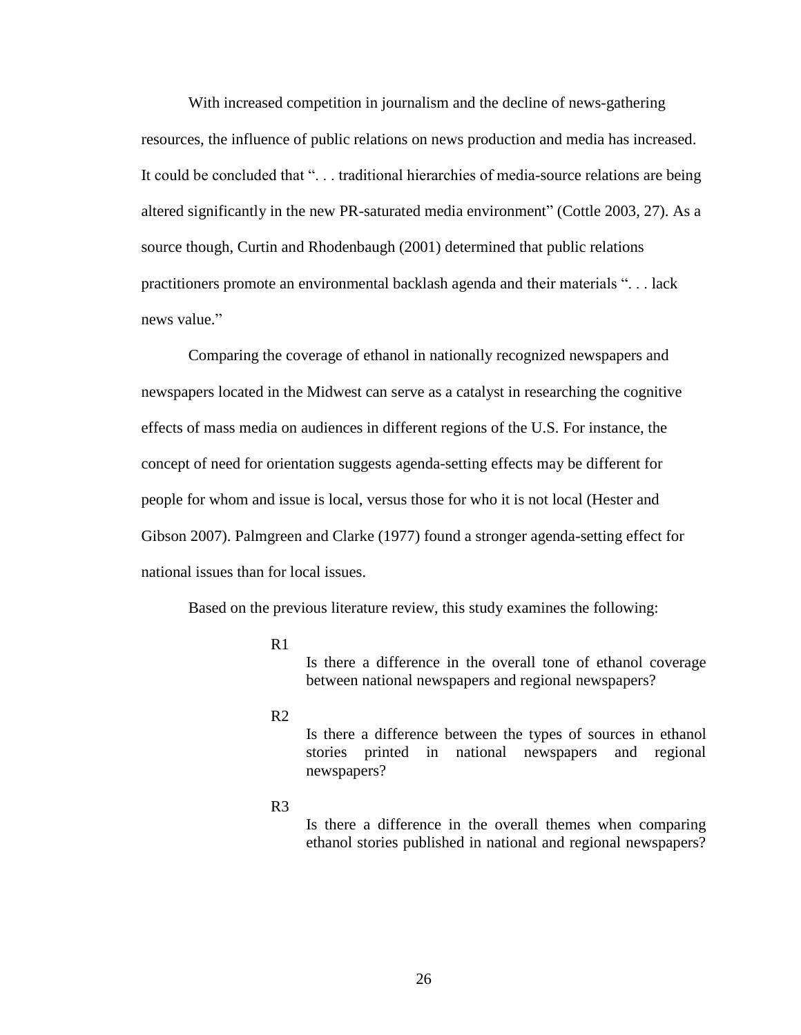With increased competition in journalism and the decline of news-gathering resources, the influence of public relations on news production and media has increased. It could be concluded that ". . . traditional hierarchies of media-source relations are being altered significantly in the new PR-saturated media environment" (Cottle 2003, 27). As a source though, Curtin and Rhodenbaugh (2001) determined that public relations practitioners promote an environmental backlash agenda and their materials ". . . lack news value."

Comparing the coverage of ethanol in nationally recognized newspapers and newspapers located in the Midwest can serve as a catalyst in researching the cognitive effects of mass media on audiences in different regions of the U.S. For instance, the concept of need for orientation suggests agenda-setting effects may be different for people for whom and issue is local, versus those for who it is not local (Hester and Gibson 2007). Palmgreen and Clarke (1977) found a stronger agenda-setting effect for national issues than for local issues.

Based on the previous literature review, this study examines the following:

R1

Is there a difference in the overall tone of ethanol coverage between national newspapers and regional newspapers?

R2

Is there a difference between the types of sources in ethanol stories printed in national newspapers and regional newspapers?

R3

Is there a difference in the overall themes when comparing ethanol stories published in national and regional newspapers?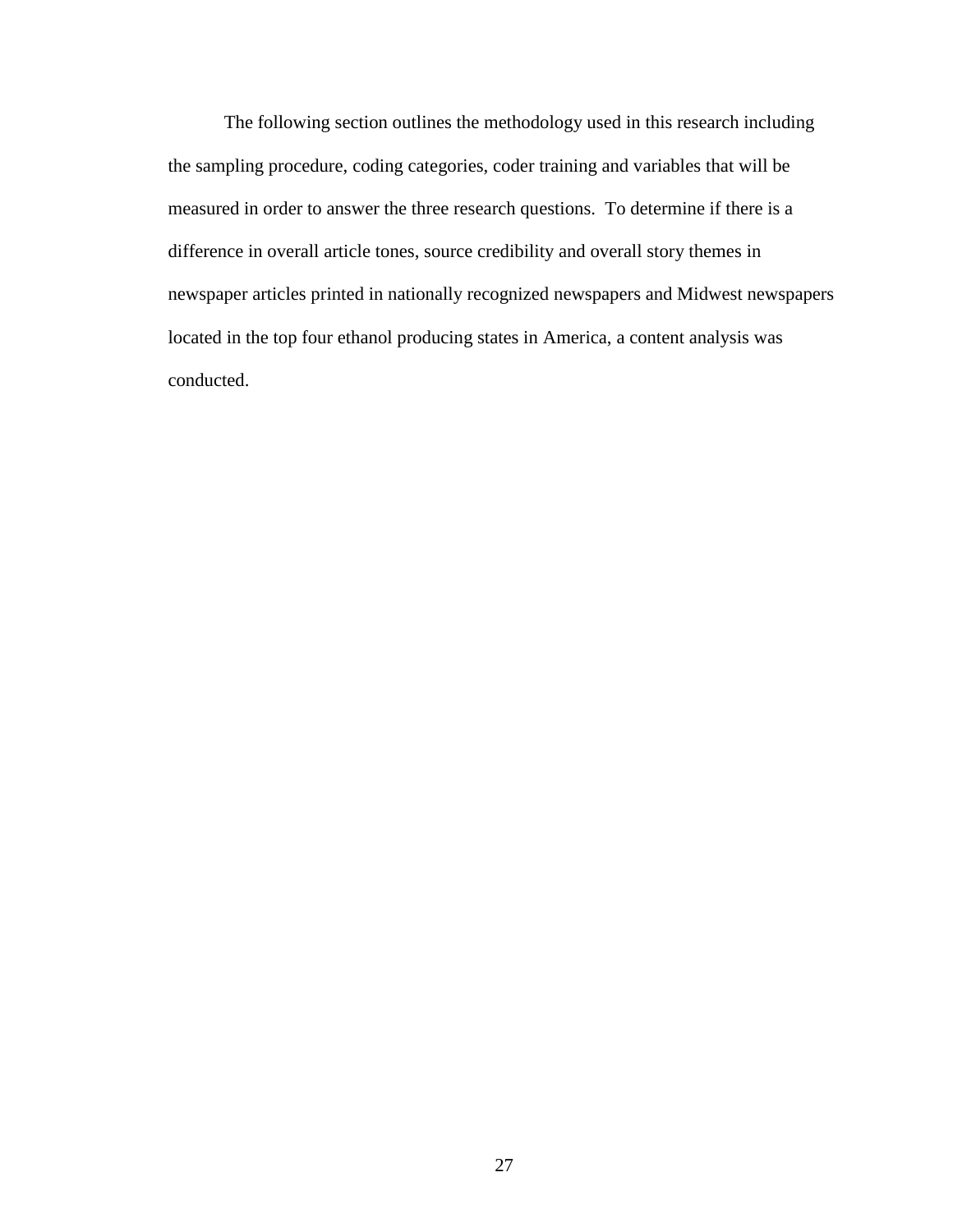The following section outlines the methodology used in this research including the sampling procedure, coding categories, coder training and variables that will be measured in order to answer the three research questions. To determine if there is a difference in overall article tones, source credibility and overall story themes in newspaper articles printed in nationally recognized newspapers and Midwest newspapers located in the top four ethanol producing states in America, a content analysis was conducted.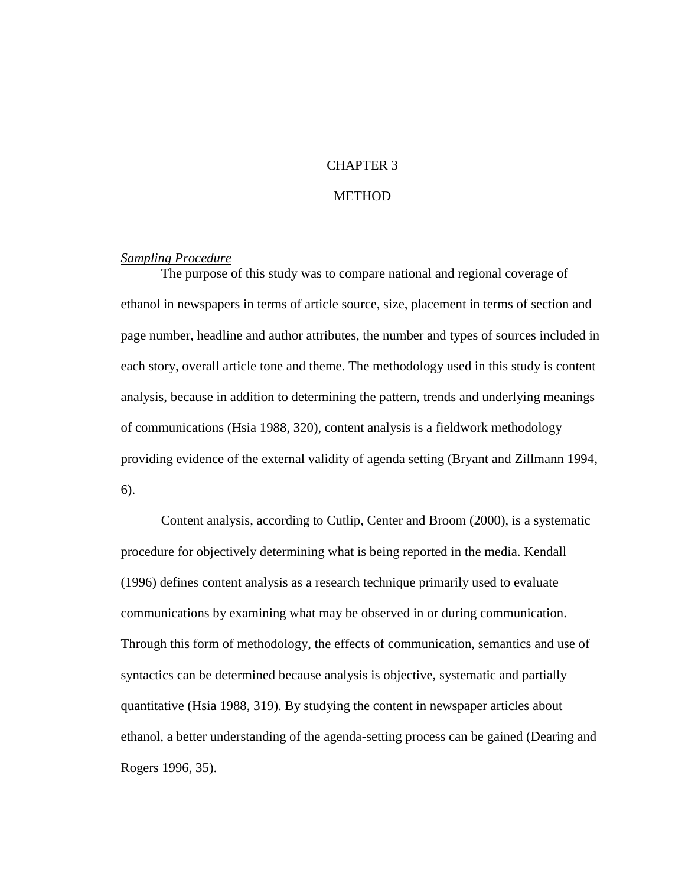# CHAPTER 3

# METHOD

*Sampling Procedure*

The purpose of this study was to compare national and regional coverage of ethanol in newspapers in terms of article source, size, placement in terms of section and page number, headline and author attributes, the number and types of sources included in each story, overall article tone and theme. The methodology used in this study is content analysis, because in addition to determining the pattern, trends and underlying meanings of communications (Hsia 1988, 320), content analysis is a fieldwork methodology providing evidence of the external validity of agenda setting (Bryant and Zillmann 1994, 6).

Content analysis, according to Cutlip, Center and Broom (2000), is a systematic procedure for objectively determining what is being reported in the media. Kendall (1996) defines content analysis as a research technique primarily used to evaluate communications by examining what may be observed in or during communication. Through this form of methodology, the effects of communication, semantics and use of syntactics can be determined because analysis is objective, systematic and partially quantitative (Hsia 1988, 319). By studying the content in newspaper articles about ethanol, a better understanding of the agenda-setting process can be gained (Dearing and Rogers 1996, 35).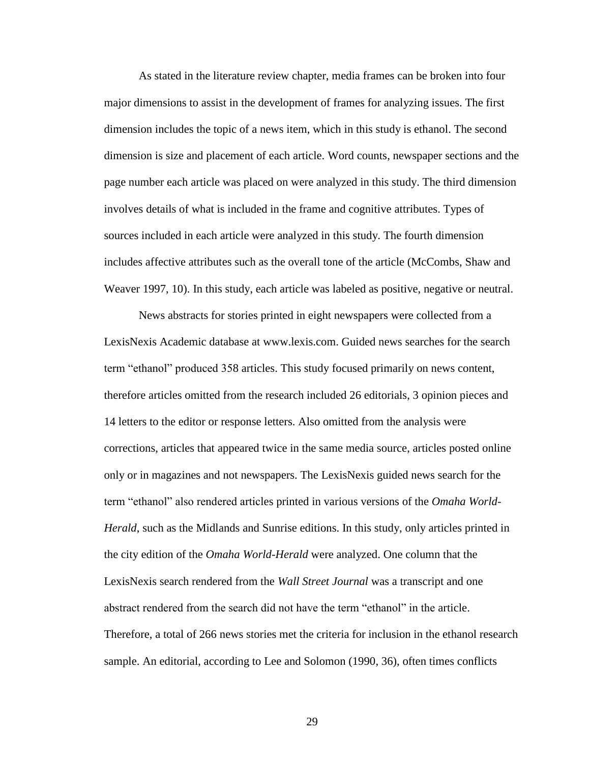As stated in the literature review chapter, media frames can be broken into four major dimensions to assist in the development of frames for analyzing issues. The first dimension includes the topic of a news item, which in this study is ethanol. The second dimension is size and placement of each article. Word counts, newspaper sections and the page number each article was placed on were analyzed in this study. The third dimension involves details of what is included in the frame and cognitive attributes. Types of sources included in each article were analyzed in this study. The fourth dimension includes affective attributes such as the overall tone of the article (McCombs, Shaw and Weaver 1997, 10). In this study, each article was labeled as positive, negative or neutral.

News abstracts for stories printed in eight newspapers were collected from a LexisNexis Academic database at www.lexis.com. Guided news searches for the search term "ethanol" produced 358 articles. This study focused primarily on news content, therefore articles omitted from the research included 26 editorials, 3 opinion pieces and 14 letters to the editor or response letters. Also omitted from the analysis were corrections, articles that appeared twice in the same media source, articles posted online only or in magazines and not newspapers. The LexisNexis guided news search for the term "ethanol" also rendered articles printed in various versions of the *Omaha World-Herald*, such as the Midlands and Sunrise editions. In this study, only articles printed in the city edition of the *Omaha World-Herald* were analyzed. One column that the LexisNexis search rendered from the *Wall Street Journal* was a transcript and one abstract rendered from the search did not have the term "ethanol" in the article. Therefore, a total of 266 news stories met the criteria for inclusion in the ethanol research sample. An editorial, according to Lee and Solomon (1990, 36), often times conflicts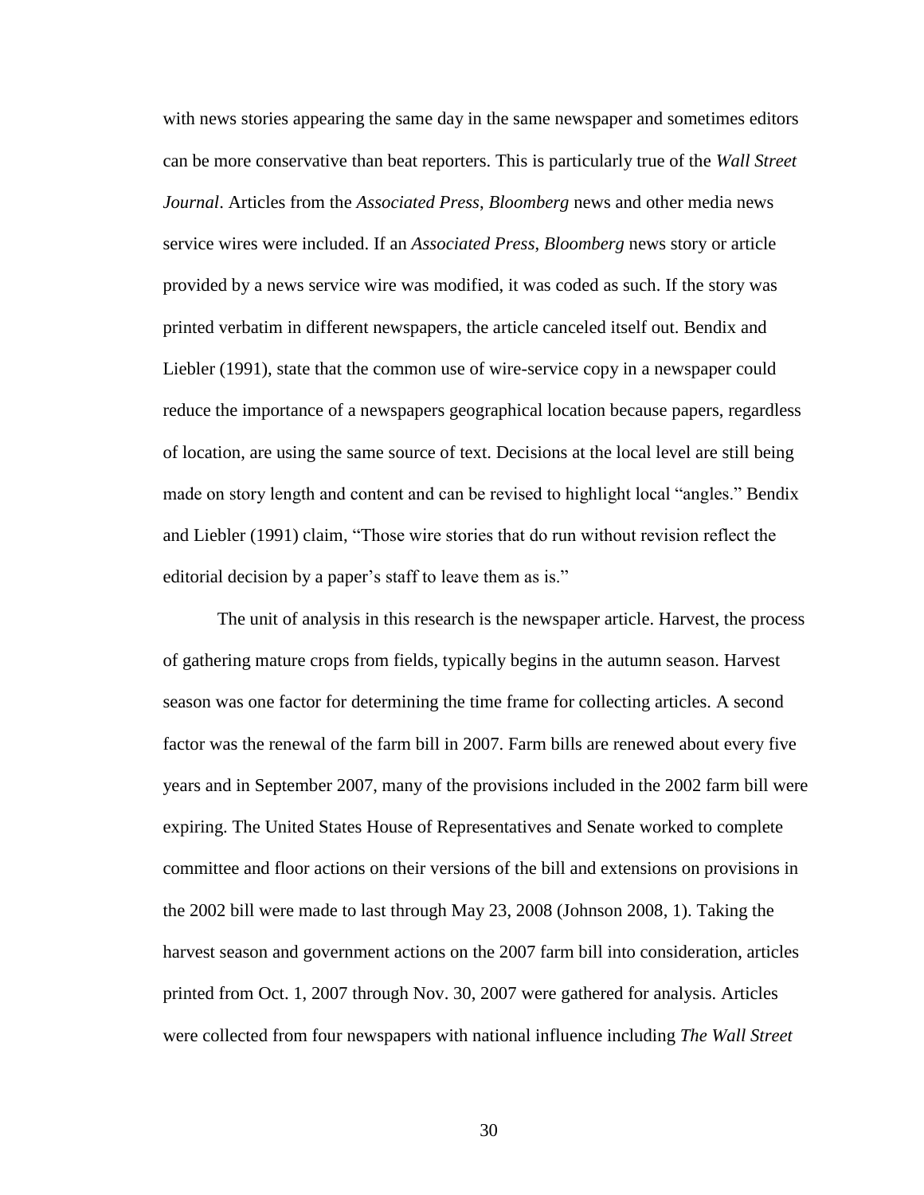with news stories appearing the same day in the same newspaper and sometimes editors can be more conservative than beat reporters. This is particularly true of the *Wall Street Journal*. Articles from the *Associated Press*, *Bloomberg* news and other media news service wires were included. If an *Associated Press*, *Bloomberg* news story or article provided by a news service wire was modified, it was coded as such. If the story was printed verbatim in different newspapers, the article canceled itself out. Bendix and Liebler (1991), state that the common use of wire-service copy in a newspaper could reduce the importance of a newspapers geographical location because papers, regardless of location, are using the same source of text. Decisions at the local level are still being made on story length and content and can be revised to highlight local "angles." Bendix and Liebler (1991) claim, "Those wire stories that do run without revision reflect the editorial decision by a paper's staff to leave them as is."

The unit of analysis in this research is the newspaper article. Harvest, the process of gathering mature crops from fields, typically begins in the autumn season. Harvest season was one factor for determining the time frame for collecting articles. A second factor was the renewal of the farm bill in 2007. Farm bills are renewed about every five years and in September 2007, many of the provisions included in the 2002 farm bill were expiring. The United States House of Representatives and Senate worked to complete committee and floor actions on their versions of the bill and extensions on provisions in the 2002 bill were made to last through May 23, 2008 (Johnson 2008, 1). Taking the harvest season and government actions on the 2007 farm bill into consideration, articles printed from Oct. 1, 2007 through Nov. 30, 2007 were gathered for analysis. Articles were collected from four newspapers with national influence including *The Wall Street*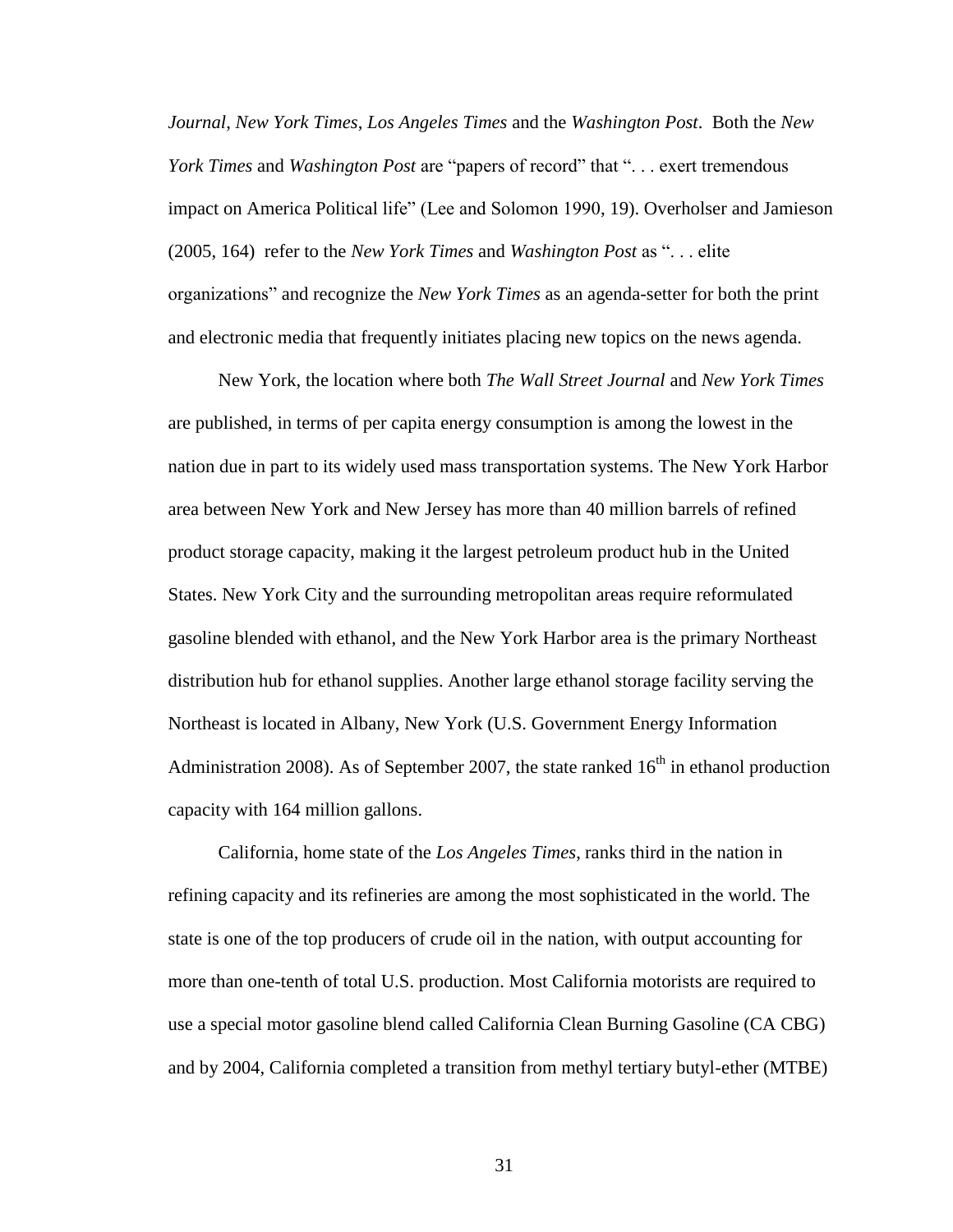*Journal*, *New York Times*, *Los Angeles Times* and the *Washington Post*. Both the *New York Times* and *Washington Post* are "papers of record" that ". . . exert tremendous impact on America Political life" (Lee and Solomon 1990, 19). Overholser and Jamieson (2005, 164) refer to the *New York Times* and *Washington Post* as ". . . elite organizations" and recognize the *New York Times* as an agenda-setter for both the print and electronic media that frequently initiates placing new topics on the news agenda.

New York, the location where both *The Wall Street Journal* and *New York Times* are published, in terms of per capita energy consumption is among the lowest in the nation due in part to its widely used mass transportation systems. The New York Harbor area between New York and New Jersey has more than 40 million barrels of refined product storage capacity, making it the largest petroleum product hub in the United States. New York City and the surrounding metropolitan areas require reformulated gasoline blended with ethanol, and the New York Harbor area is the primary Northeast distribution hub for ethanol supplies. Another large ethanol storage facility serving the Northeast is located in Albany, New York (U.S. Government Energy Information Administration 2008). As of September 2007, the state ranked 16th in ethanol production capacity with 164 million gallons.

California, home state of the *Los Angeles Times*, ranks third in the nation in refining capacity and its refineries are among the most sophisticated in the world. The state is one of the top producers of crude oil in the nation, with output accounting for more than one-tenth of total U.S. production. Most California motorists are required to use a special motor gasoline blend called California Clean Burning Gasoline (CA CBG) and by 2004, California completed a transition from methyl tertiary butyl-ether (MTBE)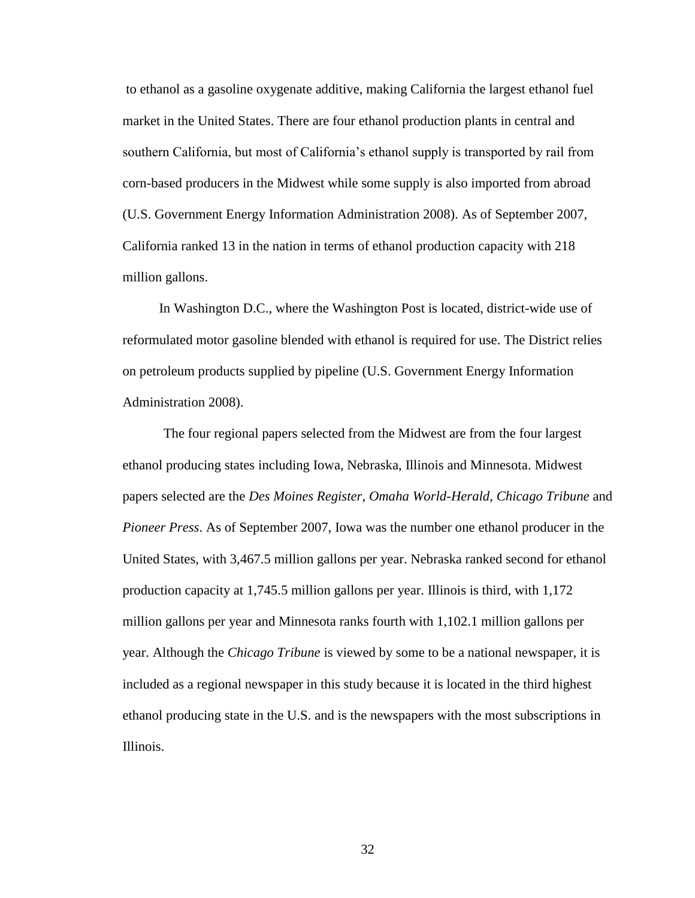to ethanol as a gasoline oxygenate additive, making California the largest ethanol fuel market in the United States. There are four ethanol production plants in central and southern California, but most of California's ethanol supply is transported by rail from corn-based producers in the Midwest while some supply is also imported from abroad (U.S. Government Energy Information Administration 2008). As of September 2007, California ranked 13 in the nation in terms of ethanol production capacity with 218 million gallons.

In Washington D.C., where the Washington Post is located, district-wide use of reformulated motor gasoline blended with ethanol is required for use. The District relies on petroleum products supplied by pipeline (U.S. Government Energy Information Administration 2008).

The four regional papers selected from the Midwest are from the four largest ethanol producing states including Iowa, Nebraska, Illinois and Minnesota. Midwest papers selected are the *Des Moines Register*, *Omaha World-Herald*, *Chicago Tribune* and *Pioneer Press*. As of September 2007, Iowa was the number one ethanol producer in the United States, with 3,467.5 million gallons per year. Nebraska ranked second for ethanol production capacity at 1,745.5 million gallons per year. Illinois is third, with 1,172 million gallons per year and Minnesota ranks fourth with 1,102.1 million gallons per year. Although the *Chicago Tribune* is viewed by some to be a national newspaper, it is included as a regional newspaper in this study because it is located in the third highest ethanol producing state in the U.S. and is the newspapers with the most subscriptions in Illinois.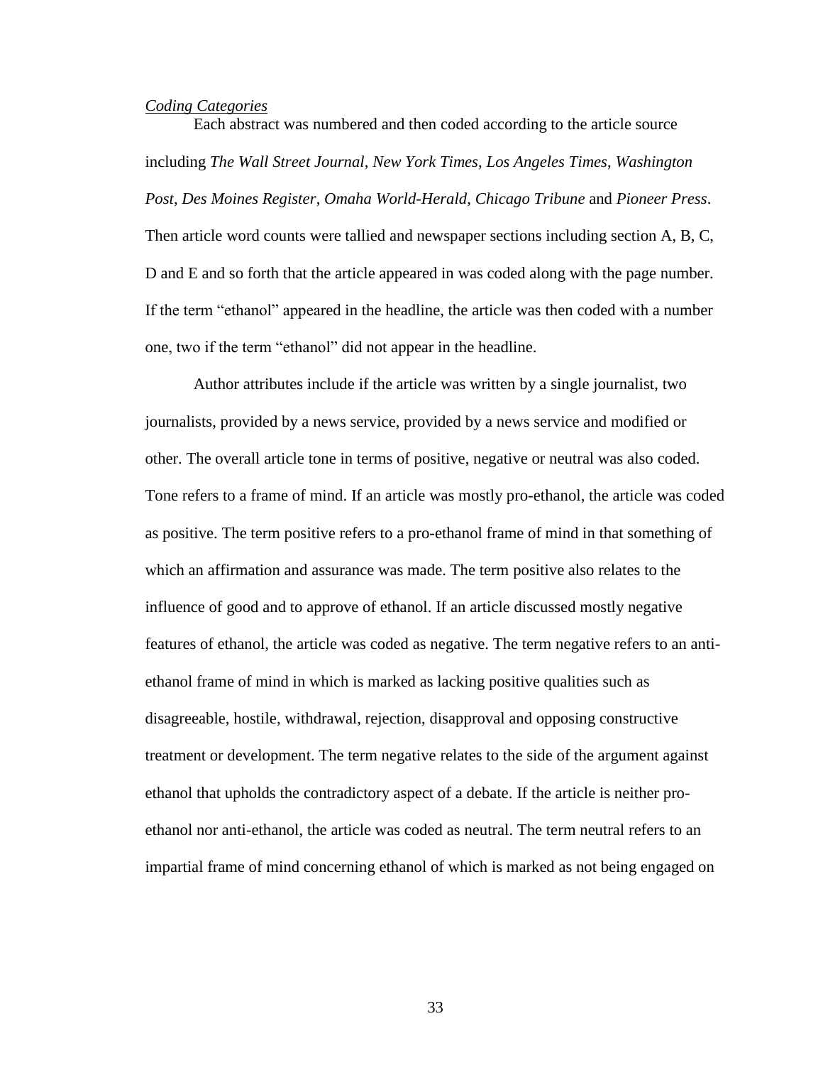*Coding Categories*

Each abstract was numbered and then coded according to the article source including *The Wall Street Journal*, *New York Times*, *Los Angeles Times*, *Washington Post*, *Des Moines Register*, *Omaha World-Herald*, *Chicago Tribune* and *Pioneer Press*. Then article word counts were tallied and newspaper sections including section A, B, C, D and E and so forth that the article appeared in was coded along with the page number. If the term "ethanol" appeared in the headline, the article was then coded with a number one, two if the term "ethanol" did not appear in the headline.

Author attributes include if the article was written by a single journalist, two journalists, provided by a news service, provided by a news service and modified or other. The overall article tone in terms of positive, negative or neutral was also coded. Tone refers to a frame of mind. If an article was mostly pro-ethanol, the article was coded as positive. The term positive refers to a pro-ethanol frame of mind in that something of which an affirmation and assurance was made. The term positive also relates to the influence of good and to approve of ethanol. If an article discussed mostly negative features of ethanol, the article was coded as negative. The term negative refers to an anti-ethanol frame of mind in which is marked as lacking positive qualities such as disagreeable, hostile, withdrawal, rejection, disapproval and opposing constructive treatment or development. The term negative relates to the side of the argument against ethanol that upholds the contradictory aspect of a debate. If the article is neither pro-ethanol nor anti-ethanol, the article was coded as neutral. The term neutral refers to an impartial frame of mind concerning ethanol of which is marked as not being engaged on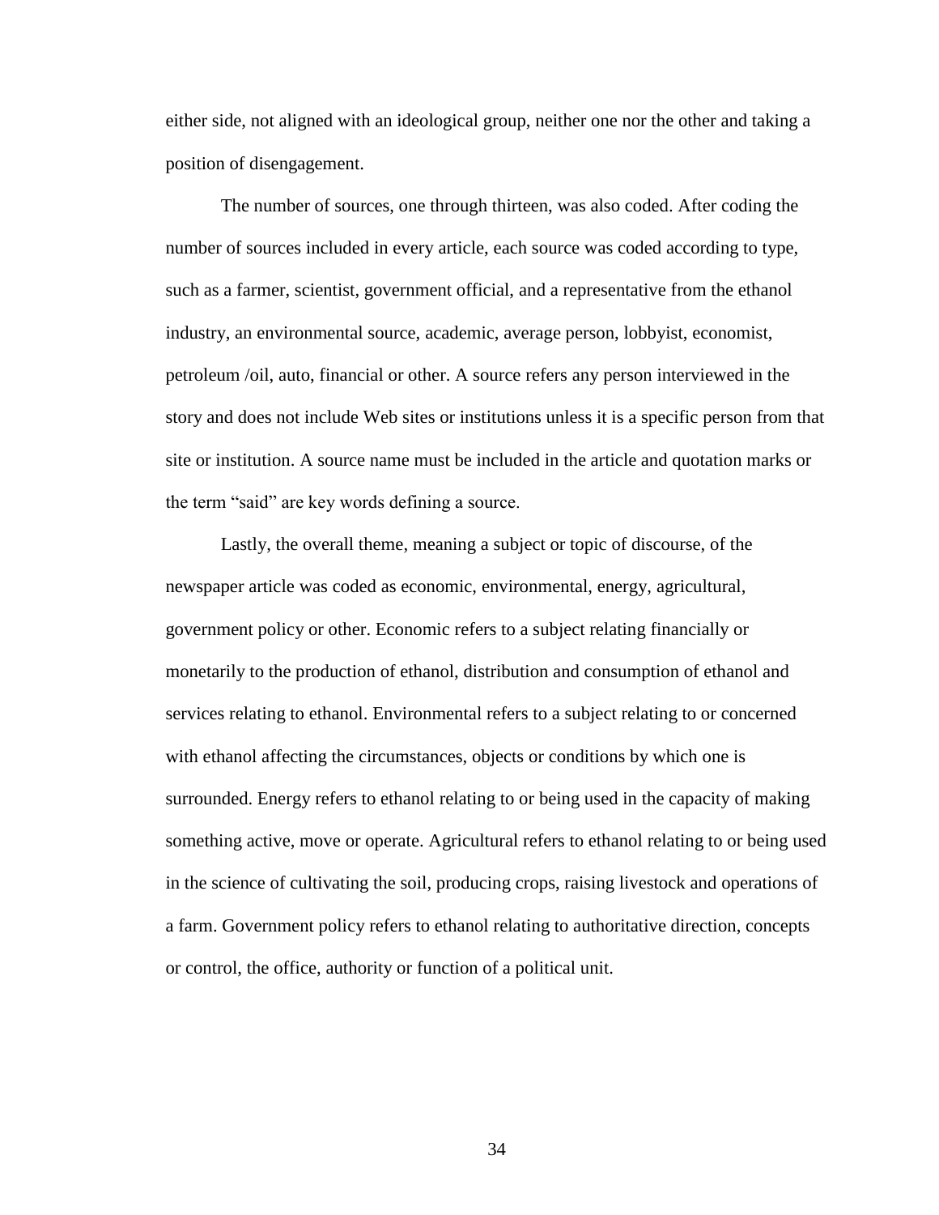either side, not aligned with an ideological group, neither one nor the other and taking a position of disengagement.

The number of sources, one through thirteen, was also coded. After coding the number of sources included in every article, each source was coded according to type, such as a farmer, scientist, government official, and a representative from the ethanol industry, an environmental source, academic, average person, lobbyist, economist, petroleum /oil, auto, financial or other. A source refers any person interviewed in the story and does not include Web sites or institutions unless it is a specific person from that site or institution. A source name must be included in the article and quotation marks or the term "said" are key words defining a source.

Lastly, the overall theme, meaning a subject or topic of discourse, of the newspaper article was coded as economic, environmental, energy, agricultural, government policy or other. Economic refers to a subject relating financially or monetarily to the production of ethanol, distribution and consumption of ethanol and services relating to ethanol. Environmental refers to a subject relating to or concerned with ethanol affecting the circumstances, objects or conditions by which one is surrounded. Energy refers to ethanol relating to or being used in the capacity of making something active, move or operate. Agricultural refers to ethanol relating to or being used in the science of cultivating the soil, producing crops, raising livestock and operations of a farm. Government policy refers to ethanol relating to authoritative direction, concepts or control, the office, authority or function of a political unit.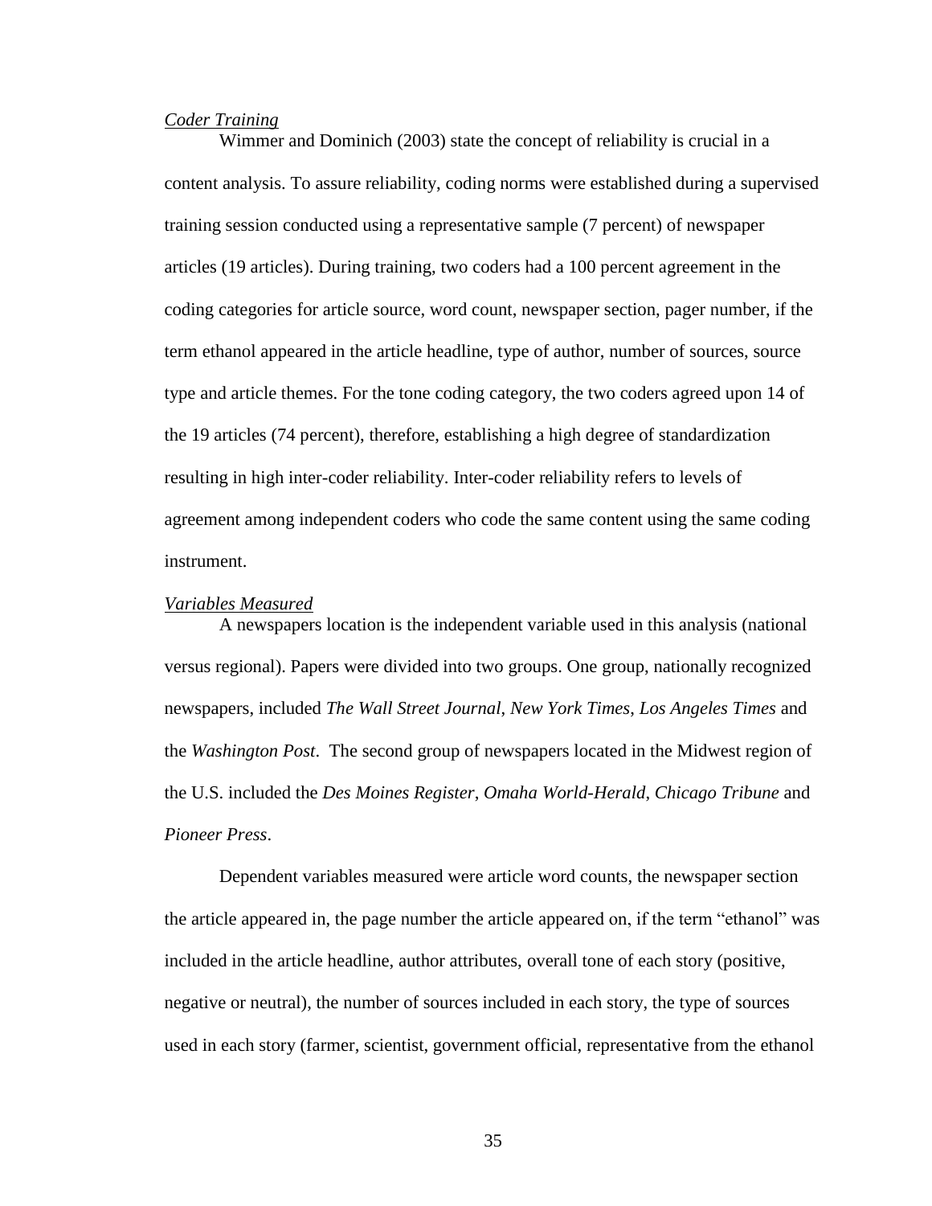*Coder Training*

Wimmer and Dominich (2003) state the concept of reliability is crucial in a content analysis. To assure reliability, coding norms were established during a supervised training session conducted using a representative sample (7 percent) of newspaper articles (19 articles). During training, two coders had a 100 percent agreement in the coding categories for article source, word count, newspaper section, pager number, if the term ethanol appeared in the article headline, type of author, number of sources, source type and article themes. For the tone coding category, the two coders agreed upon 14 of the 19 articles (74 percent), therefore, establishing a high degree of standardization resulting in high inter-coder reliability. Inter-coder reliability refers to levels of agreement among independent coders who code the same content using the same coding instrument.

*Variables Measured*

A newspapers location is the independent variable used in this analysis (national versus regional). Papers were divided into two groups. One group, nationally recognized newspapers, included *The Wall Street Journal*, *New York Times*, *Los Angeles Times* and the *Washington Post*. The second group of newspapers located in the Midwest region of the U.S. included the *Des Moines Register*, *Omaha World-Herald*, *Chicago Tribune* and *Pioneer Press*.

Dependent variables measured were article word counts, the newspaper section the article appeared in, the page number the article appeared on, if the term "ethanol" was included in the article headline, author attributes, overall tone of each story (positive, negative or neutral), the number of sources included in each story, the type of sources used in each story (farmer, scientist, government official, representative from the ethanol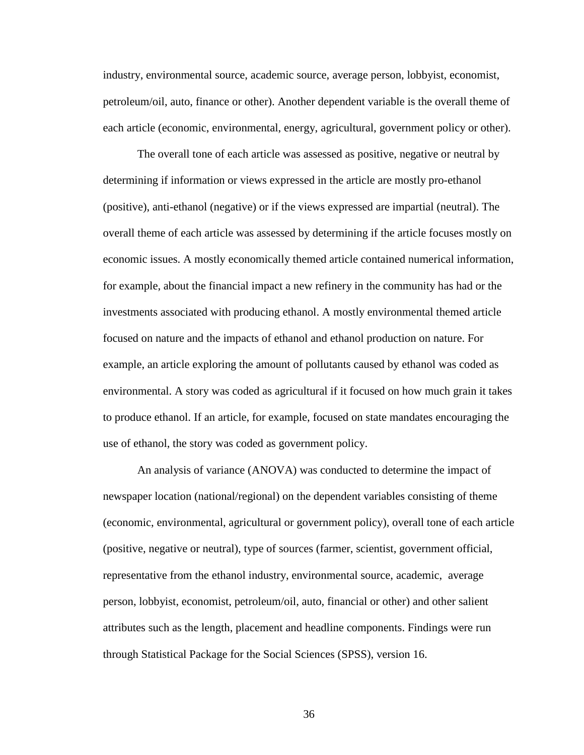industry, environmental source, academic source, average person, lobbyist, economist, petroleum/oil, auto, finance or other). Another dependent variable is the overall theme of each article (economic, environmental, energy, agricultural, government policy or other).

The overall tone of each article was assessed as positive, negative or neutral by determining if information or views expressed in the article are mostly pro-ethanol (positive), anti-ethanol (negative) or if the views expressed are impartial (neutral). The overall theme of each article was assessed by determining if the article focuses mostly on economic issues. A mostly economically themed article contained numerical information, for example, about the financial impact a new refinery in the community has had or the investments associated with producing ethanol. A mostly environmental themed article focused on nature and the impacts of ethanol and ethanol production on nature. For example, an article exploring the amount of pollutants caused by ethanol was coded as environmental. A story was coded as agricultural if it focused on how much grain it takes to produce ethanol. If an article, for example, focused on state mandates encouraging the use of ethanol, the story was coded as government policy.

An analysis of variance (ANOVA) was conducted to determine the impact of newspaper location (national/regional) on the dependent variables consisting of theme (economic, environmental, agricultural or government policy), overall tone of each article (positive, negative or neutral), type of sources (farmer, scientist, government official, representative from the ethanol industry, environmental source, academic, average person, lobbyist, economist, petroleum/oil, auto, financial or other) and other salient attributes such as the length, placement and headline components. Findings were run through Statistical Package for the Social Sciences (SPSS), version 16.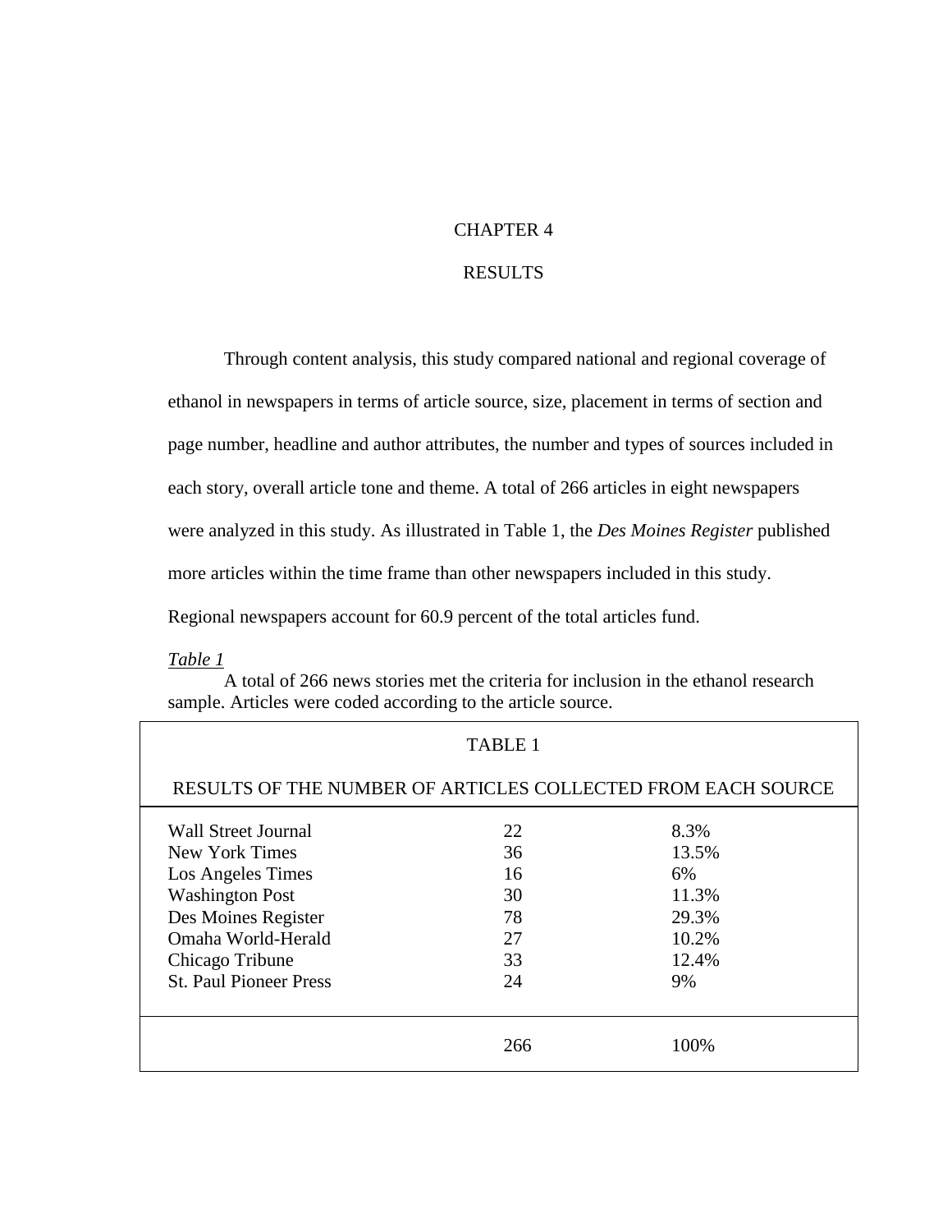# CHAPTER 4

# RESULTS

Through content analysis, this study compared national and regional coverage of ethanol in newspapers in terms of article source, size, placement in terms of section and page number, headline and author attributes, the number and types of sources included in each story, overall article tone and theme. A total of 266 articles in eight newspapers were analyzed in this study. As illustrated in Table 1, the *Des Moines Register* published more articles within the time frame than other newspapers included in this study. Regional newspapers account for 60.9 percent of the total articles fund.

*Table 1*

A total of 266 news stories met the criteria for inclusion in the ethanol research sample. Articles were coded according to the article source.

TABLE 1

RESULTS OF THE NUMBER OF ARTICLES COLLECTED FROM EACH SOURCE

| | | |
|---|---|---|
| Wall Street Journal | 22 | 8.3% |
| New York Times | 36 | 13.5% |
| Los Angeles Times | 16 | 6% |
| Washington Post | 30 | 11.3% |
| Des Moines Register | 78 | 29.3% |
| Omaha World-Herald | 27 | 10.2% |
| Chicago Tribune | 33 | 12.4% |
| St. Paul Pioneer Press | 24 | 9% |
| | 266 | 100% |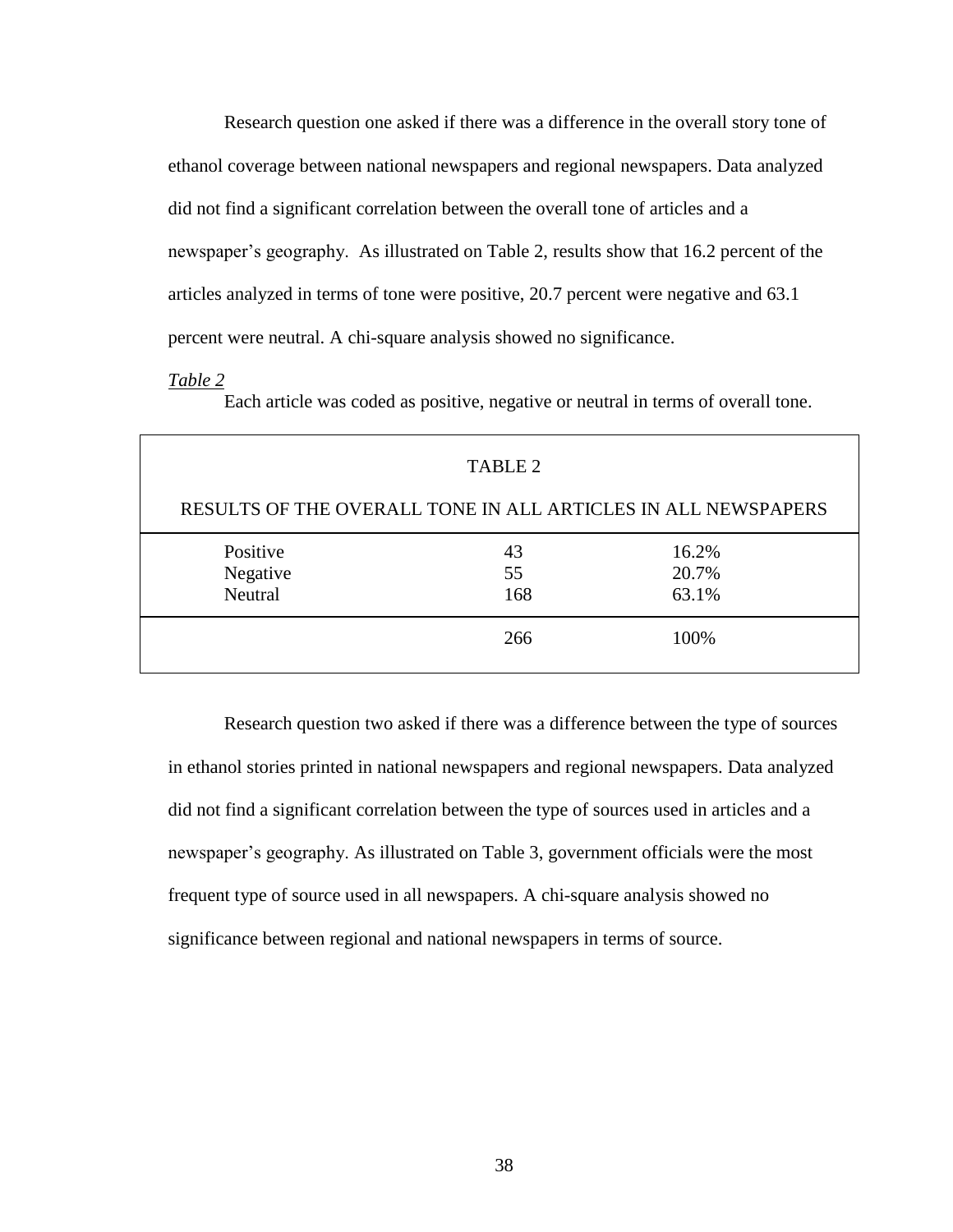Research question one asked if there was a difference in the overall story tone of ethanol coverage between national newspapers and regional newspapers. Data analyzed did not find a significant correlation between the overall tone of articles and a newspaper's geography. As illustrated on Table 2, results show that 16.2 percent of the articles analyzed in terms of tone were positive, 20.7 percent were negative and 63.1 percent were neutral. A chi-square analysis showed no significance.

*Table 2*

Each article was coded as positive, negative or neutral in terms of overall tone.

TABLE 2

RESULTS OF THE OVERALL TONE IN ALL ARTICLES IN ALL NEWSPAPERS

| | | |
|---|---|---|
| Positive | 43 | 16.2% |
| Negative | 55 | 20.7% |
| Neutral | 168 | 63.1% |
| | 266 | 100% |

Research question two asked if there was a difference between the type of sources in ethanol stories printed in national newspapers and regional newspapers. Data analyzed did not find a significant correlation between the type of sources used in articles and a newspaper's geography. As illustrated on Table 3, government officials were the most frequent type of source used in all newspapers. A chi-square analysis showed no significance between regional and national newspapers in terms of source.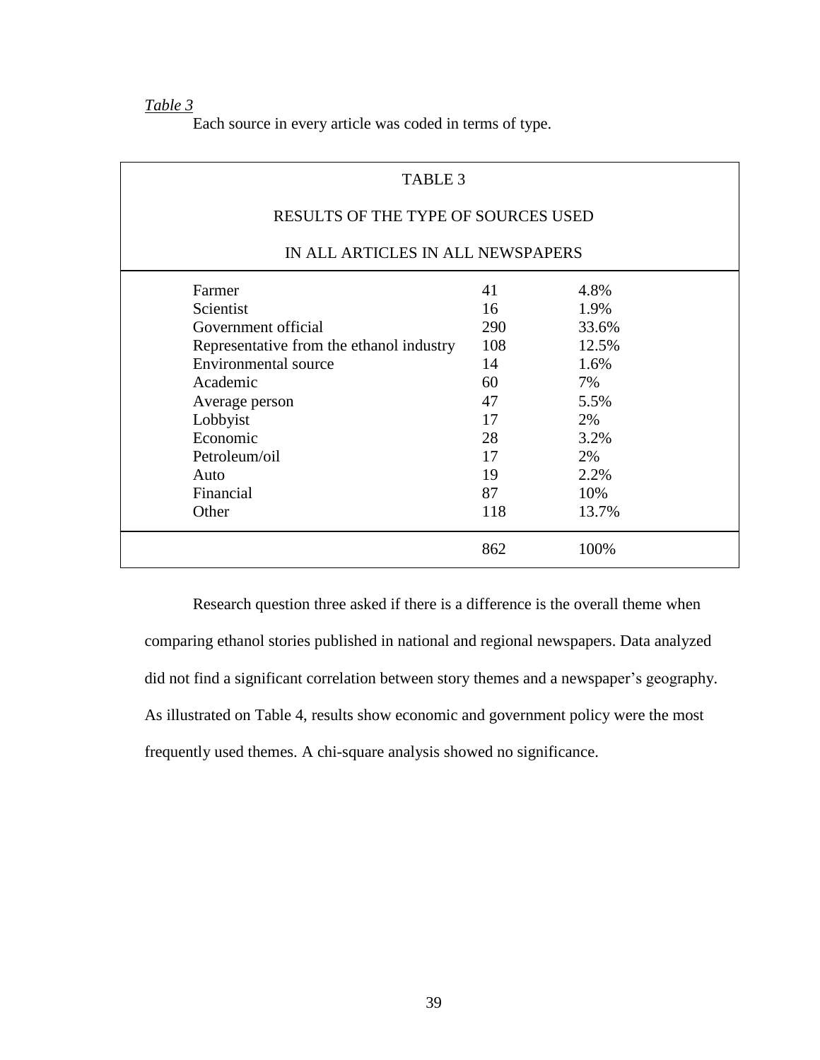*Table 3*

Each source in every article was coded in terms of type.

TABLE 3

RESULTS OF THE TYPE OF SOURCES USED

IN ALL ARTICLES IN ALL NEWSPAPERS

| | | |
|---|---|---|
| Farmer | 41 | 4.8% |
| Scientist | 16 | 1.9% |
| Government official | 290 | 33.6% |
| Representative from the ethanol industry | 108 | 12.5% |
| Environmental source | 14 | 1.6% |
| Academic | 60 | 7% |
| Average person | 47 | 5.5% |
| Lobbyist | 17 | 2% |
| Economic | 28 | 3.2% |
| Petroleum/oil | 17 | 2% |
| Auto | 19 | 2.2% |
| Financial | 87 | 10% |
| Other | 118 | 13.7% |
| | 862 | 100% |

Research question three asked if there is a difference is the overall theme when comparing ethanol stories published in national and regional newspapers. Data analyzed did not find a significant correlation between story themes and a newspaper's geography. As illustrated on Table 4, results show economic and government policy were the most frequently used themes. A chi-square analysis showed no significance.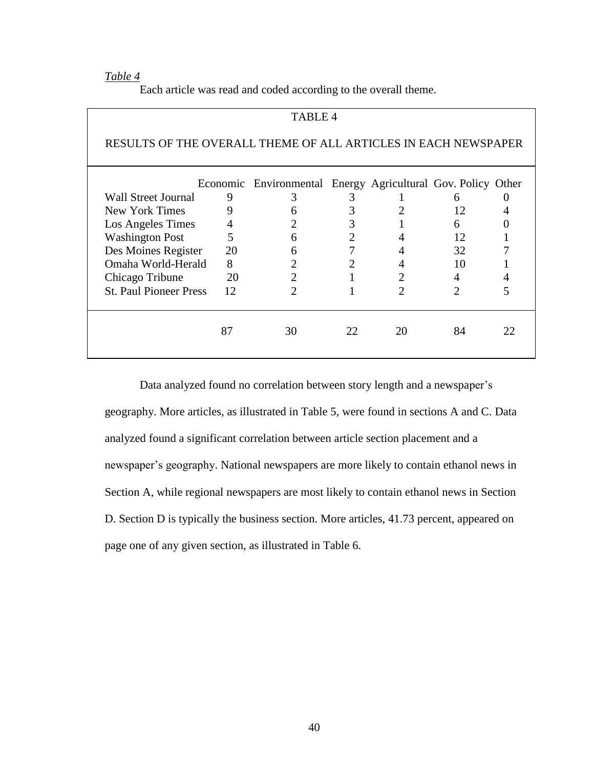*Table 4*

Each article was read and coded according to the overall theme.

TABLE 4

RESULTS OF THE OVERALL THEME OF ALL ARTICLES IN EACH NEWSPAPER

| | Economic | Environmental | Energy | Agricultural | Gov. Policy | Other |
|---|---|---|---|---|---|---|
| Wall Street Journal | 9 | 3 | 3 | 1 | 6 | 0 |
| New York Times | 9 | 6 | 3 | 2 | 12 | 4 |
| Los Angeles Times | 4 | 2 | 3 | 1 | 6 | 0 |
| Washington Post | 5 | 6 | 2 | 4 | 12 | 1 |
| Des Moines Register | 20 | 6 | 7 | 4 | 32 | 7 |
| Omaha World-Herald | 8 | 2 | 2 | 4 | 10 | 1 |
| Chicago Tribune | 20 | 2 | 1 | 2 | 4 | 4 |
| St. Paul Pioneer Press | 12 | 2 | 1 | 2 | 2 | 5 |
| | 87 | 30 | 22 | 20 | 84 | 22 |

Data analyzed found no correlation between story length and a newspaper's geography. More articles, as illustrated in Table 5, were found in sections A and C. Data analyzed found a significant correlation between article section placement and a newspaper's geography. National newspapers are more likely to contain ethanol news in Section A, while regional newspapers are most likely to contain ethanol news in Section D. Section D is typically the business section. More articles, 41.73 percent, appeared on page one of any given section, as illustrated in Table 6.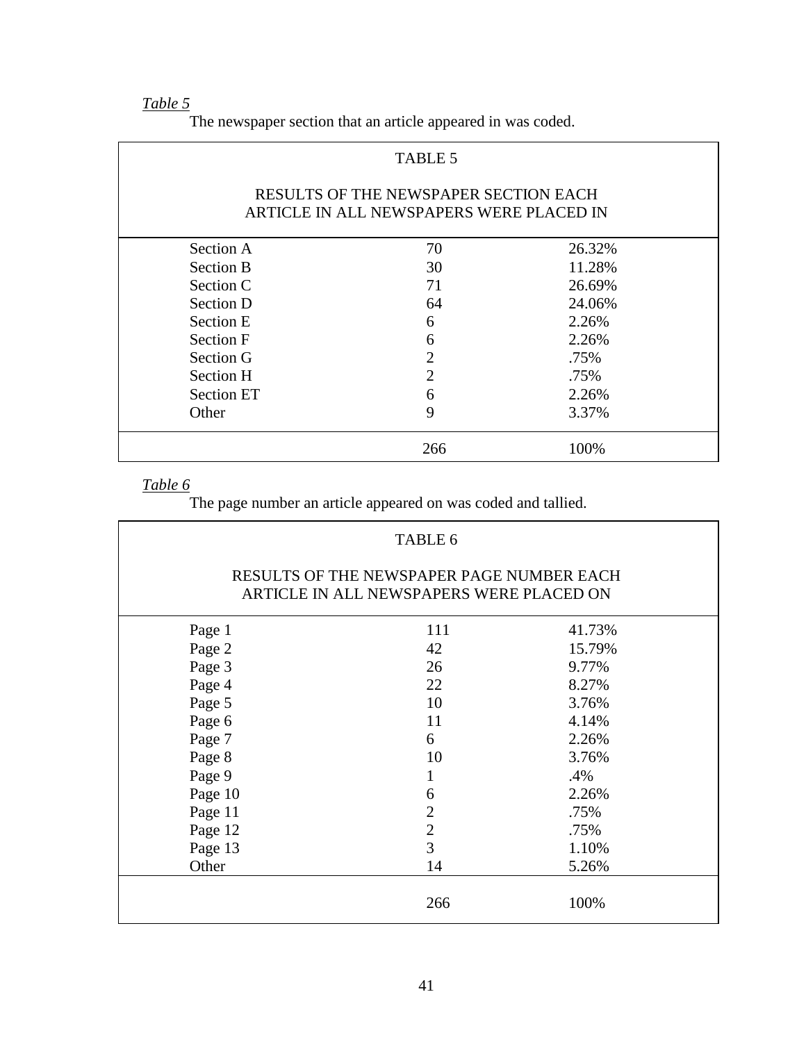*Table 5*

The newspaper section that an article appeared in was coded.

| TABLE 5 RESULTS OF THE NEWSPAPER SECTION EACH ARTICLE IN ALL NEWSPAPERS WERE PLACED IN | | |
|---|---|---|
| Section A | 70 | 26.32% |
| Section B | 30 | 11.28% |
| Section C | 71 | 26.69% |
| Section D | 64 | 24.06% |
| Section E | 6 | 2.26% |
| Section F | 6 | 2.26% |
| Section G | 2 | .75% |
| Section H | 2 | .75% |
| Section ET | 6 | 2.26% |
| Other | 9 | 3.37% |
| | 266 | 100% |

*Table 6*

The page number an article appeared on was coded and tallied.

| TABLE 6 RESULTS OF THE NEWSPAPER PAGE NUMBER EACH ARTICLE IN ALL NEWSPAPERS WERE PLACED ON | | |
|---|---|---|
| Page 1 | 111 | 41.73% |
| Page 2 | 42 | 15.79% |
| Page 3 | 26 | 9.77% |
| Page 4 | 22 | 8.27% |
| Page 5 | 10 | 3.76% |
| Page 6 | 11 | 4.14% |
| Page 7 | 6 | 2.26% |
| Page 8 | 10 | 3.76% |
| Page 9 | 1 | .4% |
| Page 10 | 6 | 2.26% |
| Page 11 | 2 | .75% |
| Page 12 | 2 | .75% |
| Page 13 | 3 | 1.10% |
| Other | 14 | 5.26% |
| | 266 | 100% |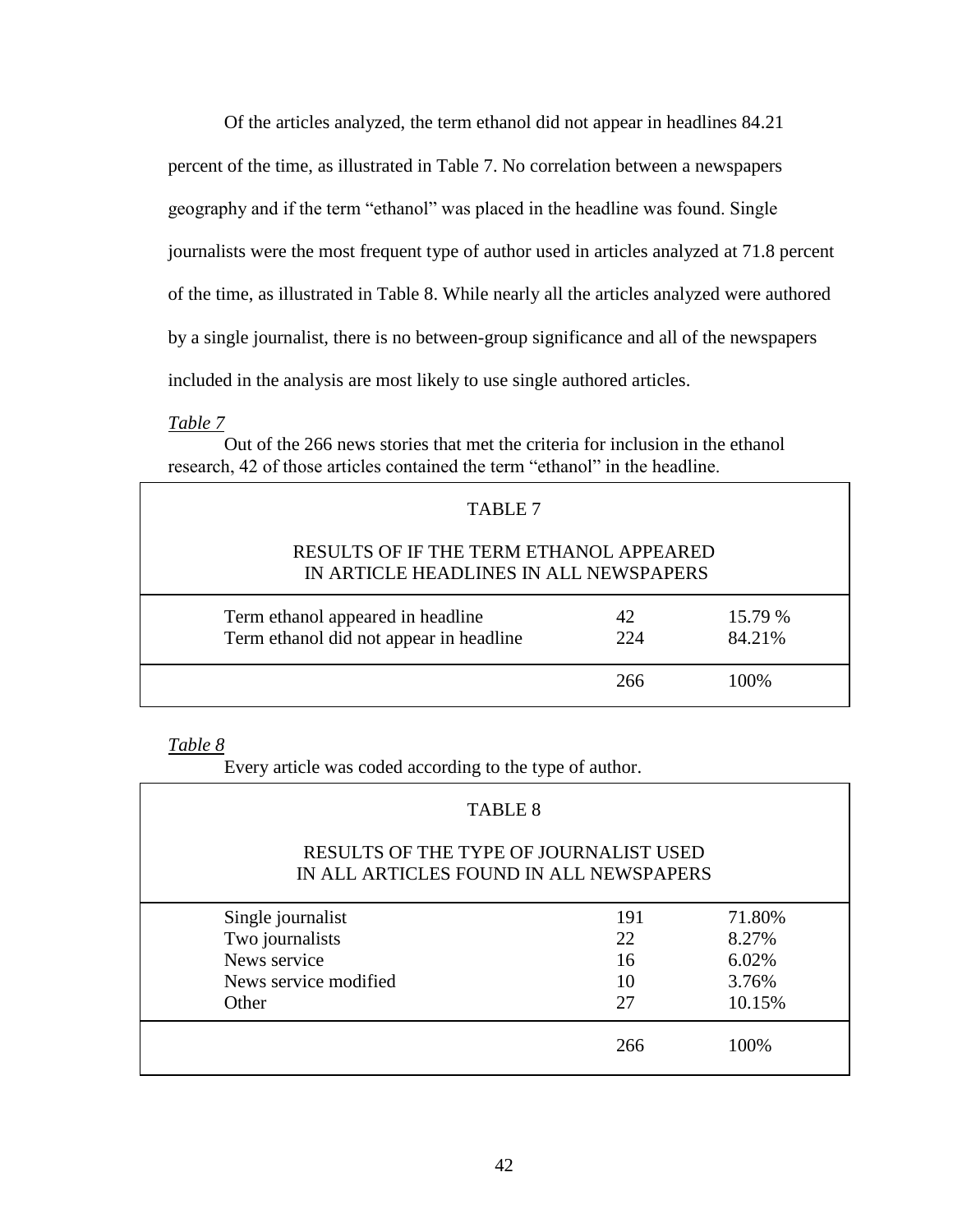Of the articles analyzed, the term ethanol did not appear in headlines 84.21 percent of the time, as illustrated in Table 7. No correlation between a newspapers geography and if the term "ethanol" was placed in the headline was found. Single journalists were the most frequent type of author used in articles analyzed at 71.8 percent of the time, as illustrated in Table 8. While nearly all the articles analyzed were authored by a single journalist, there is no between-group significance and all of the newspapers included in the analysis are most likely to use single authored articles.

*Table 7*

Out of the 266 news stories that met the criteria for inclusion in the ethanol research, 42 of those articles contained the term "ethanol" in the headline.

TABLE 7

RESULTS OF IF THE TERM ETHANOL APPEARED IN ARTICLE HEADLINES IN ALL NEWSPAPERS

| | | |
|---|---|---|
| Term ethanol appeared in headline | 42 | 15.79 % |
| Term ethanol did not appear in headline | 224 | 84.21% |
| | 266 | 100% |

*Table 8*

Every article was coded according to the type of author.

TABLE 8

RESULTS OF THE TYPE OF JOURNALIST USED IN ALL ARTICLES FOUND IN ALL NEWSPAPERS

| | | |
|---|---|---|
| Single journalist | 191 | 71.80% |
| Two journalists | 22 | 8.27% |
| News service | 16 | 6.02% |
| News service modified | 10 | 3.76% |
| Other | 27 | 10.15% |
| | 266 | 100% |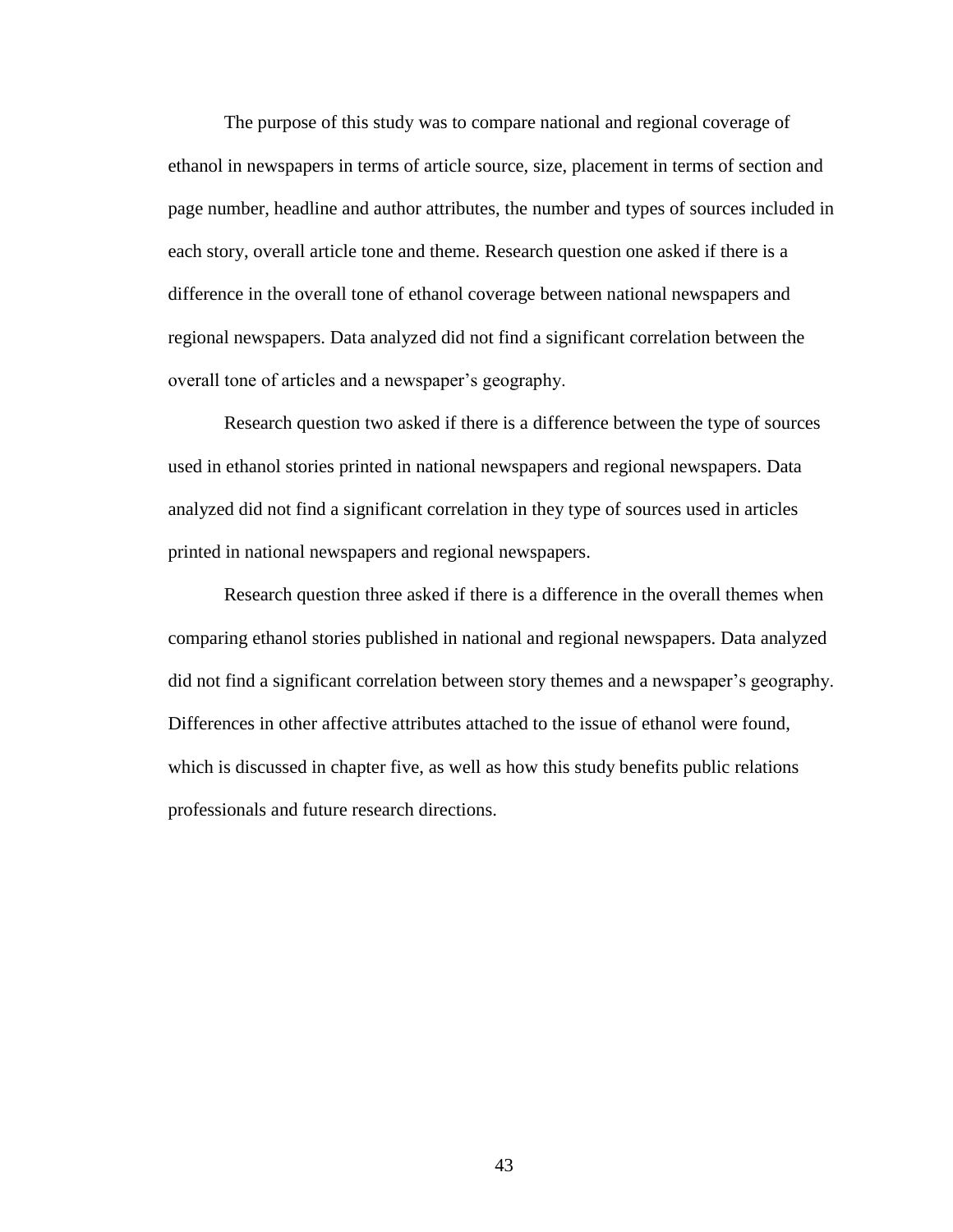The purpose of this study was to compare national and regional coverage of ethanol in newspapers in terms of article source, size, placement in terms of section and page number, headline and author attributes, the number and types of sources included in each story, overall article tone and theme. Research question one asked if there is a difference in the overall tone of ethanol coverage between national newspapers and regional newspapers. Data analyzed did not find a significant correlation between the overall tone of articles and a newspaper's geography.

Research question two asked if there is a difference between the type of sources used in ethanol stories printed in national newspapers and regional newspapers. Data analyzed did not find a significant correlation in they type of sources used in articles printed in national newspapers and regional newspapers.

Research question three asked if there is a difference in the overall themes when comparing ethanol stories published in national and regional newspapers. Data analyzed did not find a significant correlation between story themes and a newspaper's geography. Differences in other affective attributes attached to the issue of ethanol were found, which is discussed in chapter five, as well as how this study benefits public relations professionals and future research directions.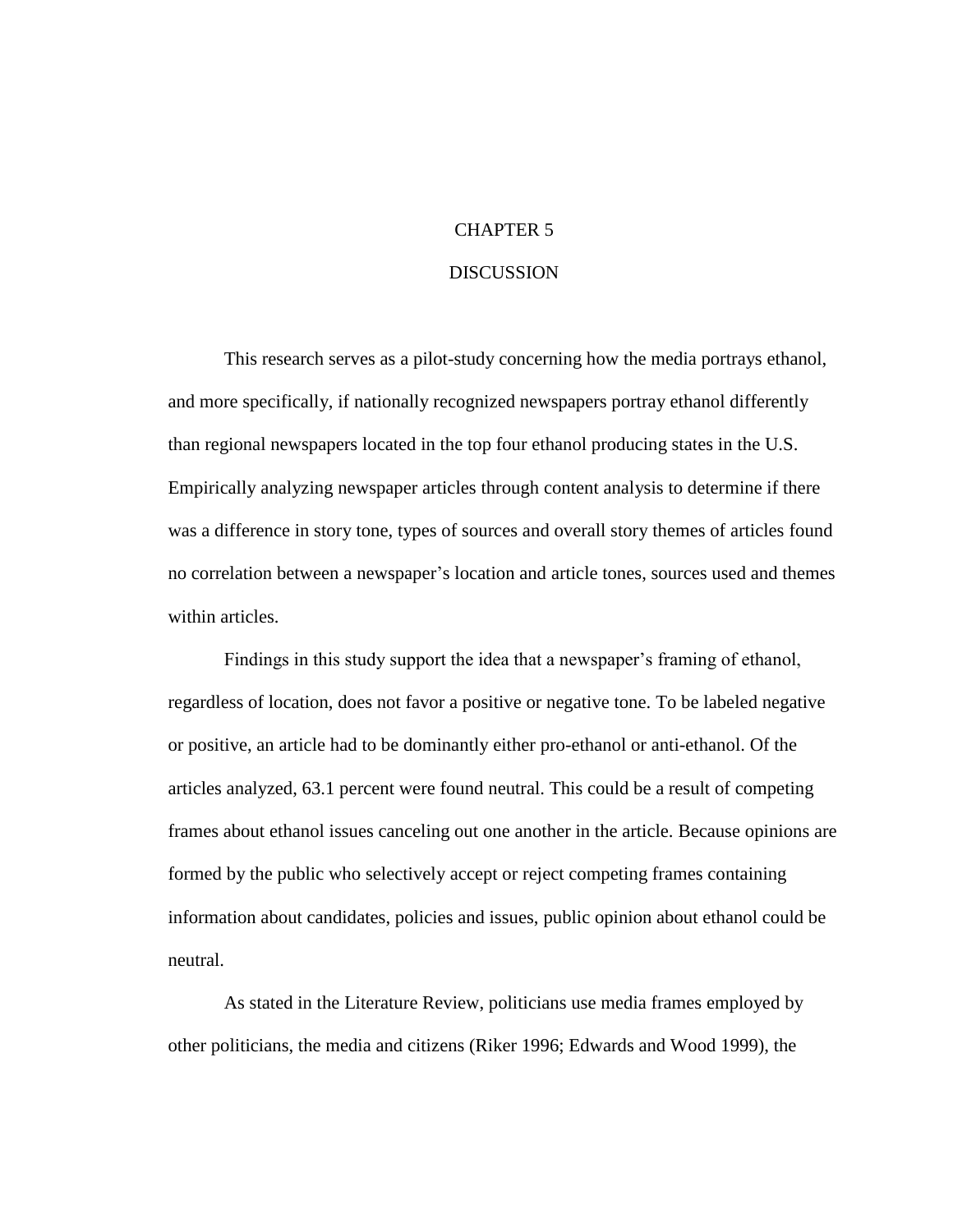# CHAPTER 5

# DISCUSSION

This research serves as a pilot-study concerning how the media portrays ethanol, and more specifically, if nationally recognized newspapers portray ethanol differently than regional newspapers located in the top four ethanol producing states in the U.S. Empirically analyzing newspaper articles through content analysis to determine if there was a difference in story tone, types of sources and overall story themes of articles found no correlation between a newspaper's location and article tones, sources used and themes within articles.

Findings in this study support the idea that a newspaper's framing of ethanol, regardless of location, does not favor a positive or negative tone. To be labeled negative or positive, an article had to be dominantly either pro-ethanol or anti-ethanol. Of the articles analyzed, 63.1 percent were found neutral. This could be a result of competing frames about ethanol issues canceling out one another in the article. Because opinions are formed by the public who selectively accept or reject competing frames containing information about candidates, policies and issues, public opinion about ethanol could be neutral.

As stated in the Literature Review, politicians use media frames employed by other politicians, the media and citizens (Riker 1996; Edwards and Wood 1999), the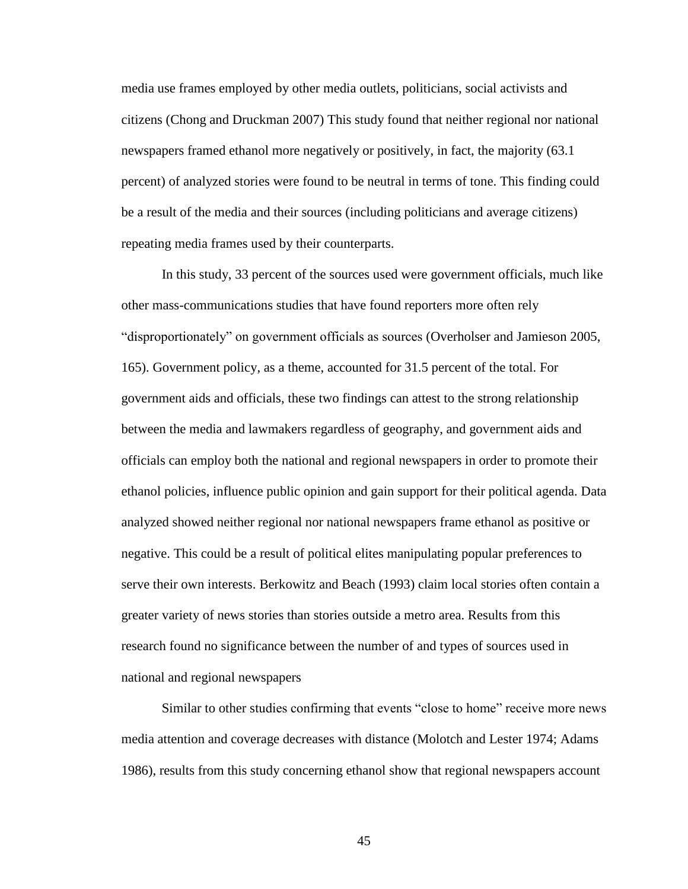media use frames employed by other media outlets, politicians, social activists and citizens (Chong and Druckman 2007) This study found that neither regional nor national newspapers framed ethanol more negatively or positively, in fact, the majority (63.1 percent) of analyzed stories were found to be neutral in terms of tone. This finding could be a result of the media and their sources (including politicians and average citizens) repeating media frames used by their counterparts.

In this study, 33 percent of the sources used were government officials, much like other mass-communications studies that have found reporters more often rely "disproportionately" on government officials as sources (Overholser and Jamieson 2005, 165). Government policy, as a theme, accounted for 31.5 percent of the total. For government aids and officials, these two findings can attest to the strong relationship between the media and lawmakers regardless of geography, and government aids and officials can employ both the national and regional newspapers in order to promote their ethanol policies, influence public opinion and gain support for their political agenda. Data analyzed showed neither regional nor national newspapers frame ethanol as positive or negative. This could be a result of political elites manipulating popular preferences to serve their own interests. Berkowitz and Beach (1993) claim local stories often contain a greater variety of news stories than stories outside a metro area. Results from this research found no significance between the number of and types of sources used in national and regional newspapers

Similar to other studies confirming that events "close to home" receive more news media attention and coverage decreases with distance (Molotch and Lester 1974; Adams 1986), results from this study concerning ethanol show that regional newspapers account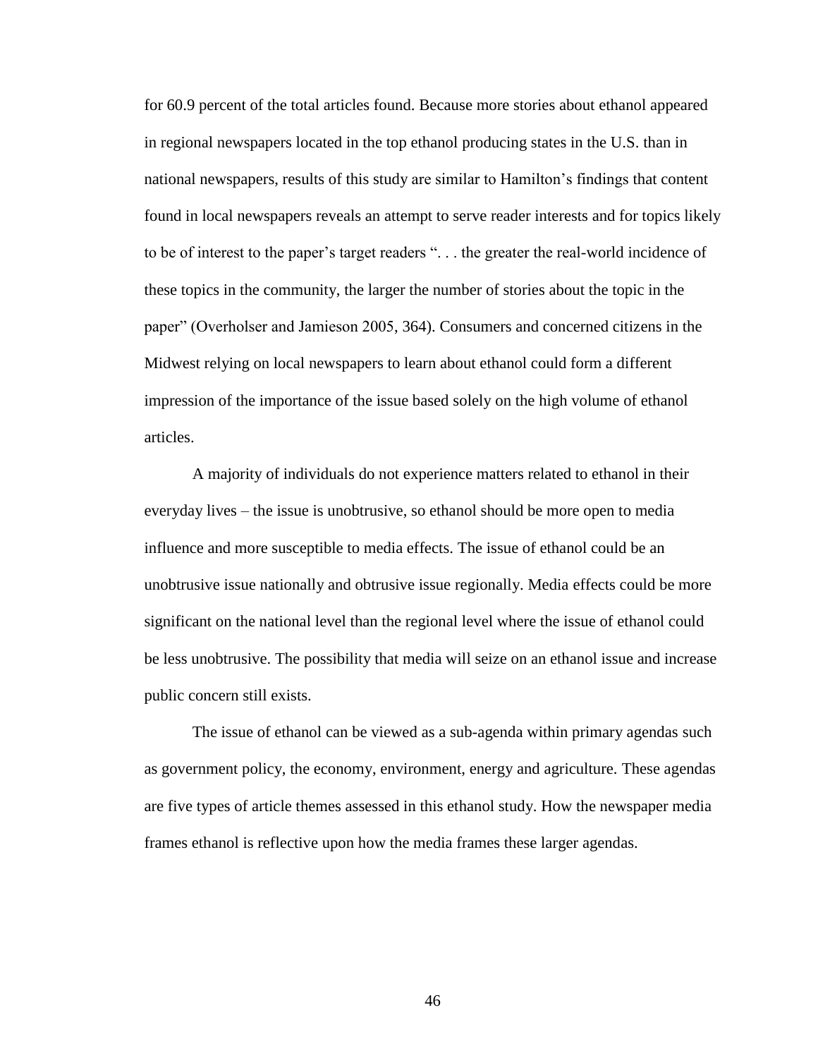for 60.9 percent of the total articles found. Because more stories about ethanol appeared in regional newspapers located in the top ethanol producing states in the U.S. than in national newspapers, results of this study are similar to Hamilton's findings that content found in local newspapers reveals an attempt to serve reader interests and for topics likely to be of interest to the paper's target readers ". . . the greater the real-world incidence of these topics in the community, the larger the number of stories about the topic in the paper" (Overholser and Jamieson 2005, 364). Consumers and concerned citizens in the Midwest relying on local newspapers to learn about ethanol could form a different impression of the importance of the issue based solely on the high volume of ethanol articles.

A majority of individuals do not experience matters related to ethanol in their everyday lives – the issue is unobtrusive, so ethanol should be more open to media influence and more susceptible to media effects. The issue of ethanol could be an unobtrusive issue nationally and obtrusive issue regionally. Media effects could be more significant on the national level than the regional level where the issue of ethanol could be less unobtrusive. The possibility that media will seize on an ethanol issue and increase public concern still exists.

The issue of ethanol can be viewed as a sub-agenda within primary agendas such as government policy, the economy, environment, energy and agriculture. These agendas are five types of article themes assessed in this ethanol study. How the newspaper media frames ethanol is reflective upon how the media frames these larger agendas.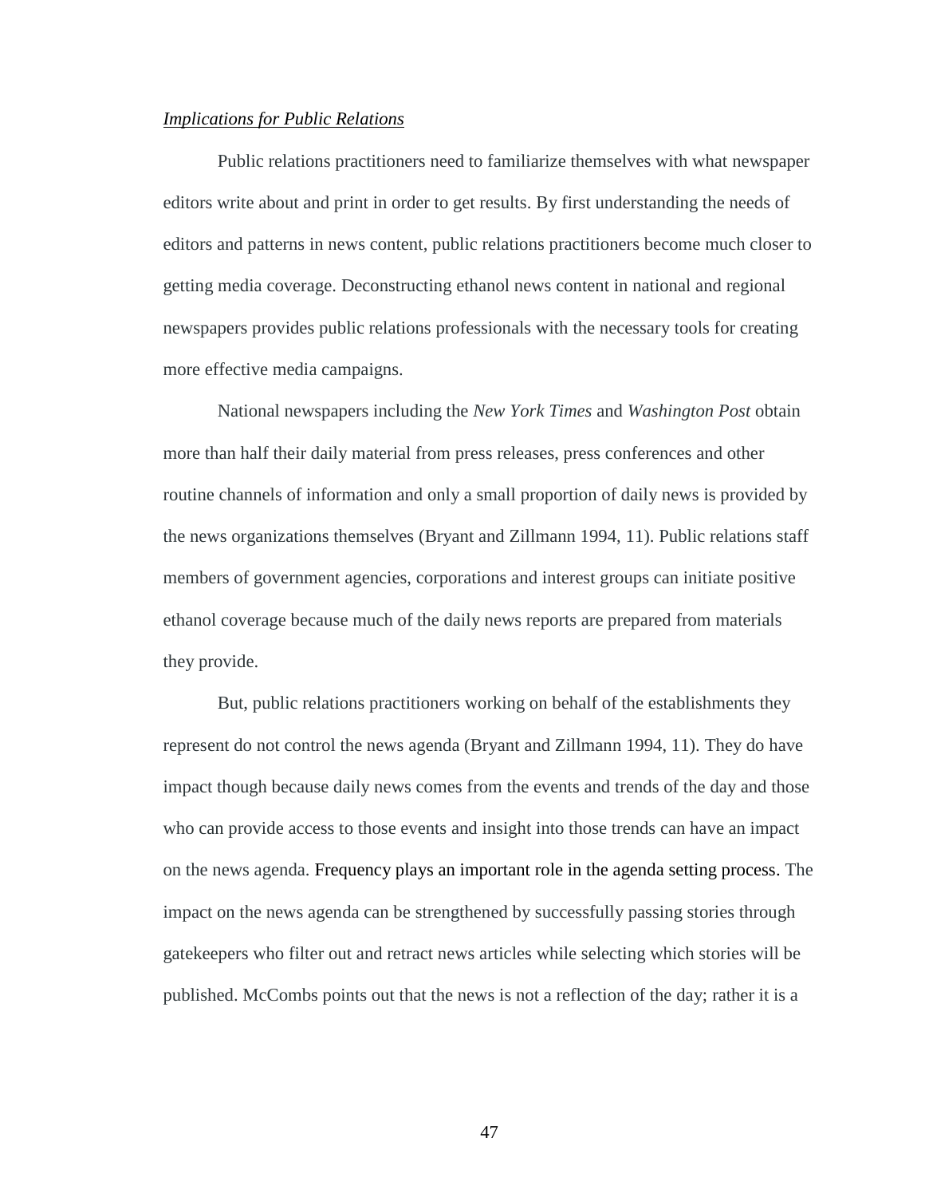*Implications for Public Relations*

Public relations practitioners need to familiarize themselves with what newspaper editors write about and print in order to get results. By first understanding the needs of editors and patterns in news content, public relations practitioners become much closer to getting media coverage. Deconstructing ethanol news content in national and regional newspapers provides public relations professionals with the necessary tools for creating more effective media campaigns.

National newspapers including the *New York Times* and *Washington Post* obtain more than half their daily material from press releases, press conferences and other routine channels of information and only a small proportion of daily news is provided by the news organizations themselves (Bryant and Zillmann 1994, 11). Public relations staff members of government agencies, corporations and interest groups can initiate positive ethanol coverage because much of the daily news reports are prepared from materials they provide.

But, public relations practitioners working on behalf of the establishments they represent do not control the news agenda (Bryant and Zillmann 1994, 11). They do have impact though because daily news comes from the events and trends of the day and those who can provide access to those events and insight into those trends can have an impact on the news agenda. Frequency plays an important role in the agenda setting process. The impact on the news agenda can be strengthened by successfully passing stories through gatekeepers who filter out and retract news articles while selecting which stories will be published. McCombs points out that the news is not a reflection of the day; rather it is a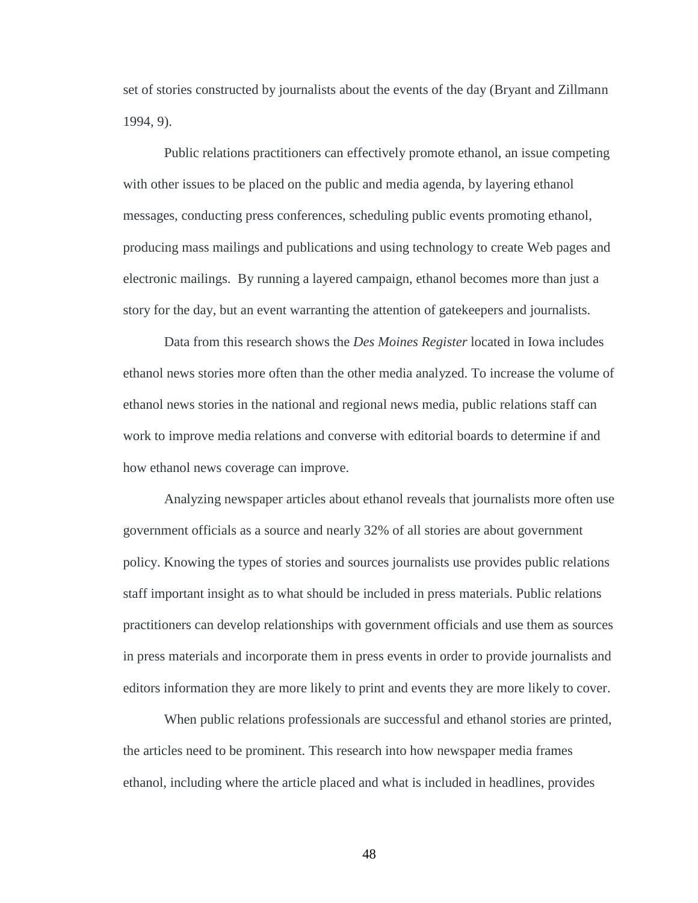set of stories constructed by journalists about the events of the day (Bryant and Zillmann 1994, 9).

Public relations practitioners can effectively promote ethanol, an issue competing with other issues to be placed on the public and media agenda, by layering ethanol messages, conducting press conferences, scheduling public events promoting ethanol, producing mass mailings and publications and using technology to create Web pages and electronic mailings. By running a layered campaign, ethanol becomes more than just a story for the day, but an event warranting the attention of gatekeepers and journalists.

Data from this research shows the *Des Moines Register* located in Iowa includes ethanol news stories more often than the other media analyzed. To increase the volume of ethanol news stories in the national and regional news media, public relations staff can work to improve media relations and converse with editorial boards to determine if and how ethanol news coverage can improve.

Analyzing newspaper articles about ethanol reveals that journalists more often use government officials as a source and nearly 32% of all stories are about government policy. Knowing the types of stories and sources journalists use provides public relations staff important insight as to what should be included in press materials. Public relations practitioners can develop relationships with government officials and use them as sources in press materials and incorporate them in press events in order to provide journalists and editors information they are more likely to print and events they are more likely to cover.

When public relations professionals are successful and ethanol stories are printed, the articles need to be prominent. This research into how newspaper media frames ethanol, including where the article placed and what is included in headlines, provides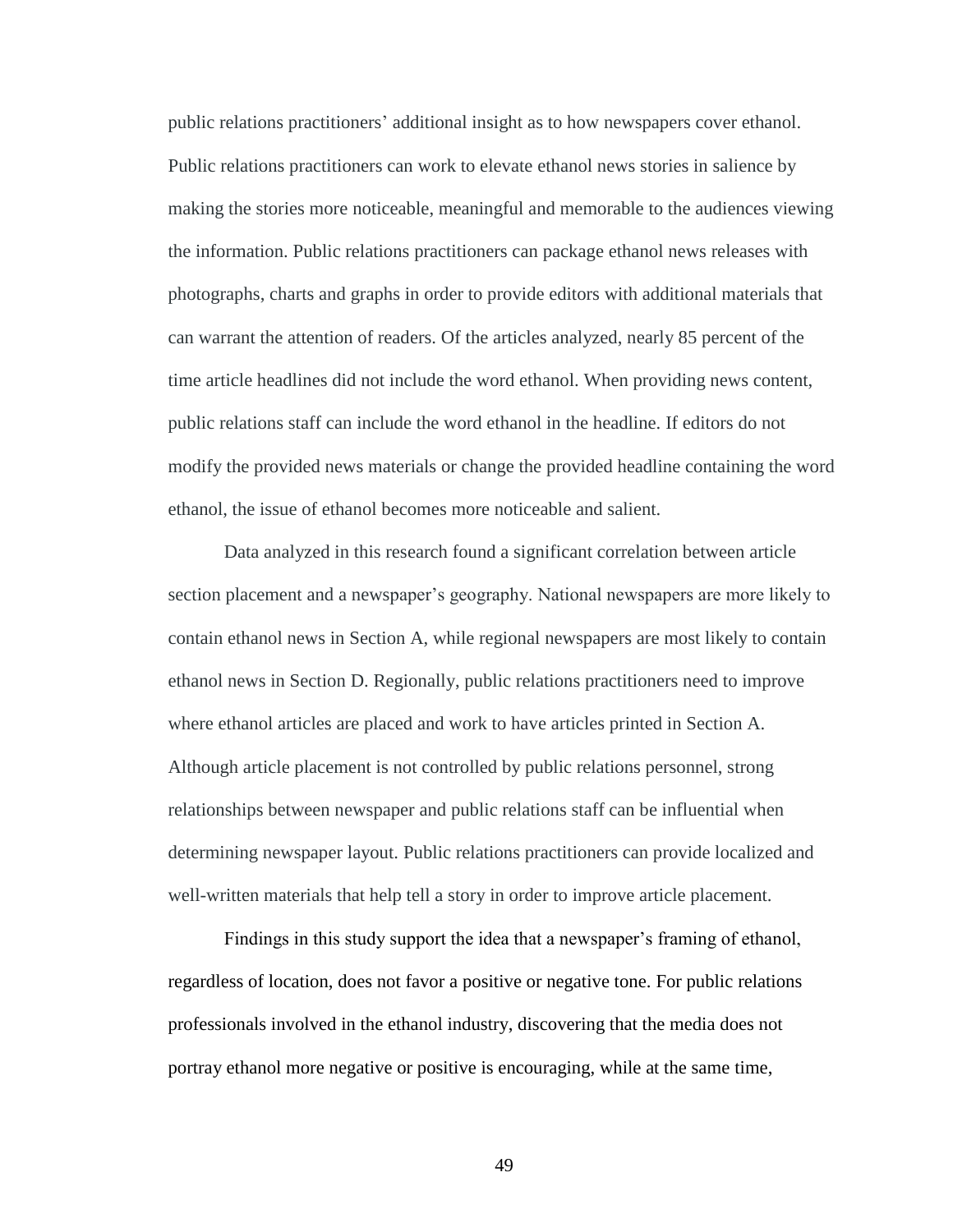public relations practitioners' additional insight as to how newspapers cover ethanol. Public relations practitioners can work to elevate ethanol news stories in salience by making the stories more noticeable, meaningful and memorable to the audiences viewing the information. Public relations practitioners can package ethanol news releases with photographs, charts and graphs in order to provide editors with additional materials that can warrant the attention of readers. Of the articles analyzed, nearly 85 percent of the time article headlines did not include the word ethanol. When providing news content, public relations staff can include the word ethanol in the headline. If editors do not modify the provided news materials or change the provided headline containing the word ethanol, the issue of ethanol becomes more noticeable and salient.

Data analyzed in this research found a significant correlation between article section placement and a newspaper's geography. National newspapers are more likely to contain ethanol news in Section A, while regional newspapers are most likely to contain ethanol news in Section D. Regionally, public relations practitioners need to improve where ethanol articles are placed and work to have articles printed in Section A. Although article placement is not controlled by public relations personnel, strong relationships between newspaper and public relations staff can be influential when determining newspaper layout. Public relations practitioners can provide localized and well-written materials that help tell a story in order to improve article placement.

Findings in this study support the idea that a newspaper's framing of ethanol, regardless of location, does not favor a positive or negative tone. For public relations professionals involved in the ethanol industry, discovering that the media does not portray ethanol more negative or positive is encouraging, while at the same time,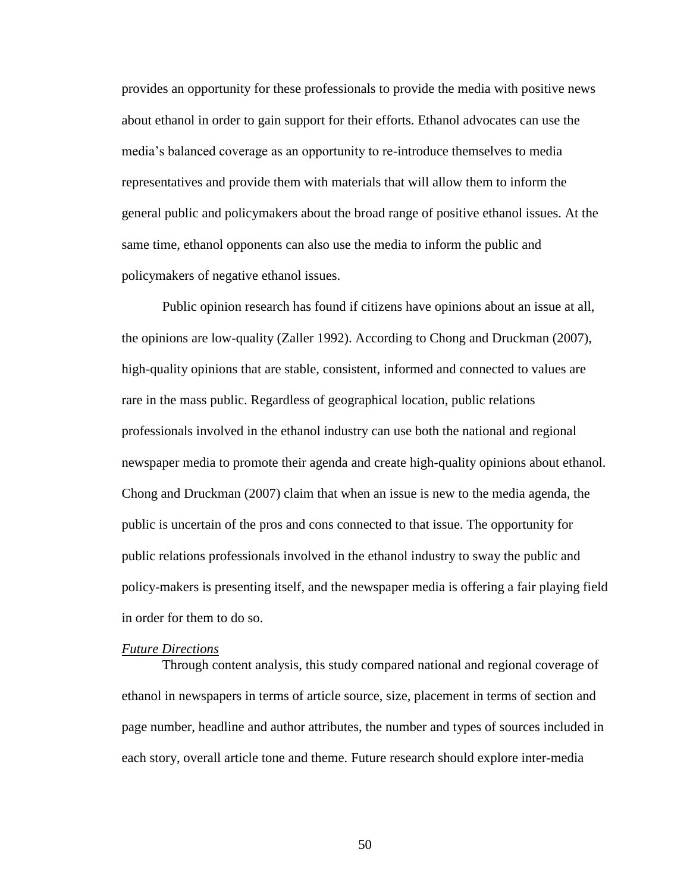provides an opportunity for these professionals to provide the media with positive news about ethanol in order to gain support for their efforts. Ethanol advocates can use the media's balanced coverage as an opportunity to re-introduce themselves to media representatives and provide them with materials that will allow them to inform the general public and policymakers about the broad range of positive ethanol issues. At the same time, ethanol opponents can also use the media to inform the public and policymakers of negative ethanol issues.

Public opinion research has found if citizens have opinions about an issue at all, the opinions are low-quality (Zaller 1992). According to Chong and Druckman (2007), high-quality opinions that are stable, consistent, informed and connected to values are rare in the mass public. Regardless of geographical location, public relations professionals involved in the ethanol industry can use both the national and regional newspaper media to promote their agenda and create high-quality opinions about ethanol. Chong and Druckman (2007) claim that when an issue is new to the media agenda, the public is uncertain of the pros and cons connected to that issue. The opportunity for public relations professionals involved in the ethanol industry to sway the public and policy-makers is presenting itself, and the newspaper media is offering a fair playing field in order for them to do so.

*Future Directions*

Through content analysis, this study compared national and regional coverage of ethanol in newspapers in terms of article source, size, placement in terms of section and page number, headline and author attributes, the number and types of sources included in each story, overall article tone and theme. Future research should explore inter-media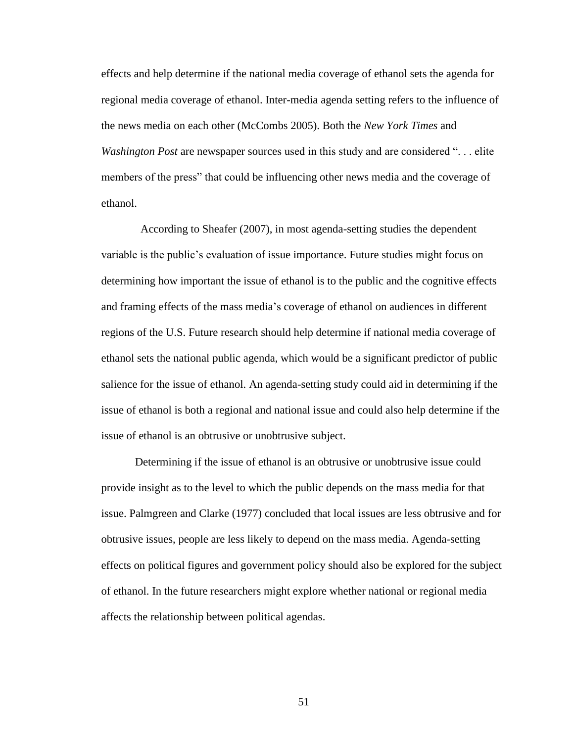effects and help determine if the national media coverage of ethanol sets the agenda for regional media coverage of ethanol. Inter-media agenda setting refers to the influence of the news media on each other (McCombs 2005). Both the *New York Times* and *Washington Post* are newspaper sources used in this study and are considered ". . . elite members of the press" that could be influencing other news media and the coverage of ethanol.

According to Sheafer (2007), in most agenda-setting studies the dependent variable is the public's evaluation of issue importance. Future studies might focus on determining how important the issue of ethanol is to the public and the cognitive effects and framing effects of the mass media's coverage of ethanol on audiences in different regions of the U.S. Future research should help determine if national media coverage of ethanol sets the national public agenda, which would be a significant predictor of public salience for the issue of ethanol. An agenda-setting study could aid in determining if the issue of ethanol is both a regional and national issue and could also help determine if the issue of ethanol is an obtrusive or unobtrusive subject.

Determining if the issue of ethanol is an obtrusive or unobtrusive issue could provide insight as to the level to which the public depends on the mass media for that issue. Palmgreen and Clarke (1977) concluded that local issues are less obtrusive and for obtrusive issues, people are less likely to depend on the mass media. Agenda-setting effects on political figures and government policy should also be explored for the subject of ethanol. In the future researchers might explore whether national or regional media affects the relationship between political agendas.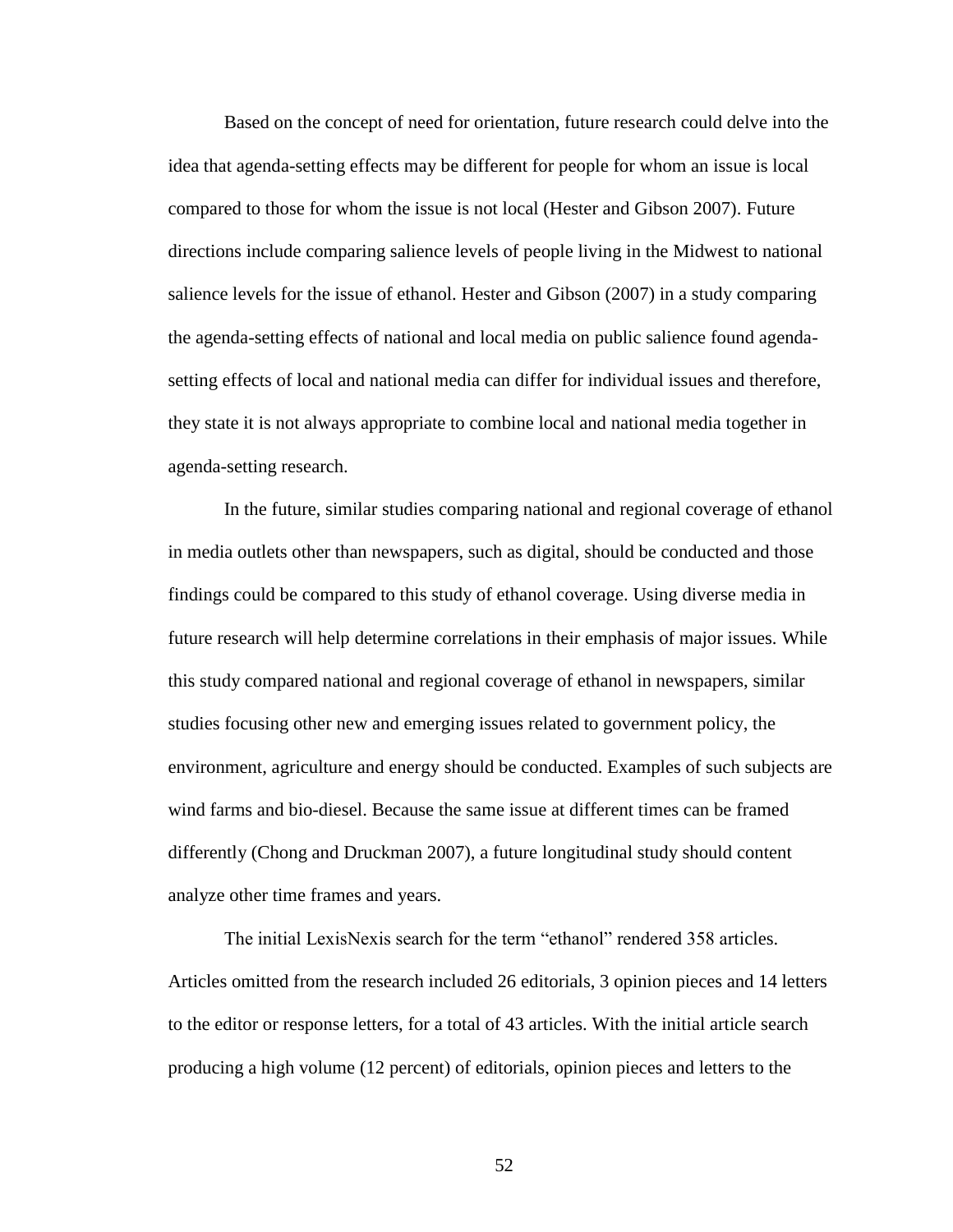Based on the concept of need for orientation, future research could delve into the idea that agenda-setting effects may be different for people for whom an issue is local compared to those for whom the issue is not local (Hester and Gibson 2007). Future directions include comparing salience levels of people living in the Midwest to national salience levels for the issue of ethanol. Hester and Gibson (2007) in a study comparing the agenda-setting effects of national and local media on public salience found agenda-setting effects of local and national media can differ for individual issues and therefore, they state it is not always appropriate to combine local and national media together in agenda-setting research.

In the future, similar studies comparing national and regional coverage of ethanol in media outlets other than newspapers, such as digital, should be conducted and those findings could be compared to this study of ethanol coverage. Using diverse media in future research will help determine correlations in their emphasis of major issues. While this study compared national and regional coverage of ethanol in newspapers, similar studies focusing other new and emerging issues related to government policy, the environment, agriculture and energy should be conducted. Examples of such subjects are wind farms and bio-diesel. Because the same issue at different times can be framed differently (Chong and Druckman 2007), a future longitudinal study should content analyze other time frames and years.

The initial LexisNexis search for the term "ethanol" rendered 358 articles. Articles omitted from the research included 26 editorials, 3 opinion pieces and 14 letters to the editor or response letters, for a total of 43 articles. With the initial article search producing a high volume (12 percent) of editorials, opinion pieces and letters to the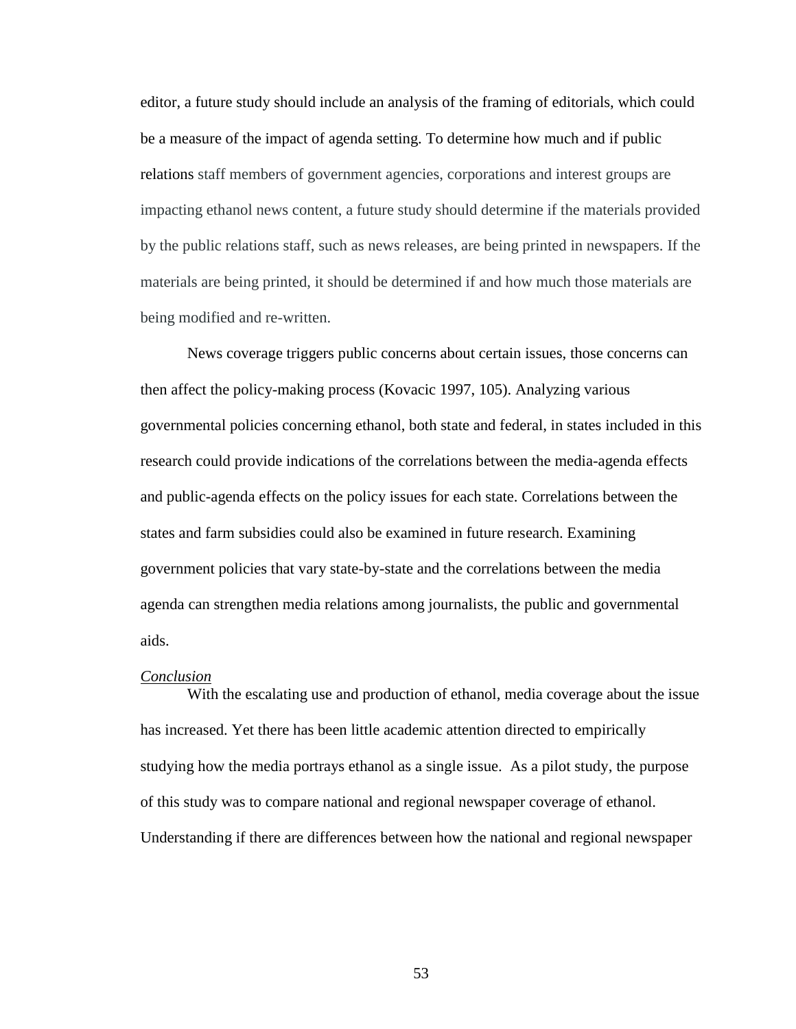editor, a future study should include an analysis of the framing of editorials, which could be a measure of the impact of agenda setting. To determine how much and if public relations staff members of government agencies, corporations and interest groups are impacting ethanol news content, a future study should determine if the materials provided by the public relations staff, such as news releases, are being printed in newspapers. If the materials are being printed, it should be determined if and how much those materials are being modified and re-written.

News coverage triggers public concerns about certain issues, those concerns can then affect the policy-making process (Kovacic 1997, 105). Analyzing various governmental policies concerning ethanol, both state and federal, in states included in this research could provide indications of the correlations between the media-agenda effects and public-agenda effects on the policy issues for each state. Correlations between the states and farm subsidies could also be examined in future research. Examining government policies that vary state-by-state and the correlations between the media agenda can strengthen media relations among journalists, the public and governmental aids.

*Conclusion*

With the escalating use and production of ethanol, media coverage about the issue has increased. Yet there has been little academic attention directed to empirically studying how the media portrays ethanol as a single issue. As a pilot study, the purpose of this study was to compare national and regional newspaper coverage of ethanol. Understanding if there are differences between how the national and regional newspaper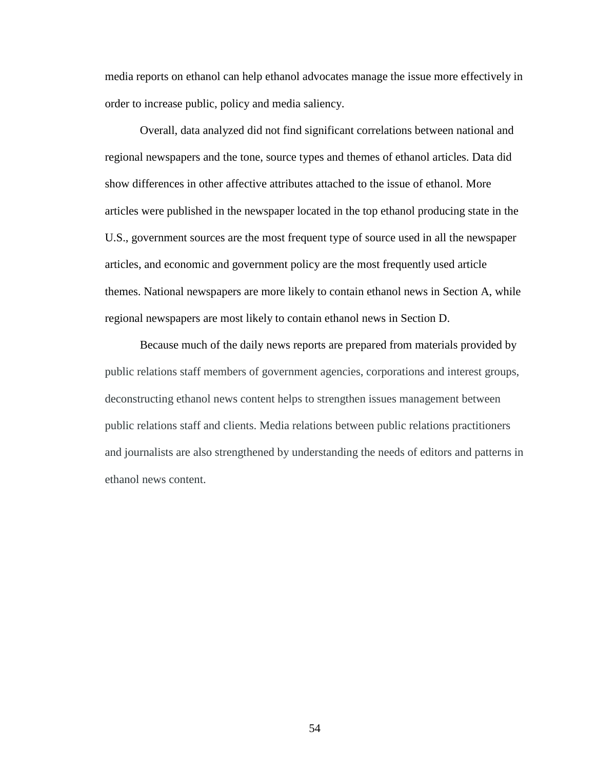media reports on ethanol can help ethanol advocates manage the issue more effectively in order to increase public, policy and media saliency.

Overall, data analyzed did not find significant correlations between national and regional newspapers and the tone, source types and themes of ethanol articles. Data did show differences in other affective attributes attached to the issue of ethanol. More articles were published in the newspaper located in the top ethanol producing state in the U.S., government sources are the most frequent type of source used in all the newspaper articles, and economic and government policy are the most frequently used article themes. National newspapers are more likely to contain ethanol news in Section A, while regional newspapers are most likely to contain ethanol news in Section D.

Because much of the daily news reports are prepared from materials provided by public relations staff members of government agencies, corporations and interest groups, deconstructing ethanol news content helps to strengthen issues management between public relations staff and clients. Media relations between public relations practitioners and journalists are also strengthened by understanding the needs of editors and patterns in ethanol news content.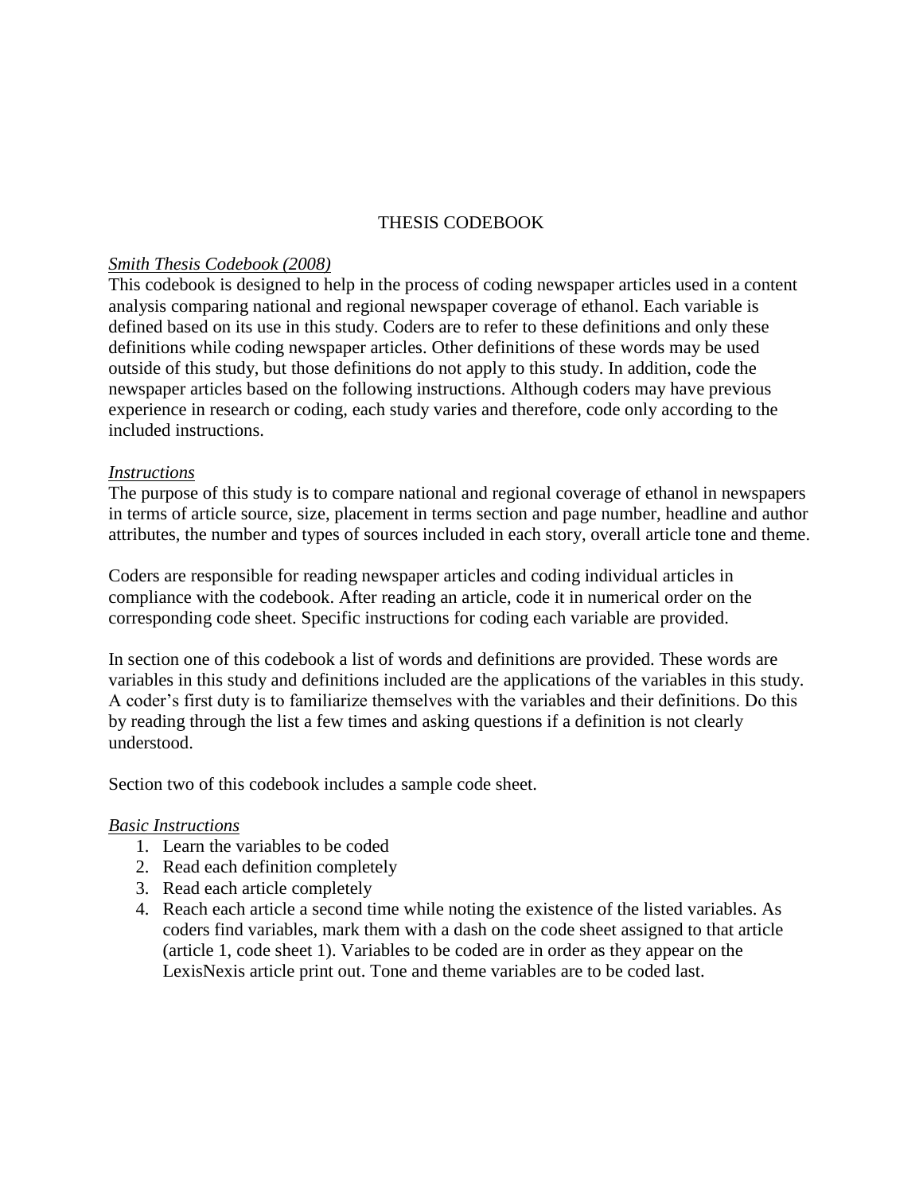# THESIS CODEBOOK

*Smith Thesis Codebook (2008)*

This codebook is designed to help in the process of coding newspaper articles used in a content analysis comparing national and regional newspaper coverage of ethanol. Each variable is defined based on its use in this study. Coders are to refer to these definitions and only these definitions while coding newspaper articles. Other definitions of these words may be used outside of this study, but those definitions do not apply to this study. In addition, code the newspaper articles based on the following instructions. Although coders may have previous experience in research or coding, each study varies and therefore, code only according to the included instructions.

*Instructions*

The purpose of this study is to compare national and regional coverage of ethanol in newspapers in terms of article source, size, placement in terms section and page number, headline and author attributes, the number and types of sources included in each story, overall article tone and theme.

Coders are responsible for reading newspaper articles and coding individual articles in compliance with the codebook. After reading an article, code it in numerical order on the corresponding code sheet. Specific instructions for coding each variable are provided.

In section one of this codebook a list of words and definitions are provided. These words are variables in this study and definitions included are the applications of the variables in this study. A coder's first duty is to familiarize themselves with the variables and their definitions. Do this by reading through the list a few times and asking questions if a definition is not clearly understood.

Section two of this codebook includes a sample code sheet.

*Basic Instructions*

1. Learn the variables to be coded
2. Read each definition completely
3. Read each article completely
4. Reach each article a second time while noting the existence of the listed variables. As coders find variables, mark them with a dash on the code sheet assigned to that article (article 1, code sheet 1). Variables to be coded are in order as they appear on the LexisNexis article print out. Tone and theme variables are to be coded last.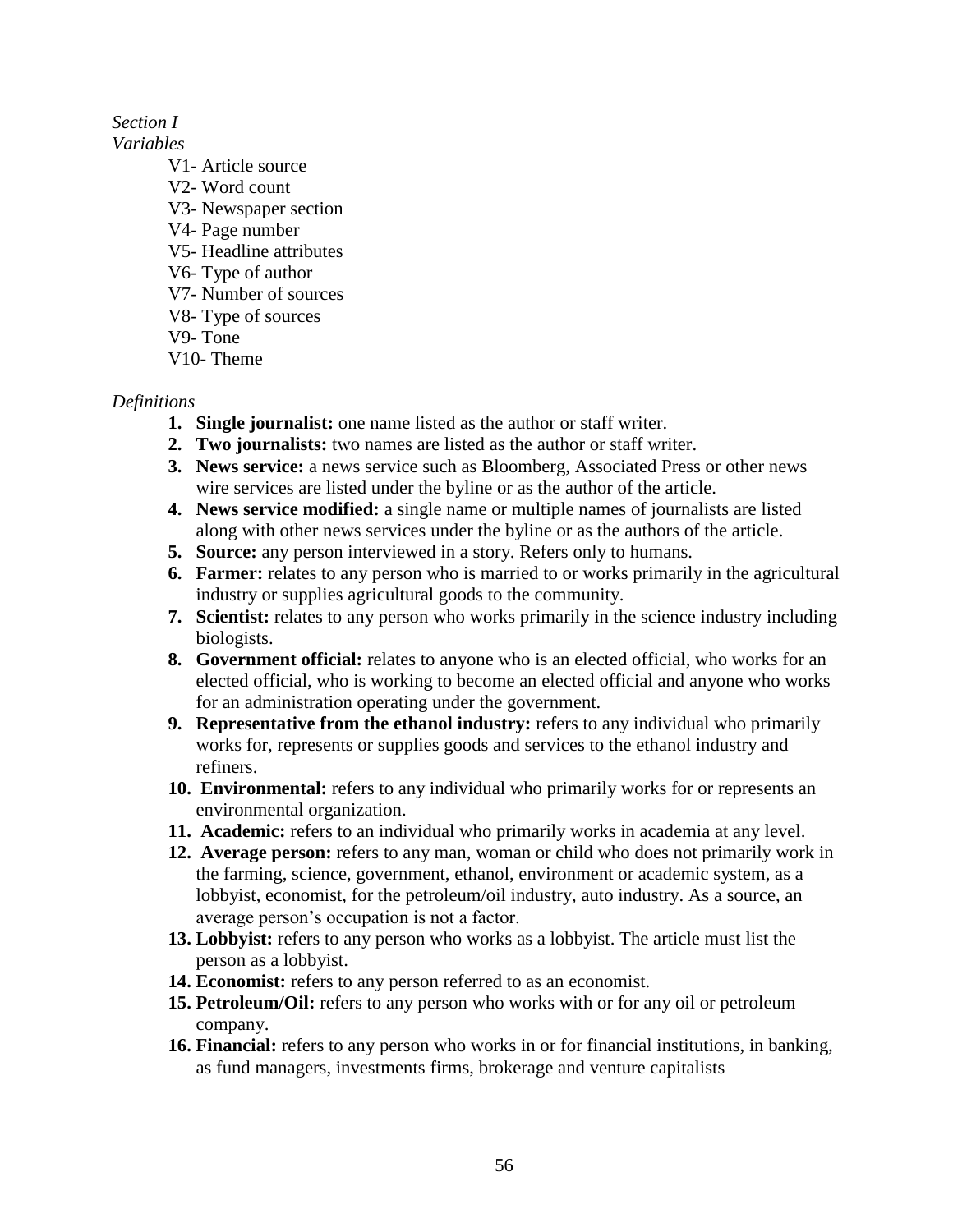*Section I*

*Variables*

V1- Article source
V2- Word count
V3- Newspaper section
V4- Page number
V5- Headline attributes
V6- Type of author
V7- Number of sources
V8- Type of sources
V9- Tone
V10- Theme

*Definitions*

1. **Single journalist:** one name listed as the author or staff writer.
2. **Two journalists:** two names are listed as the author or staff writer.
3. **News service:** a news service such as Bloomberg, Associated Press or other news wire services are listed under the byline or as the author of the article.
4. **News service modified:** a single name or multiple names of journalists are listed along with other news services under the byline or as the authors of the article.
5. **Source:** any person interviewed in a story. Refers only to humans.
6. **Farmer:** relates to any person who is married to or works primarily in the agricultural industry or supplies agricultural goods to the community.
7. **Scientist:** relates to any person who works primarily in the science industry including biologists.
8. **Government official:** relates to anyone who is an elected official, who works for an elected official, who is working to become an elected official and anyone who works for an administration operating under the government.
9. **Representative from the ethanol industry:** refers to any individual who primarily works for, represents or supplies goods and services to the ethanol industry and refiners.
10. **Environmental:** refers to any individual who primarily works for or represents an environmental organization.
11. **Academic:** refers to an individual who primarily works in academia at any level.
12. **Average person:** refers to any man, woman or child who does not primarily work in the farming, science, government, ethanol, environment or academic system, as a lobbyist, economist, for the petroleum/oil industry, auto industry. As a source, an average person's occupation is not a factor.
13. **Lobbyist:** refers to any person who works as a lobbyist. The article must list the person as a lobbyist.
14. **Economist:** refers to any person referred to as an economist.
15. **Petroleum/Oil:** refers to any person who works with or for any oil or petroleum company.
16. **Financial:** refers to any person who works in or for financial institutions, in banking, as fund managers, investments firms, brokerage and venture capitalists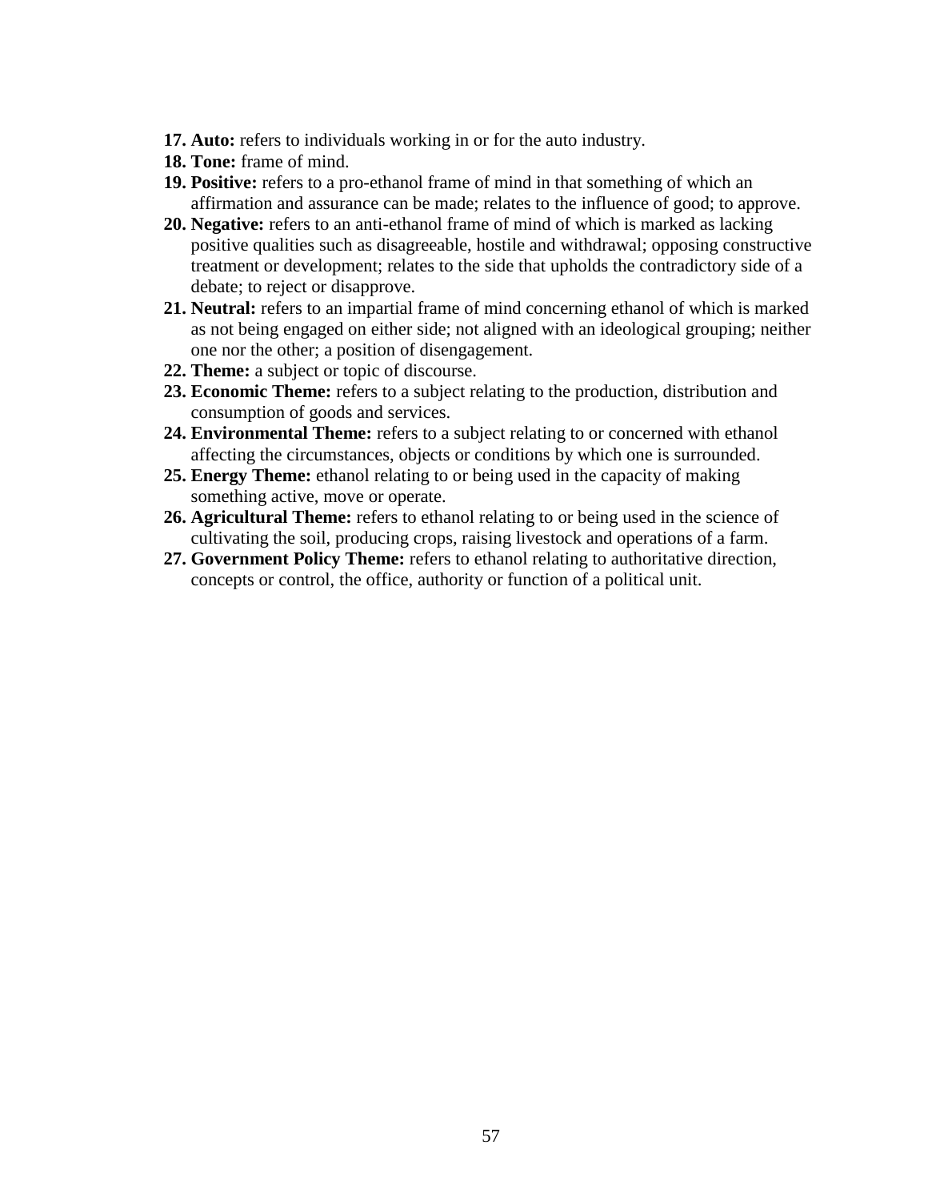17. **Auto:** refers to individuals working in or for the auto industry.
18. **Tone:** frame of mind.
19. **Positive:** refers to a pro-ethanol frame of mind in that something of which an affirmation and assurance can be made; relates to the influence of good; to approve.
20. **Negative:** refers to an anti-ethanol frame of mind of which is marked as lacking positive qualities such as disagreeable, hostile and withdrawal; opposing constructive treatment or development; relates to the side that upholds the contradictory side of a debate; to reject or disapprove.
21. **Neutral:** refers to an impartial frame of mind concerning ethanol of which is marked as not being engaged on either side; not aligned with an ideological grouping; neither one nor the other; a position of disengagement.
22. **Theme:** a subject or topic of discourse.
23. **Economic Theme:** refers to a subject relating to the production, distribution and consumption of goods and services.
24. **Environmental Theme:** refers to a subject relating to or concerned with ethanol affecting the circumstances, objects or conditions by which one is surrounded.
25. **Energy Theme:** ethanol relating to or being used in the capacity of making something active, move or operate.
26. **Agricultural Theme:** refers to ethanol relating to or being used in the science of cultivating the soil, producing crops, raising livestock and operations of a farm.
27. **Government Policy Theme:** refers to ethanol relating to authoritative direction, concepts or control, the office, authority or function of a political unit.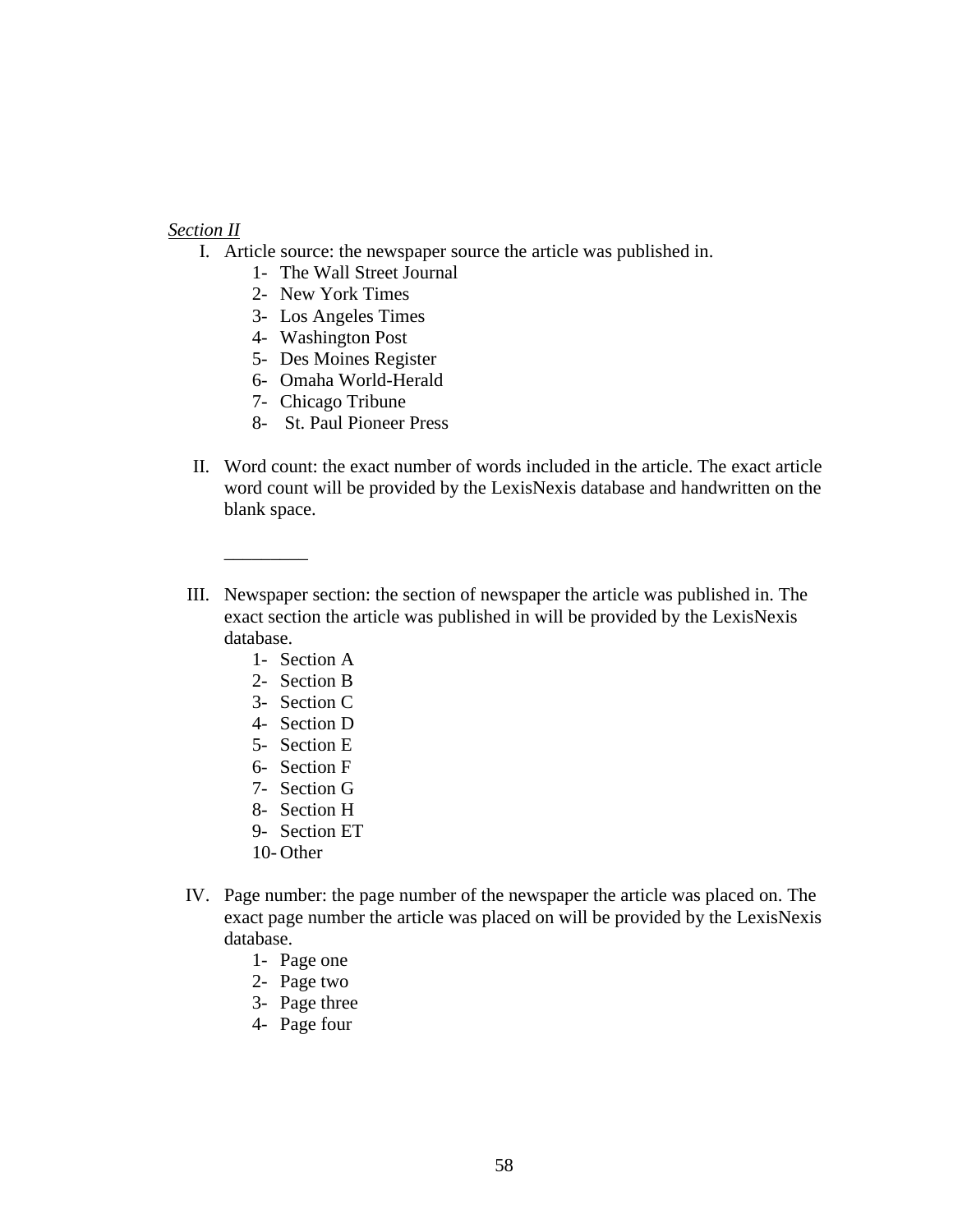*Section II*

I. Article source: the newspaper source the article was published in.
   1- The Wall Street Journal
   2- New York Times
   3- Los Angeles Times
   4- Washington Post
   5- Des Moines Register
   6- Omaha World-Herald
   7- Chicago Tribune
   8- St. Paul Pioneer Press

II. Word count: the exact number of words included in the article. The exact article word count will be provided by the LexisNexis database and handwritten on the blank space.

   _________

III. Newspaper section: the section of newspaper the article was published in. The exact section the article was published in will be provided by the LexisNexis database.
   1- Section A
   2- Section B
   3- Section C
   4- Section D
   5- Section E
   6- Section F
   7- Section G
   8- Section H
   9- Section ET
   10- Other

IV. Page number: the page number of the newspaper the article was placed on. The exact page number the article was placed on will be provided by the LexisNexis database.
   1- Page one
   2- Page two
   3- Page three
   4- Page four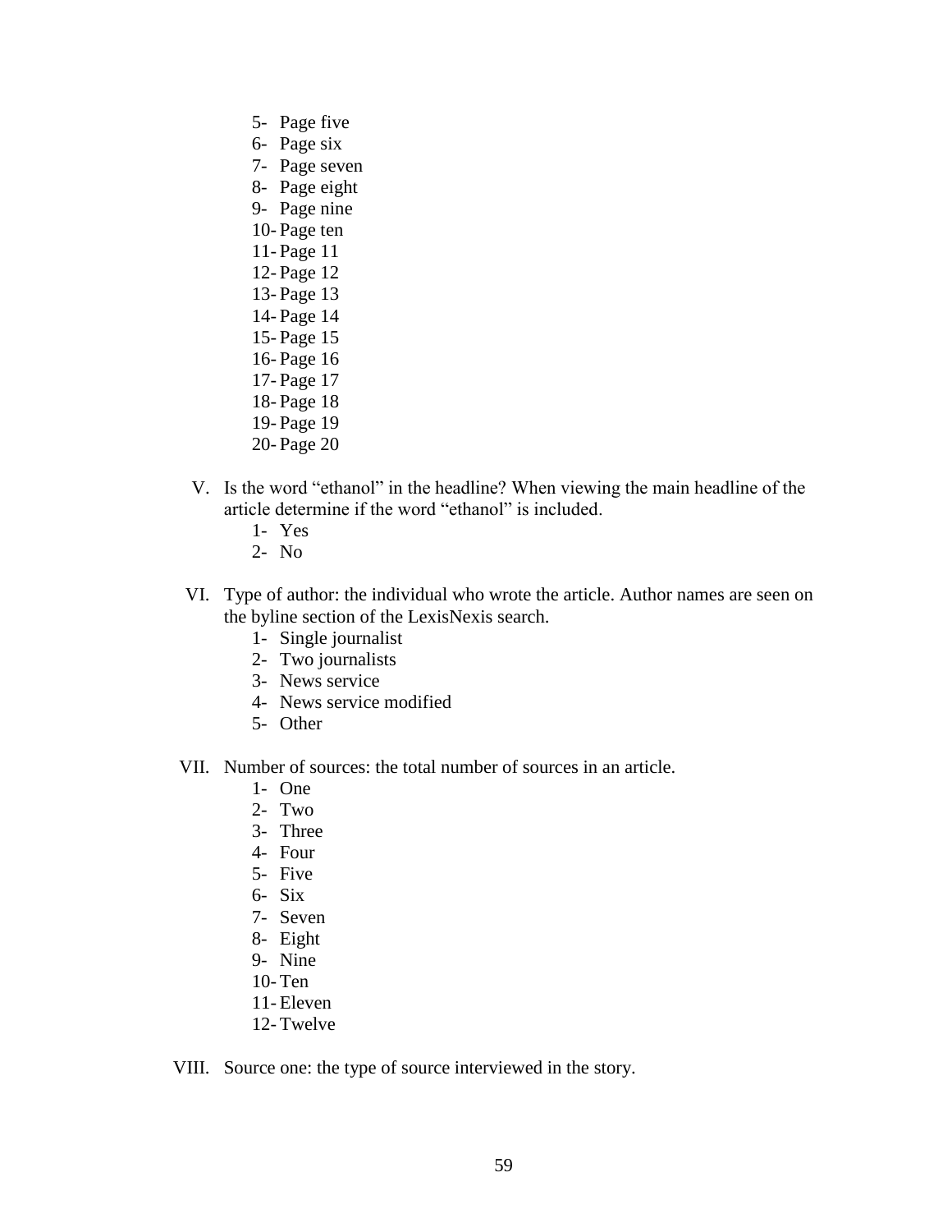5- Page five
6- Page six
7- Page seven
8- Page eight
9- Page nine
10- Page ten
11- Page 11
12- Page 12
13- Page 13
14- Page 14
15- Page 15
16- Page 16
17- Page 17
18- Page 18
19- Page 19
20- Page 20

V. Is the word "ethanol" in the headline? When viewing the main headline of the article determine if the word "ethanol" is included.
   1- Yes
   2- No

VI. Type of author: the individual who wrote the article. Author names are seen on the byline section of the LexisNexis search.
   1- Single journalist
   2- Two journalists
   3- News service
   4- News service modified
   5- Other

VII. Number of sources: the total number of sources in an article.
   1- One
   2- Two
   3- Three
   4- Four
   5- Five
   6- Six
   7- Seven
   8- Eight
   9- Nine
   10- Ten
   11- Eleven
   12- Twelve

VIII. Source one: the type of source interviewed in the story.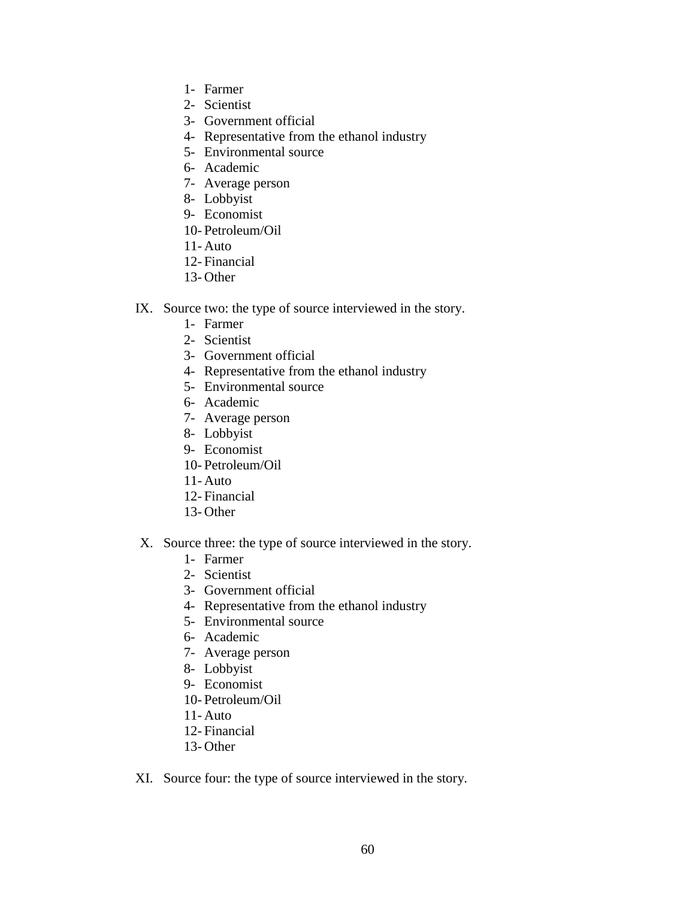1- Farmer
2- Scientist
3- Government official
4- Representative from the ethanol industry
5- Environmental source
6- Academic
7- Average person
8- Lobbyist
9- Economist
10- Petroleum/Oil
11- Auto
12- Financial
13- Other

IX. Source two: the type of source interviewed in the story.

1- Farmer
2- Scientist
3- Government official
4- Representative from the ethanol industry
5- Environmental source
6- Academic
7- Average person
8- Lobbyist
9- Economist
10- Petroleum/Oil
11- Auto
12- Financial
13- Other

X. Source three: the type of source interviewed in the story.

1- Farmer
2- Scientist
3- Government official
4- Representative from the ethanol industry
5- Environmental source
6- Academic
7- Average person
8- Lobbyist
9- Economist
10- Petroleum/Oil
11- Auto
12- Financial
13- Other

XI. Source four: the type of source interviewed in the story.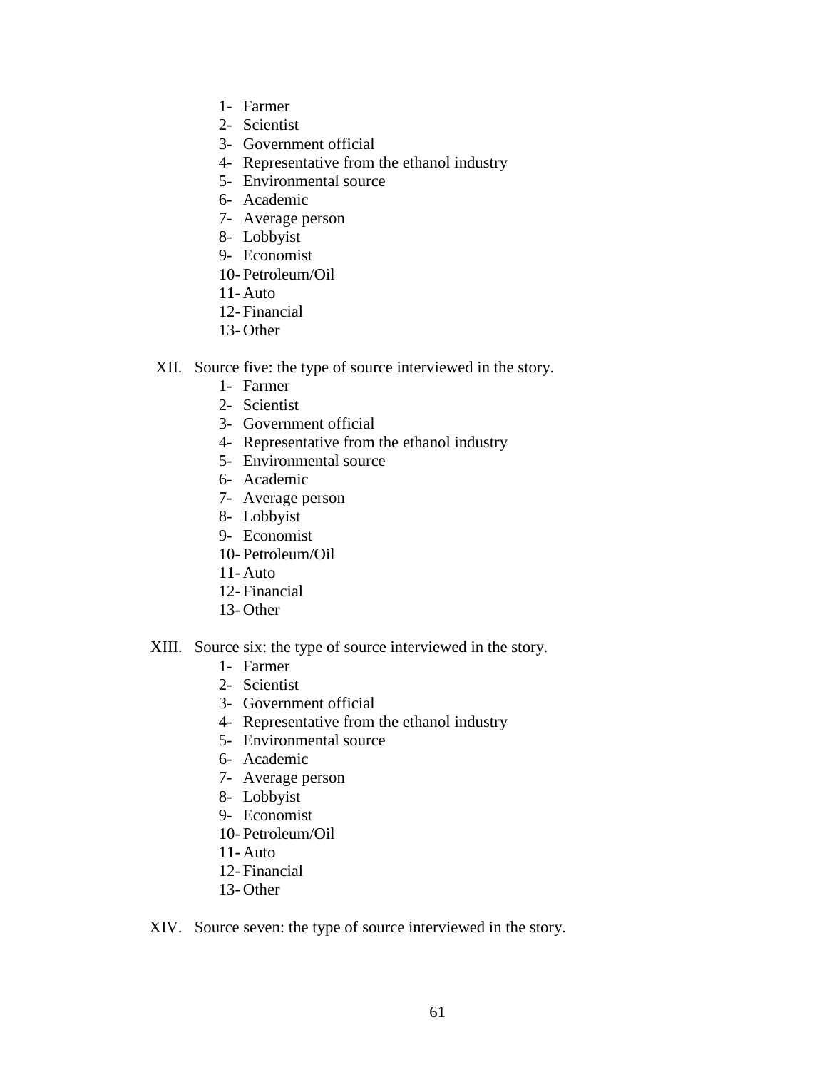1- Farmer
2- Scientist
3- Government official
4- Representative from the ethanol industry
5- Environmental source
6- Academic
7- Average person
8- Lobbyist
9- Economist
10- Petroleum/Oil
11- Auto
12- Financial
13- Other

XII. Source five: the type of source interviewed in the story.

1- Farmer
2- Scientist
3- Government official
4- Representative from the ethanol industry
5- Environmental source
6- Academic
7- Average person
8- Lobbyist
9- Economist
10- Petroleum/Oil
11- Auto
12- Financial
13- Other

XIII. Source six: the type of source interviewed in the story.

1- Farmer
2- Scientist
3- Government official
4- Representative from the ethanol industry
5- Environmental source
6- Academic
7- Average person
8- Lobbyist
9- Economist
10- Petroleum/Oil
11- Auto
12- Financial
13- Other

XIV. Source seven: the type of source interviewed in the story.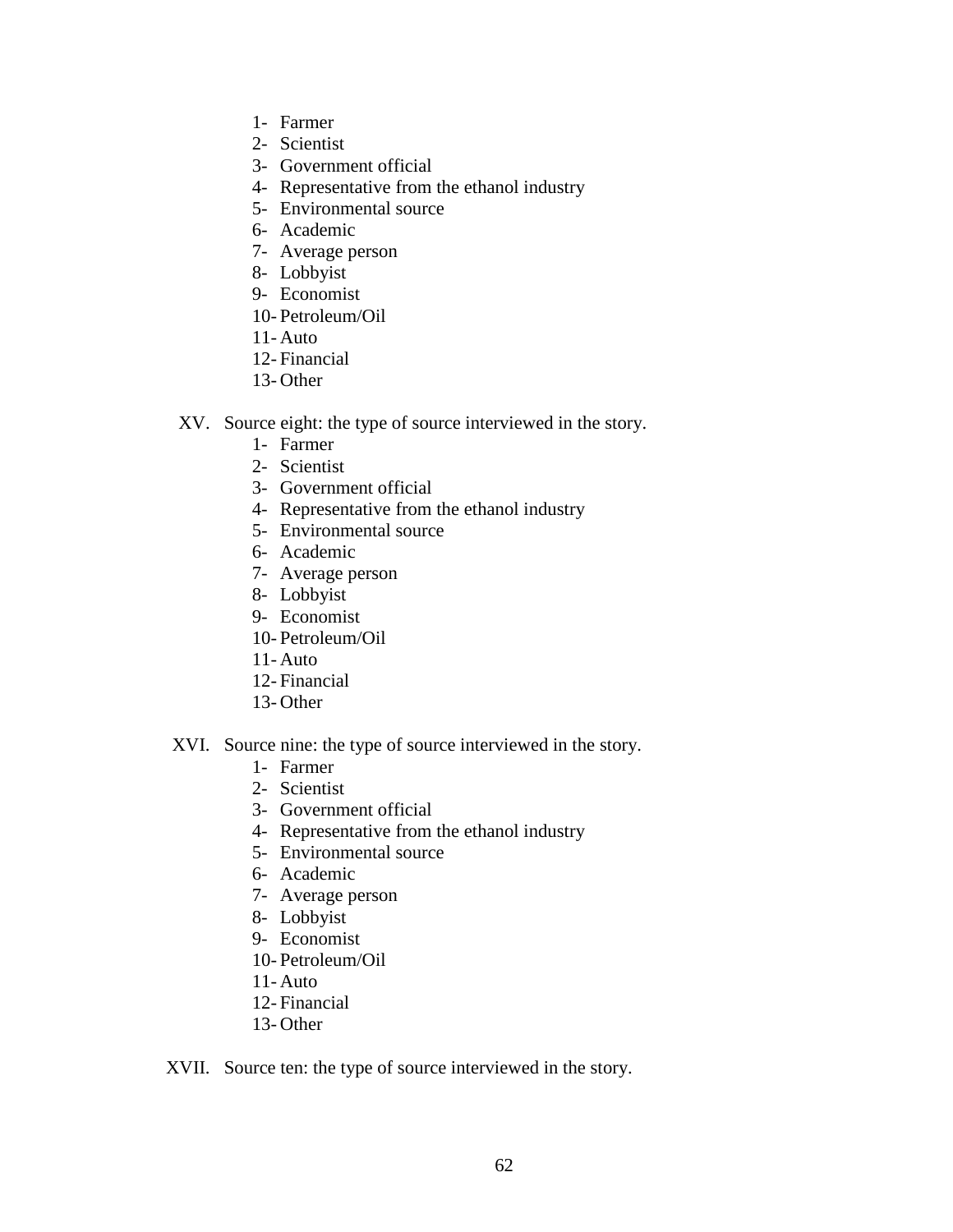1- Farmer
2- Scientist
3- Government official
4- Representative from the ethanol industry
5- Environmental source
6- Academic
7- Average person
8- Lobbyist
9- Economist
10- Petroleum/Oil
11- Auto
12- Financial
13- Other

XV. Source eight: the type of source interviewed in the story.

1- Farmer
2- Scientist
3- Government official
4- Representative from the ethanol industry
5- Environmental source
6- Academic
7- Average person
8- Lobbyist
9- Economist
10- Petroleum/Oil
11- Auto
12- Financial
13- Other

XVI. Source nine: the type of source interviewed in the story.

1- Farmer
2- Scientist
3- Government official
4- Representative from the ethanol industry
5- Environmental source
6- Academic
7- Average person
8- Lobbyist
9- Economist
10- Petroleum/Oil
11- Auto
12- Financial
13- Other

XVII. Source ten: the type of source interviewed in the story.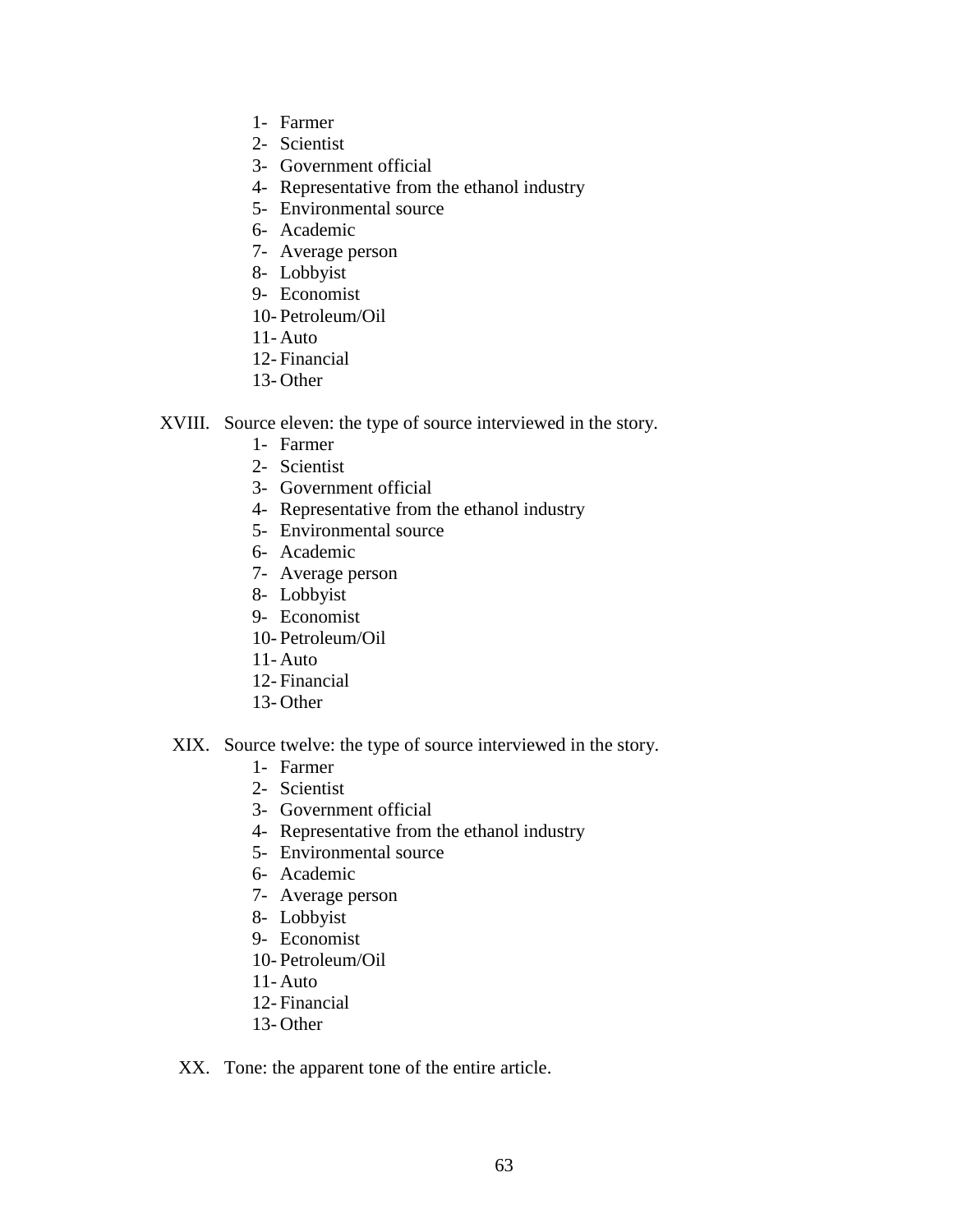1- Farmer
2- Scientist
3- Government official
4- Representative from the ethanol industry
5- Environmental source
6- Academic
7- Average person
8- Lobbyist
9- Economist
10- Petroleum/Oil
11- Auto
12- Financial
13- Other

XVIII. Source eleven: the type of source interviewed in the story.

1- Farmer
2- Scientist
3- Government official
4- Representative from the ethanol industry
5- Environmental source
6- Academic
7- Average person
8- Lobbyist
9- Economist
10- Petroleum/Oil
11- Auto
12- Financial
13- Other

XIX. Source twelve: the type of source interviewed in the story.

1- Farmer
2- Scientist
3- Government official
4- Representative from the ethanol industry
5- Environmental source
6- Academic
7- Average person
8- Lobbyist
9- Economist
10- Petroleum/Oil
11- Auto
12- Financial
13- Other

XX. Tone: the apparent tone of the entire article.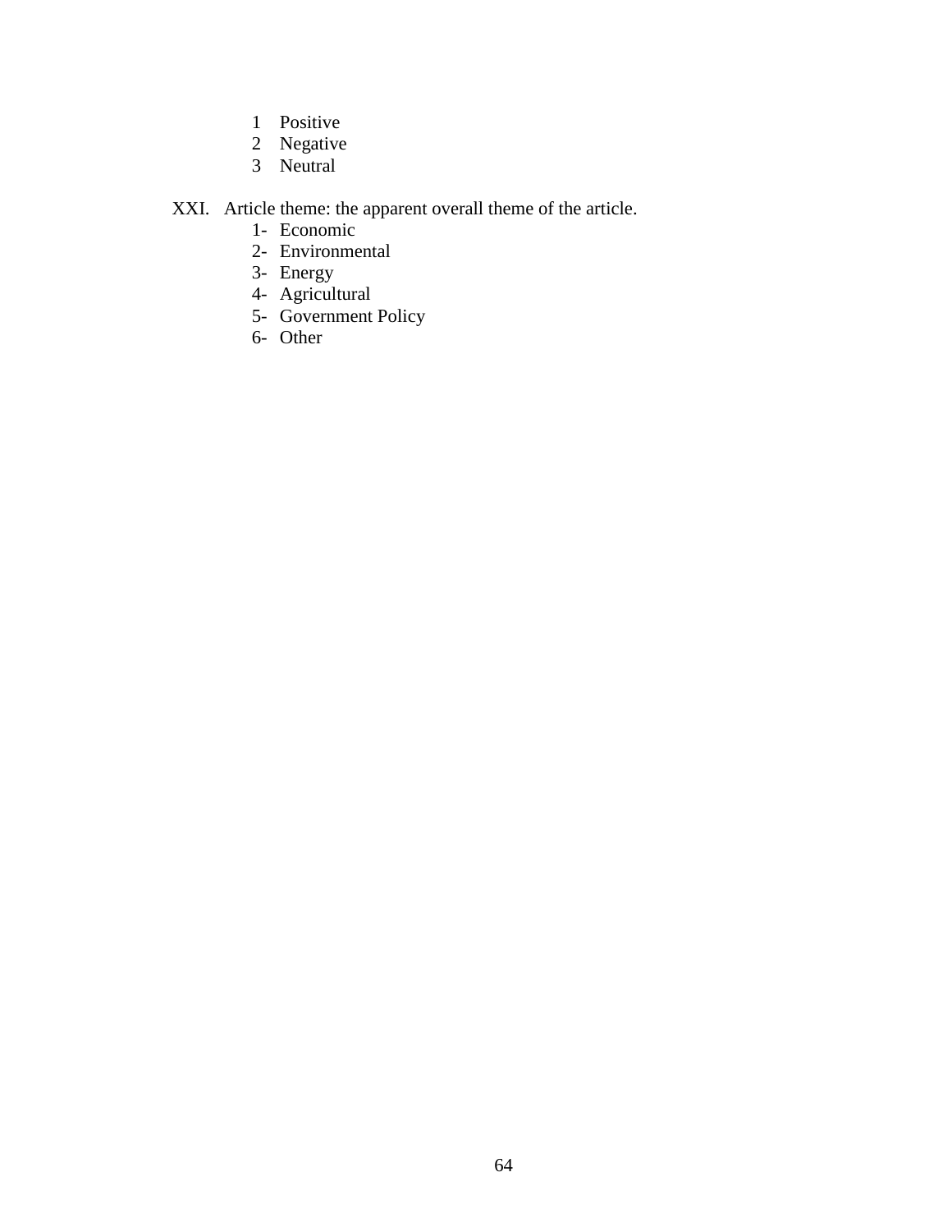1 Positive
2 Negative
3 Neutral

XXI. Article theme: the apparent overall theme of the article.

1- Economic
2- Environmental
3- Energy
4- Agricultural
5- Government Policy
6- Other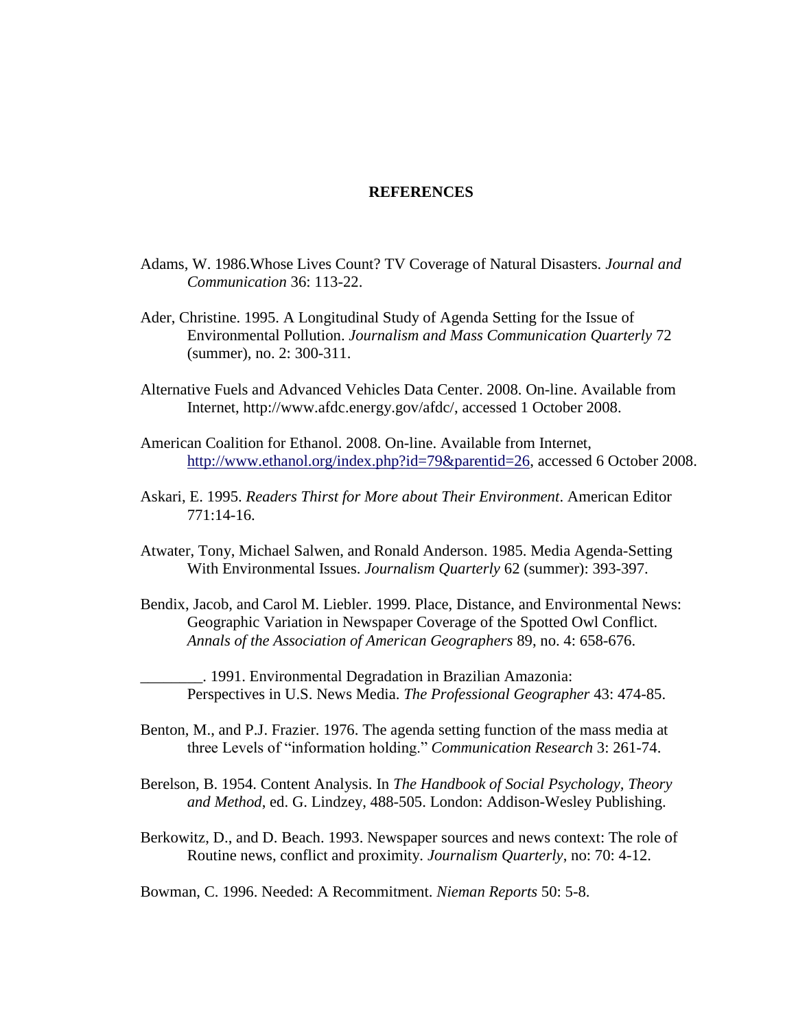# REFERENCES

Adams, W. 1986.Whose Lives Count? TV Coverage of Natural Disasters. *Journal and Communication* 36: 113-22.

Ader, Christine. 1995. A Longitudinal Study of Agenda Setting for the Issue of Environmental Pollution. *Journalism and Mass Communication Quarterly* 72 (summer), no. 2: 300-311.

Alternative Fuels and Advanced Vehicles Data Center. 2008. On-line. Available from Internet, http://www.afdc.energy.gov/afdc/, accessed 1 October 2008.

American Coalition for Ethanol. 2008. On-line. Available from Internet, http://www.ethanol.org/index.php?id=79&parentid=26, accessed 6 October 2008.

Askari, E. 1995. *Readers Thirst for More about Their Environment*. American Editor 771:14-16.

Atwater, Tony, Michael Salwen, and Ronald Anderson. 1985. Media Agenda-Setting With Environmental Issues. *Journalism Quarterly* 62 (summer): 393-397.

Bendix, Jacob, and Carol M. Liebler. 1999. Place, Distance, and Environmental News: Geographic Variation in Newspaper Coverage of the Spotted Owl Conflict. *Annals of the Association of American Geographers* 89, no. 4: 658-676.

________. 1991. Environmental Degradation in Brazilian Amazonia: Perspectives in U.S. News Media. *The Professional Geographer* 43: 474-85.

Benton, M., and P.J. Frazier. 1976. The agenda setting function of the mass media at three Levels of "information holding." *Communication Research* 3: 261-74.

Berelson, B. 1954. Content Analysis. In *The Handbook of Social Psychology, Theory and Method*, ed. G. Lindzey, 488-505. London: Addison-Wesley Publishing.

Berkowitz, D., and D. Beach. 1993. Newspaper sources and news context: The role of Routine news, conflict and proximity. *Journalism Quarterly*, no: 70: 4-12.

Bowman, C. 1996. Needed: A Recommitment. *Nieman Reports* 50: 5-8.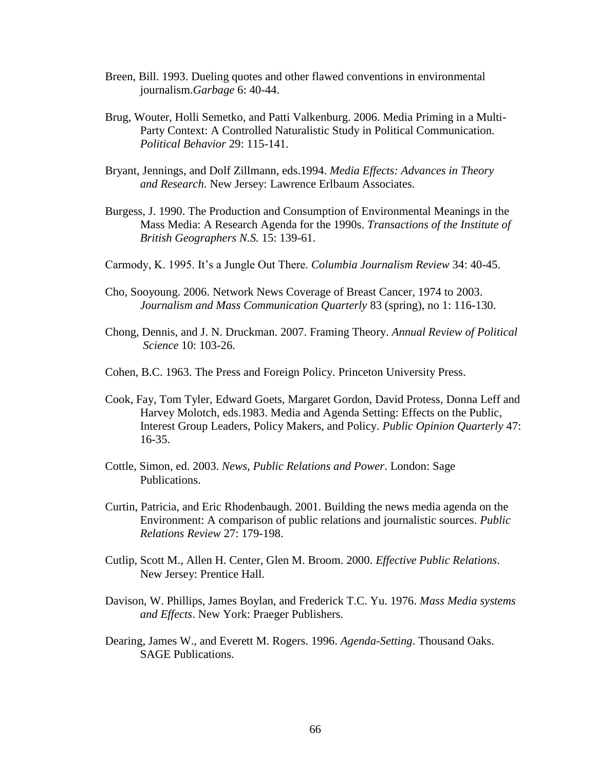Breen, Bill. 1993. Dueling quotes and other flawed conventions in environmental journalism.*Garbage* 6: 40-44.

Brug, Wouter, Holli Semetko, and Patti Valkenburg. 2006. Media Priming in a Multi-Party Context: A Controlled Naturalistic Study in Political Communication. *Political Behavior* 29: 115-141.

Bryant, Jennings, and Dolf Zillmann, eds.1994. *Media Effects: Advances in Theory and Research*. New Jersey: Lawrence Erlbaum Associates.

Burgess, J. 1990. The Production and Consumption of Environmental Meanings in the Mass Media: A Research Agenda for the 1990s. *Transactions of the Institute of British Geographers N.S.* 15: 139-61.

Carmody, K. 1995. It's a Jungle Out There. *Columbia Journalism Review* 34: 40-45.

Cho, Sooyoung. 2006. Network News Coverage of Breast Cancer, 1974 to 2003. *Journalism and Mass Communication Quarterly* 83 (spring), no 1: 116-130.

Chong, Dennis, and J. N. Druckman. 2007. Framing Theory. *Annual Review of Political Science* 10: 103-26.

Cohen, B.C. 1963. The Press and Foreign Policy. Princeton University Press.

Cook, Fay, Tom Tyler, Edward Goets, Margaret Gordon, David Protess, Donna Leff and Harvey Molotch, eds.1983. Media and Agenda Setting: Effects on the Public, Interest Group Leaders, Policy Makers, and Policy. *Public Opinion Quarterly* 47: 16-35.

Cottle, Simon, ed. 2003. *News, Public Relations and Power*. London: Sage Publications.

Curtin, Patricia, and Eric Rhodenbaugh. 2001. Building the news media agenda on the Environment: A comparison of public relations and journalistic sources. *Public Relations Review* 27: 179-198.

Cutlip, Scott M., Allen H. Center, Glen M. Broom. 2000. *Effective Public Relations*. New Jersey: Prentice Hall.

Davison, W. Phillips, James Boylan, and Frederick T.C. Yu. 1976. *Mass Media systems and Effects*. New York: Praeger Publishers.

Dearing, James W., and Everett M. Rogers. 1996. *Agenda-Setting*. Thousand Oaks. SAGE Publications.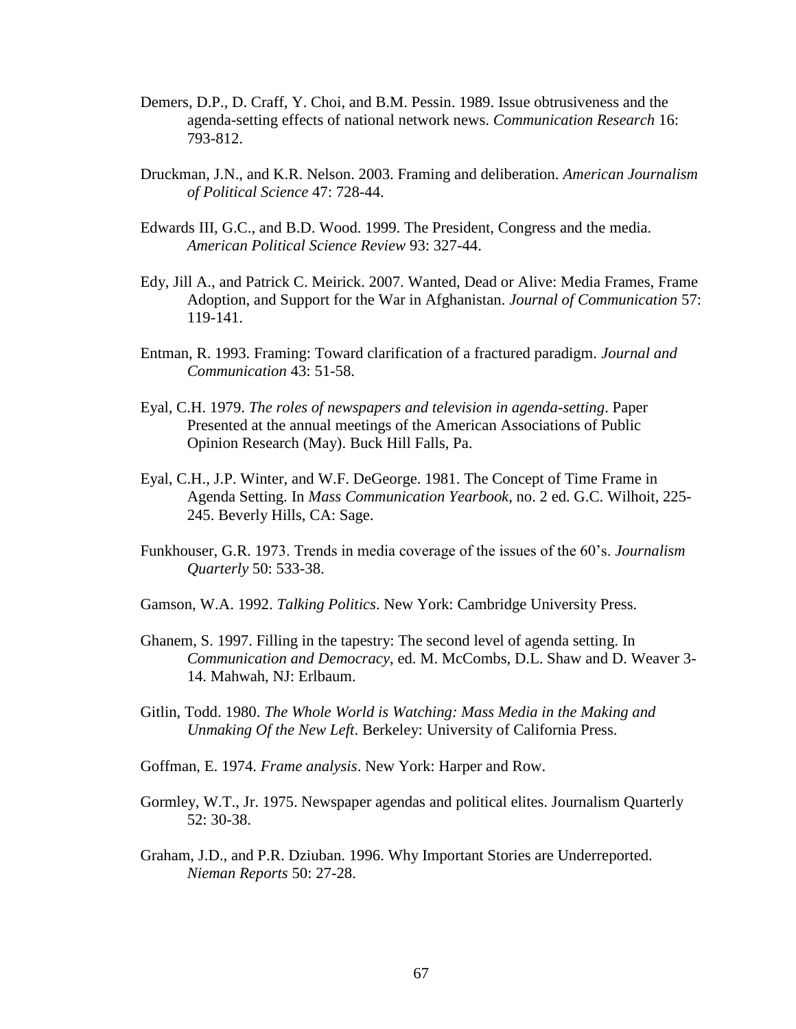Demers, D.P., D. Craff, Y. Choi, and B.M. Pessin. 1989. Issue obtrusiveness and the agenda-setting effects of national network news. *Communication Research* 16: 793-812.

Druckman, J.N., and K.R. Nelson. 2003. Framing and deliberation. *American Journalism of Political Science* 47: 728-44.

Edwards III, G.C., and B.D. Wood. 1999. The President, Congress and the media. *American Political Science Review* 93: 327-44.

Edy, Jill A., and Patrick C. Meirick. 2007. Wanted, Dead or Alive: Media Frames, Frame Adoption, and Support for the War in Afghanistan. *Journal of Communication* 57: 119-141.

Entman, R. 1993. Framing: Toward clarification of a fractured paradigm. *Journal and Communication* 43: 51-58.

Eyal, C.H. 1979. *The roles of newspapers and television in agenda-setting*. Paper Presented at the annual meetings of the American Associations of Public Opinion Research (May). Buck Hill Falls, Pa.

Eyal, C.H., J.P. Winter, and W.F. DeGeorge. 1981. The Concept of Time Frame in Agenda Setting. In *Mass Communication Yearbook*, no. 2 ed. G.C. Wilhoit, 225-245. Beverly Hills, CA: Sage.

Funkhouser, G.R. 1973. Trends in media coverage of the issues of the 60's. *Journalism Quarterly* 50: 533-38.

Gamson, W.A. 1992. *Talking Politics*. New York: Cambridge University Press.

Ghanem, S. 1997. Filling in the tapestry: The second level of agenda setting. In *Communication and Democracy*, ed. M. McCombs, D.L. Shaw and D. Weaver 3-14. Mahwah, NJ: Erlbaum.

Gitlin, Todd. 1980. *The Whole World is Watching: Mass Media in the Making and Unmaking Of the New Left*. Berkeley: University of California Press.

Goffman, E. 1974. *Frame analysis*. New York: Harper and Row.

Gormley, W.T., Jr. 1975. Newspaper agendas and political elites. Journalism Quarterly 52: 30-38.

Graham, J.D., and P.R. Dziuban. 1996. Why Important Stories are Underreported. *Nieman Reports* 50: 27-28.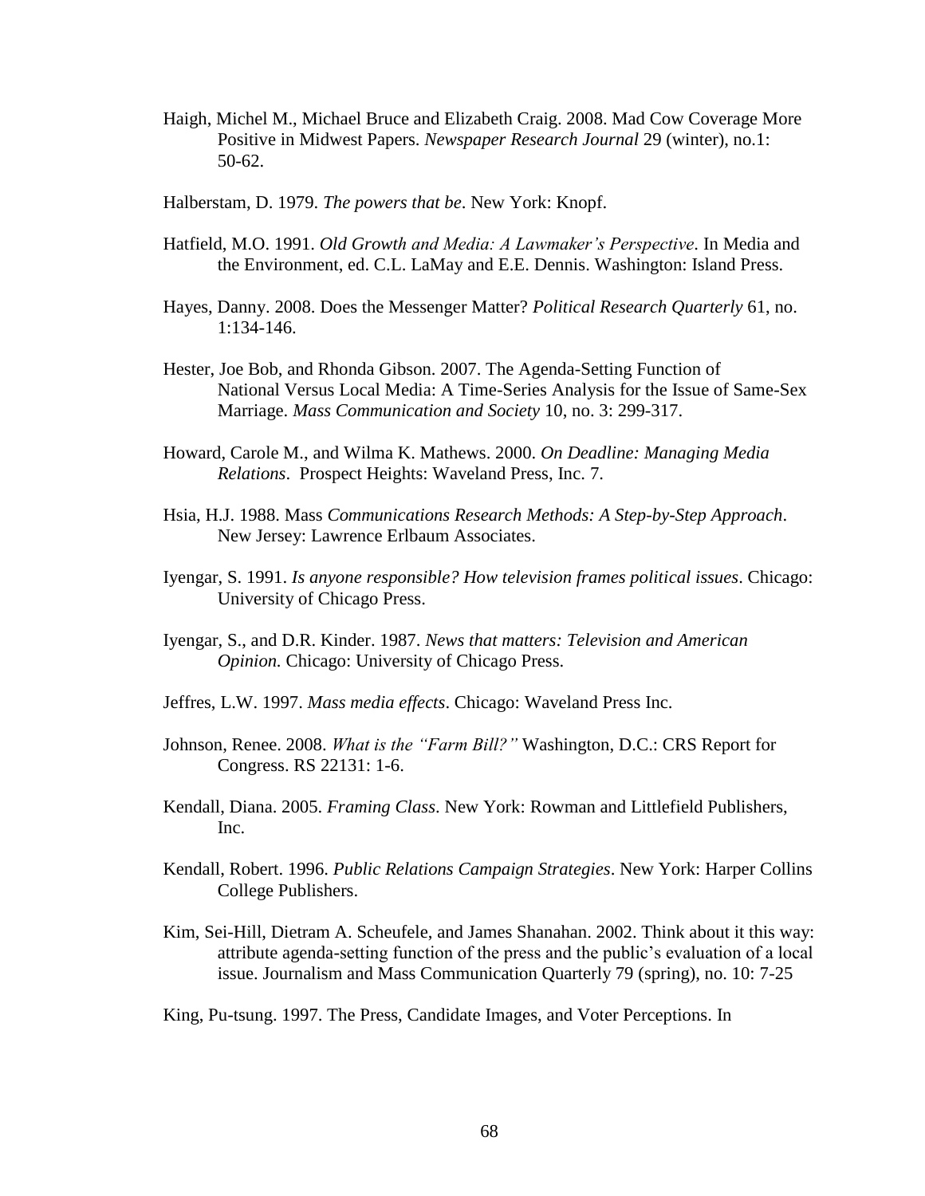Haigh, Michel M., Michael Bruce and Elizabeth Craig. 2008. Mad Cow Coverage More Positive in Midwest Papers. *Newspaper Research Journal* 29 (winter), no.1: 50-62.

Halberstam, D. 1979. *The powers that be*. New York: Knopf.

Hatfield, M.O. 1991. *Old Growth and Media: A Lawmaker's Perspective*. In Media and the Environment, ed. C.L. LaMay and E.E. Dennis. Washington: Island Press.

Hayes, Danny. 2008. Does the Messenger Matter? *Political Research Quarterly* 61, no. 1:134-146.

Hester, Joe Bob, and Rhonda Gibson. 2007. The Agenda-Setting Function of National Versus Local Media: A Time-Series Analysis for the Issue of Same-Sex Marriage. *Mass Communication and Society* 10, no. 3: 299-317.

Howard, Carole M., and Wilma K. Mathews. 2000. *On Deadline: Managing Media Relations*. Prospect Heights: Waveland Press, Inc. 7.

Hsia, H.J. 1988. Mass *Communications Research Methods: A Step-by-Step Approach*. New Jersey: Lawrence Erlbaum Associates.

Iyengar, S. 1991. *Is anyone responsible? How television frames political issues*. Chicago: University of Chicago Press.

Iyengar, S., and D.R. Kinder. 1987. *News that matters: Television and American Opinion.* Chicago: University of Chicago Press.

Jeffres, L.W. 1997. *Mass media effects*. Chicago: Waveland Press Inc.

Johnson, Renee. 2008. *What is the "Farm Bill?"* Washington, D.C.: CRS Report for Congress. RS 22131: 1-6.

Kendall, Diana. 2005. *Framing Class*. New York: Rowman and Littlefield Publishers, Inc.

Kendall, Robert. 1996. *Public Relations Campaign Strategies*. New York: Harper Collins College Publishers.

Kim, Sei-Hill, Dietram A. Scheufele, and James Shanahan. 2002. Think about it this way: attribute agenda-setting function of the press and the public's evaluation of a local issue. Journalism and Mass Communication Quarterly 79 (spring), no. 10: 7-25

King, Pu-tsung. 1997. The Press, Candidate Images, and Voter Perceptions. In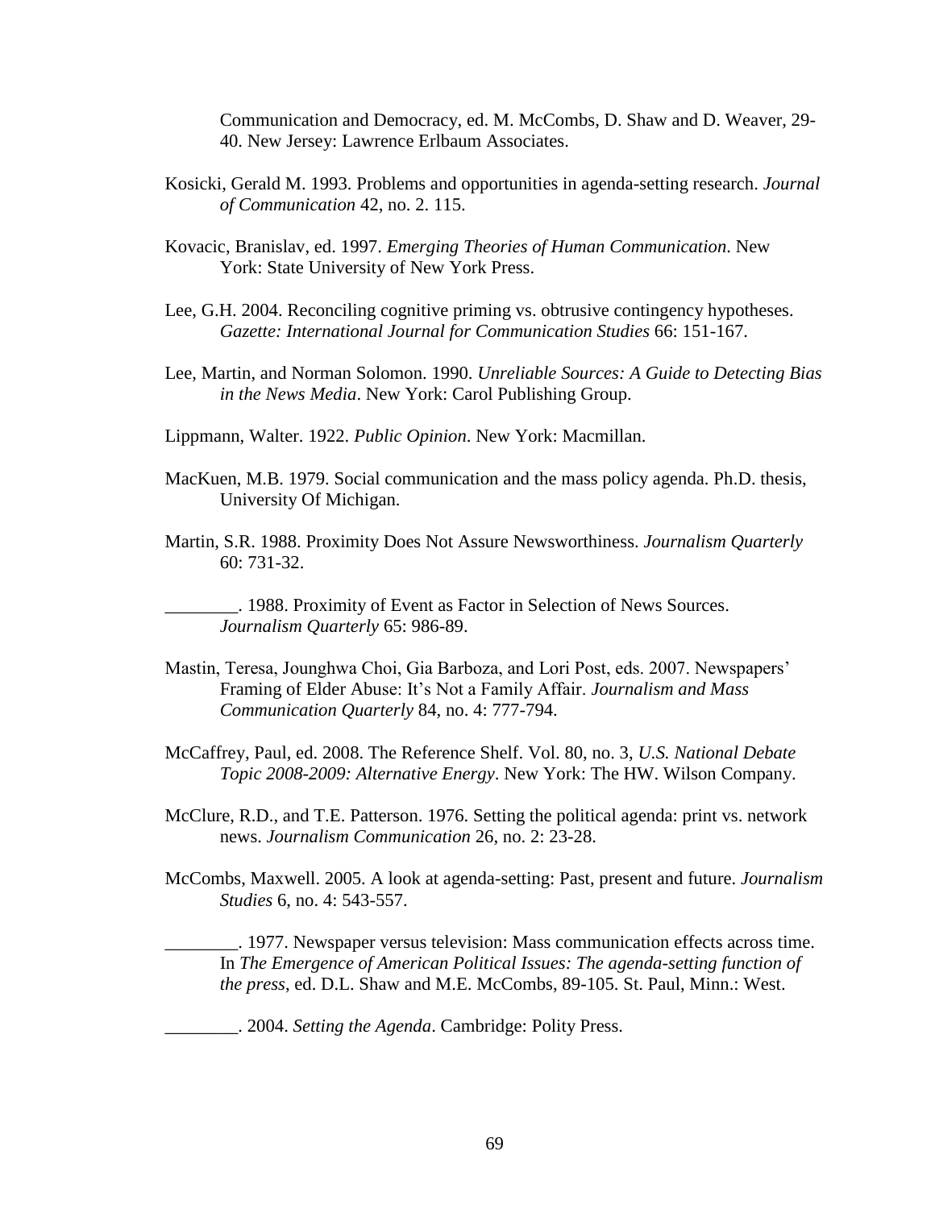Communication and Democracy, ed. M. McCombs, D. Shaw and D. Weaver, 29-40. New Jersey: Lawrence Erlbaum Associates.

Kosicki, Gerald M. 1993. Problems and opportunities in agenda-setting research. *Journal of Communication* 42, no. 2. 115.

Kovacic, Branislav, ed. 1997. *Emerging Theories of Human Communication*. New York: State University of New York Press.

Lee, G.H. 2004. Reconciling cognitive priming vs. obtrusive contingency hypotheses. *Gazette: International Journal for Communication Studies* 66: 151-167.

Lee, Martin, and Norman Solomon. 1990. *Unreliable Sources: A Guide to Detecting Bias in the News Media*. New York: Carol Publishing Group.

Lippmann, Walter. 1922. *Public Opinion*. New York: Macmillan.

MacKuen, M.B. 1979. Social communication and the mass policy agenda. Ph.D. thesis, University Of Michigan.

Martin, S.R. 1988. Proximity Does Not Assure Newsworthiness. *Journalism Quarterly* 60: 731-32.

________. 1988. Proximity of Event as Factor in Selection of News Sources. *Journalism Quarterly* 65: 986-89.

Mastin, Teresa, Jounghwa Choi, Gia Barboza, and Lori Post, eds. 2007. Newspapers' Framing of Elder Abuse: It's Not a Family Affair. *Journalism and Mass Communication Quarterly* 84, no. 4: 777-794.

McCaffrey, Paul, ed. 2008. The Reference Shelf. Vol. 80, no. 3, *U.S. National Debate Topic 2008-2009: Alternative Energy*. New York: The HW. Wilson Company.

McClure, R.D., and T.E. Patterson. 1976. Setting the political agenda: print vs. network news. *Journalism Communication* 26, no. 2: 23-28.

McCombs, Maxwell. 2005. A look at agenda-setting: Past, present and future. *Journalism Studies* 6, no. 4: 543-557.

________. 1977. Newspaper versus television: Mass communication effects across time. In *The Emergence of American Political Issues: The agenda-setting function of the press*, ed. D.L. Shaw and M.E. McCombs, 89-105. St. Paul, Minn.: West.

________. 2004. *Setting the Agenda*. Cambridge: Polity Press.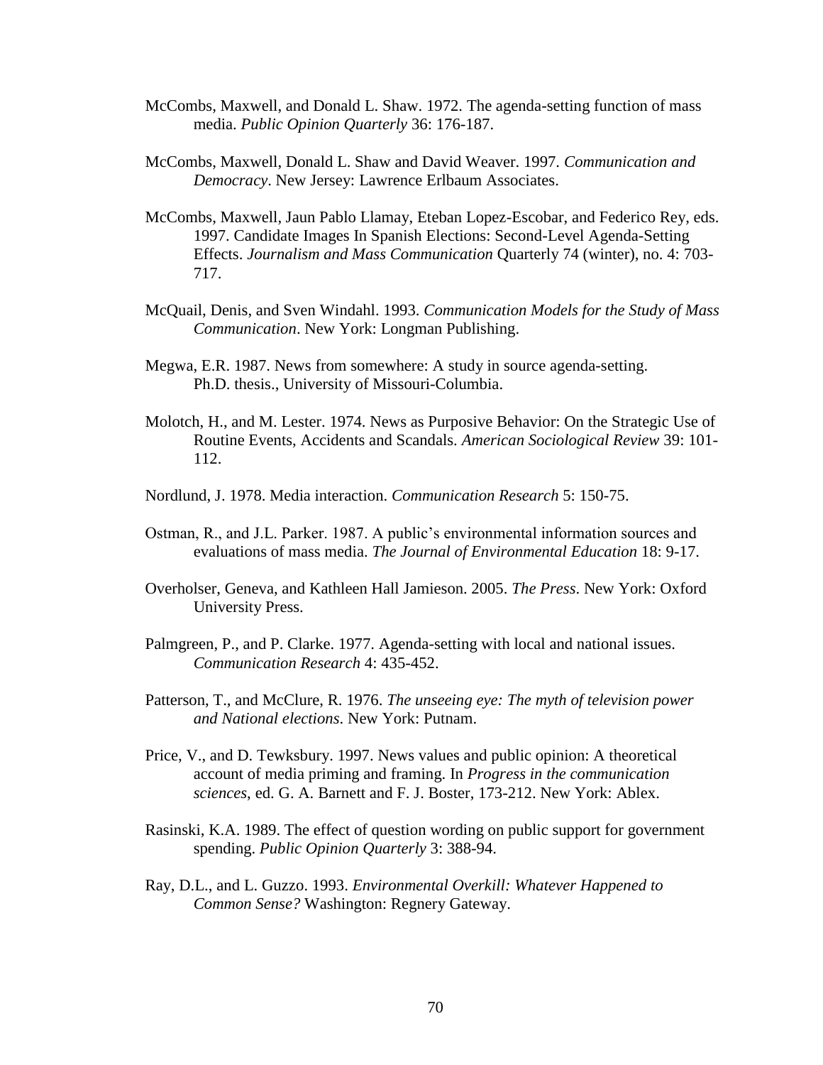McCombs, Maxwell, and Donald L. Shaw. 1972. The agenda-setting function of mass media. *Public Opinion Quarterly* 36: 176-187.

McCombs, Maxwell, Donald L. Shaw and David Weaver. 1997. *Communication and Democracy*. New Jersey: Lawrence Erlbaum Associates.

McCombs, Maxwell, Jaun Pablo Llamay, Eteban Lopez-Escobar, and Federico Rey, eds. 1997. Candidate Images In Spanish Elections: Second-Level Agenda-Setting Effects. *Journalism and Mass Communication* Quarterly 74 (winter), no. 4: 703-717.

McQuail, Denis, and Sven Windahl. 1993. *Communication Models for the Study of Mass Communication*. New York: Longman Publishing.

Megwa, E.R. 1987. News from somewhere: A study in source agenda-setting. Ph.D. thesis., University of Missouri-Columbia.

Molotch, H., and M. Lester. 1974. News as Purposive Behavior: On the Strategic Use of Routine Events, Accidents and Scandals. *American Sociological Review* 39: 101-112.

Nordlund, J. 1978. Media interaction. *Communication Research* 5: 150-75.

Ostman, R., and J.L. Parker. 1987. A public's environmental information sources and evaluations of mass media. *The Journal of Environmental Education* 18: 9-17.

Overholser, Geneva, and Kathleen Hall Jamieson. 2005. *The Press*. New York: Oxford University Press.

Palmgreen, P., and P. Clarke. 1977. Agenda-setting with local and national issues. *Communication Research* 4: 435-452.

Patterson, T., and McClure, R. 1976. *The unseeing eye: The myth of television power and National elections*. New York: Putnam.

Price, V., and D. Tewksbury. 1997. News values and public opinion: A theoretical account of media priming and framing. In *Progress in the communication sciences*, ed. G. A. Barnett and F. J. Boster, 173-212. New York: Ablex.

Rasinski, K.A. 1989. The effect of question wording on public support for government spending. *Public Opinion Quarterly* 3: 388-94.

Ray, D.L., and L. Guzzo. 1993. *Environmental Overkill: Whatever Happened to Common Sense?* Washington: Regnery Gateway.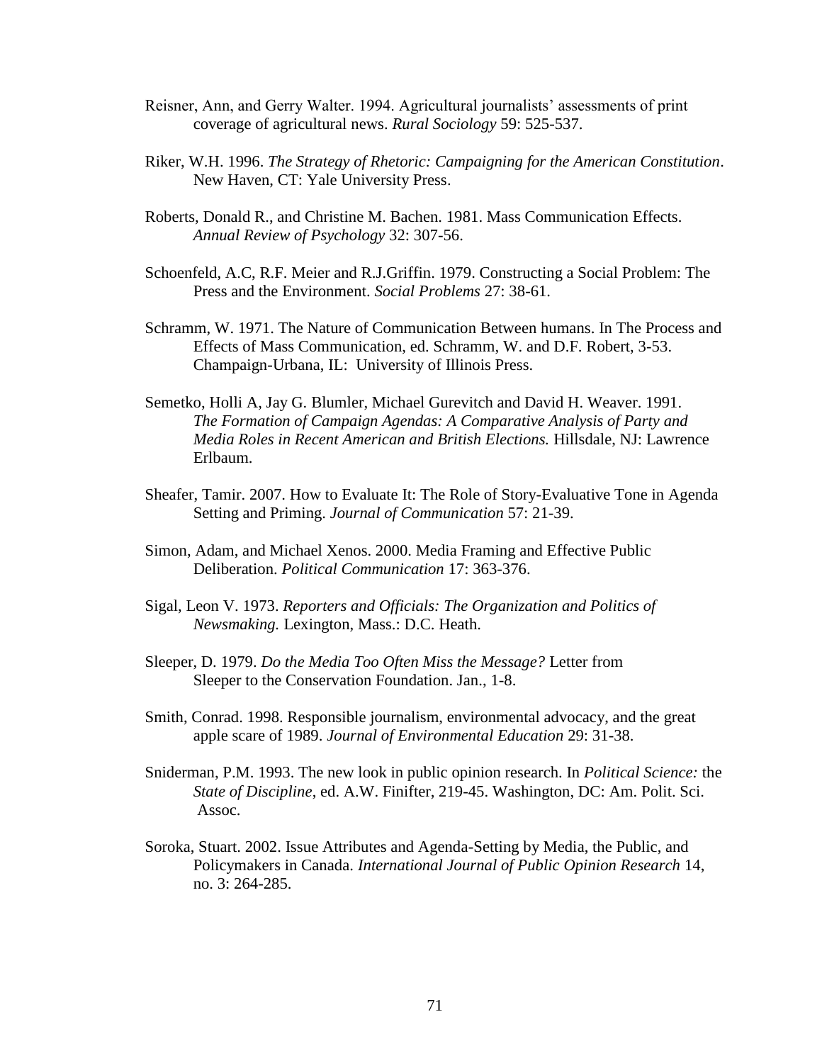Reisner, Ann, and Gerry Walter. 1994. Agricultural journalists' assessments of print coverage of agricultural news. *Rural Sociology* 59: 525-537.

Riker, W.H. 1996. *The Strategy of Rhetoric: Campaigning for the American Constitution*. New Haven, CT: Yale University Press.

Roberts, Donald R., and Christine M. Bachen. 1981. Mass Communication Effects. *Annual Review of Psychology* 32: 307-56.

Schoenfeld, A.C, R.F. Meier and R.J.Griffin. 1979. Constructing a Social Problem: The Press and the Environment. *Social Problems* 27: 38-61.

Schramm, W. 1971. The Nature of Communication Between humans. In The Process and Effects of Mass Communication, ed. Schramm, W. and D.F. Robert, 3-53. Champaign-Urbana, IL: University of Illinois Press.

Semetko, Holli A, Jay G. Blumler, Michael Gurevitch and David H. Weaver. 1991. *The Formation of Campaign Agendas: A Comparative Analysis of Party and Media Roles in Recent American and British Elections.* Hillsdale, NJ: Lawrence Erlbaum.

Sheafer, Tamir. 2007. How to Evaluate It: The Role of Story-Evaluative Tone in Agenda Setting and Priming. *Journal of Communication* 57: 21-39.

Simon, Adam, and Michael Xenos. 2000. Media Framing and Effective Public Deliberation. *Political Communication* 17: 363-376.

Sigal, Leon V. 1973. *Reporters and Officials: The Organization and Politics of Newsmaking.* Lexington, Mass.: D.C. Heath.

Sleeper, D. 1979. *Do the Media Too Often Miss the Message?* Letter from Sleeper to the Conservation Foundation. Jan., 1-8.

Smith, Conrad. 1998. Responsible journalism, environmental advocacy, and the great apple scare of 1989. *Journal of Environmental Education* 29: 31-38.

Sniderman, P.M. 1993. The new look in public opinion research. In *Political Science:* the *State of Discipline*, ed. A.W. Finifter, 219-45. Washington, DC: Am. Polit. Sci. Assoc.

Soroka, Stuart. 2002. Issue Attributes and Agenda-Setting by Media, the Public, and Policymakers in Canada. *International Journal of Public Opinion Research* 14, no. 3: 264-285.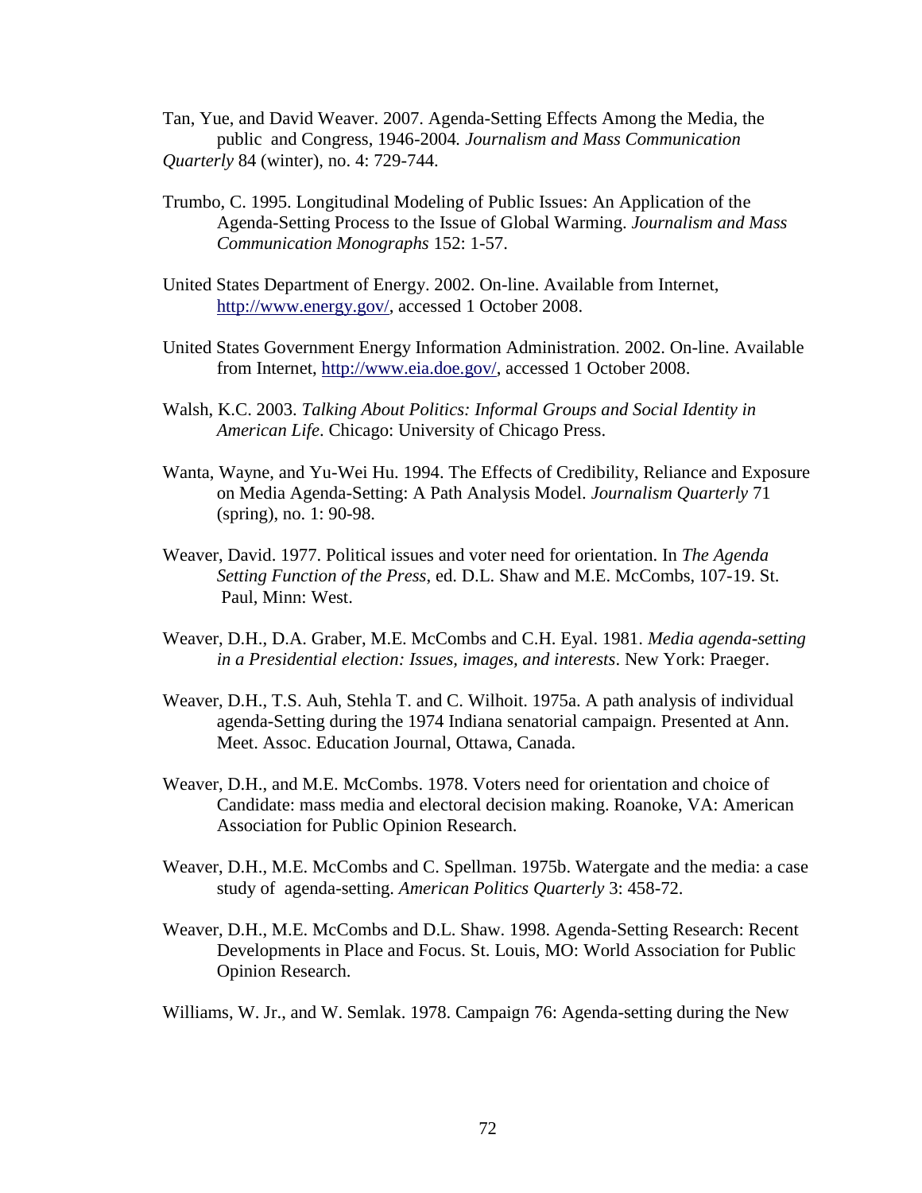Tan, Yue, and David Weaver. 2007. Agenda-Setting Effects Among the Media, the public and Congress, 1946-2004. *Journalism and Mass Communication Quarterly* 84 (winter), no. 4: 729-744.

Trumbo, C. 1995. Longitudinal Modeling of Public Issues: An Application of the Agenda-Setting Process to the Issue of Global Warming. *Journalism and Mass Communication Monographs* 152: 1-57.

United States Department of Energy. 2002. On-line. Available from Internet, http://www.energy.gov/, accessed 1 October 2008.

United States Government Energy Information Administration. 2002. On-line. Available from Internet, http://www.eia.doe.gov/, accessed 1 October 2008.

Walsh, K.C. 2003. *Talking About Politics: Informal Groups and Social Identity in American Life*. Chicago: University of Chicago Press.

Wanta, Wayne, and Yu-Wei Hu. 1994. The Effects of Credibility, Reliance and Exposure on Media Agenda-Setting: A Path Analysis Model. *Journalism Quarterly* 71 (spring), no. 1: 90-98.

Weaver, David. 1977. Political issues and voter need for orientation. In *The Agenda Setting Function of the Press*, ed. D.L. Shaw and M.E. McCombs, 107-19. St. Paul, Minn: West.

Weaver, D.H., D.A. Graber, M.E. McCombs and C.H. Eyal. 1981. *Media agenda-setting in a Presidential election: Issues, images, and interests*. New York: Praeger.

Weaver, D.H., T.S. Auh, Stehla T. and C. Wilhoit. 1975a. A path analysis of individual agenda-Setting during the 1974 Indiana senatorial campaign. Presented at Ann. Meet. Assoc. Education Journal, Ottawa, Canada.

Weaver, D.H., and M.E. McCombs. 1978. Voters need for orientation and choice of Candidate: mass media and electoral decision making. Roanoke, VA: American Association for Public Opinion Research.

Weaver, D.H., M.E. McCombs and C. Spellman. 1975b. Watergate and the media: a case study of agenda-setting. *American Politics Quarterly* 3: 458-72.

Weaver, D.H., M.E. McCombs and D.L. Shaw. 1998. Agenda-Setting Research: Recent Developments in Place and Focus. St. Louis, MO: World Association for Public Opinion Research.

Williams, W. Jr., and W. Semlak. 1978. Campaign 76: Agenda-setting during the New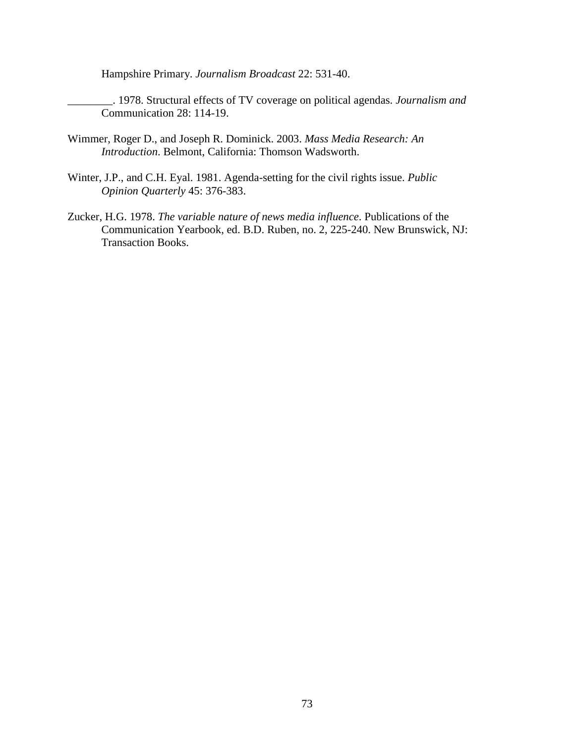Hampshire Primary. *Journalism Broadcast* 22: 531-40.

________. 1978. Structural effects of TV coverage on political agendas. *Journalism and* Communication 28: 114-19.

Wimmer, Roger D., and Joseph R. Dominick. 2003. *Mass Media Research: An Introduction*. Belmont, California: Thomson Wadsworth.

Winter, J.P., and C.H. Eyal. 1981. Agenda-setting for the civil rights issue. *Public Opinion Quarterly* 45: 376-383.

Zucker, H.G. 1978. *The variable nature of news media influence*. Publications of the Communication Yearbook, ed. B.D. Ruben, no. 2, 225-240. New Brunswick, NJ: Transaction Books.